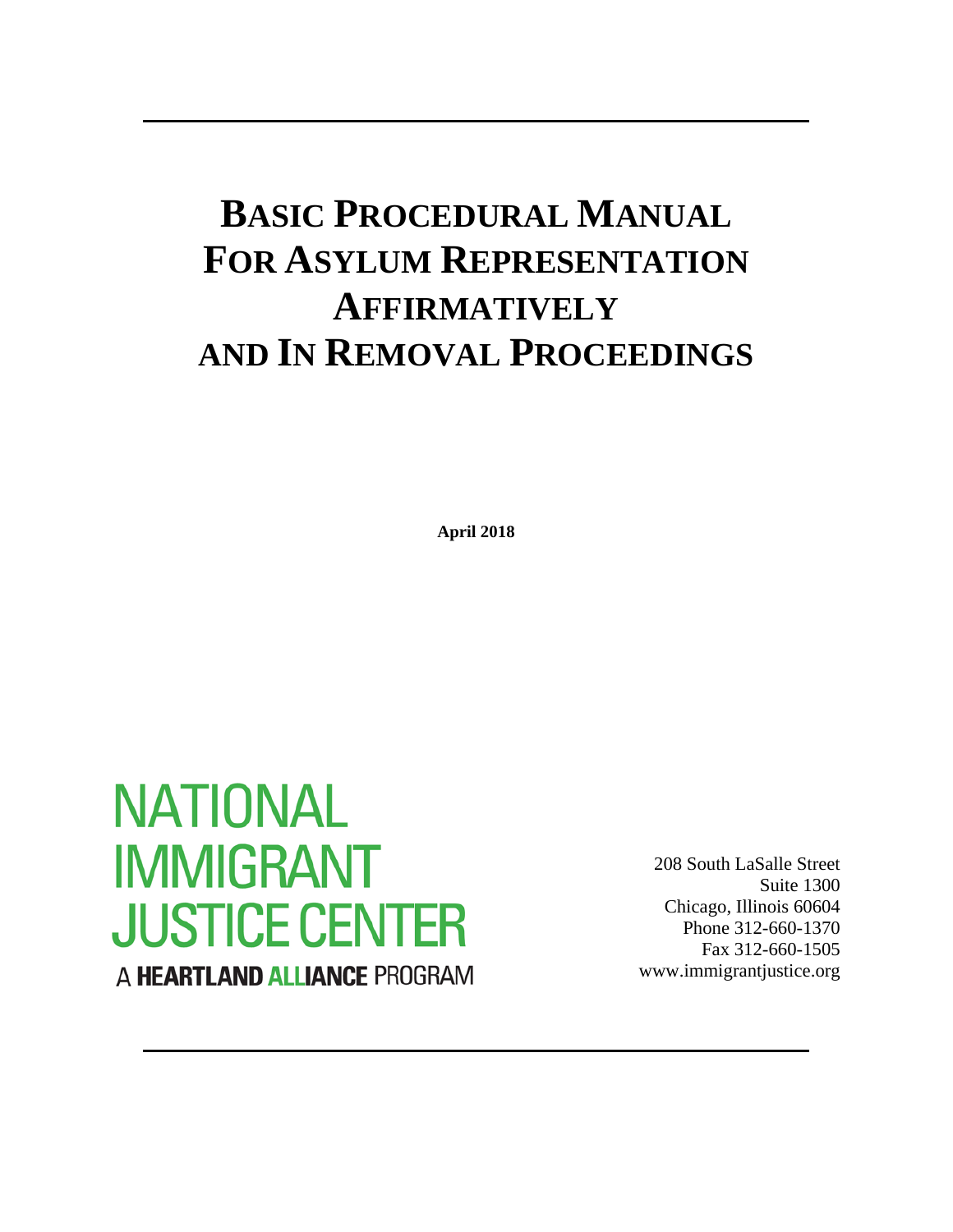# BASIC PROCEDURAL MANUAL FOR ASYLUM REPRESENTATION AFFIRMATIVELY AND IN REMOVAL PROCEEDINGS

**April 2018**

NATIONAL IMMIGRANT JUSTICE CENTER

A HEARTLAND ALLIANCE PROGRAM

208 South LaSalle Street
Suite 1300
Chicago, Illinois 60604
Phone 312-660-1370
Fax 312-660-1505
www.immigrantjustice.org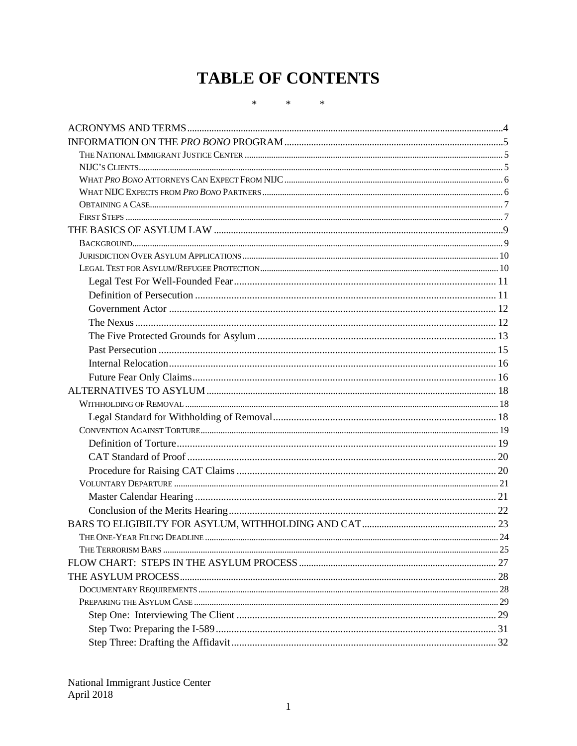# TABLE OF CONTENTS

\*    \*    \*

ACRONYMS AND TERMS ..... 4

INFORMATION ON THE *PRO BONO* PROGRAM ..... 5

- The National Immigrant Justice Center ..... 5
- NIJC's Clients ..... 5
- What *Pro Bono* Attorneys Can Expect From NIJC ..... 6
- What NIJC Expects from *Pro Bono* Partners ..... 6
- Obtaining a Case ..... 7
- First Steps ..... 7

THE BASICS OF ASYLUM LAW ..... 9

- Background ..... 9
- Jurisdiction Over Asylum Applications ..... 10
- Legal Test for Asylum/Refugee Protection ..... 10
  - Legal Test For Well-Founded Fear ..... 11
  - Definition of Persecution ..... 11
  - Government Actor ..... 12
  - The Nexus ..... 12
  - The Five Protected Grounds for Asylum ..... 13
  - Past Persecution ..... 15
  - Internal Relocation ..... 16
  - Future Fear Only Claims ..... 16

ALTERNATIVES TO ASYLUM ..... 18

- Withholding of Removal ..... 18
  - Legal Standard for Withholding of Removal ..... 18
- Convention Against Torture ..... 19
  - Definition of Torture ..... 19
  - CAT Standard of Proof ..... 20
  - Procedure for Raising CAT Claims ..... 20
- Voluntary Departure ..... 21
  - Master Calendar Hearing ..... 21
  - Conclusion of the Merits Hearing ..... 22

BARS TO ELIGIBILTY FOR ASYLUM, WITHHOLDING AND CAT ..... 23

- The One-Year Filing Deadline ..... 24
- The Terrorism Bars ..... 25

FLOW CHART: STEPS IN THE ASYLUM PROCESS ..... 27

THE ASYLUM PROCESS ..... 28

- Documentary Requirements ..... 28
- Preparing the Asylum Case ..... 29
  - Step One: Interviewing The Client ..... 29
  - Step Two: Preparing the I-589 ..... 31
  - Step Three: Drafting the Affidavit ..... 32

National Immigrant Justice Center
April 2018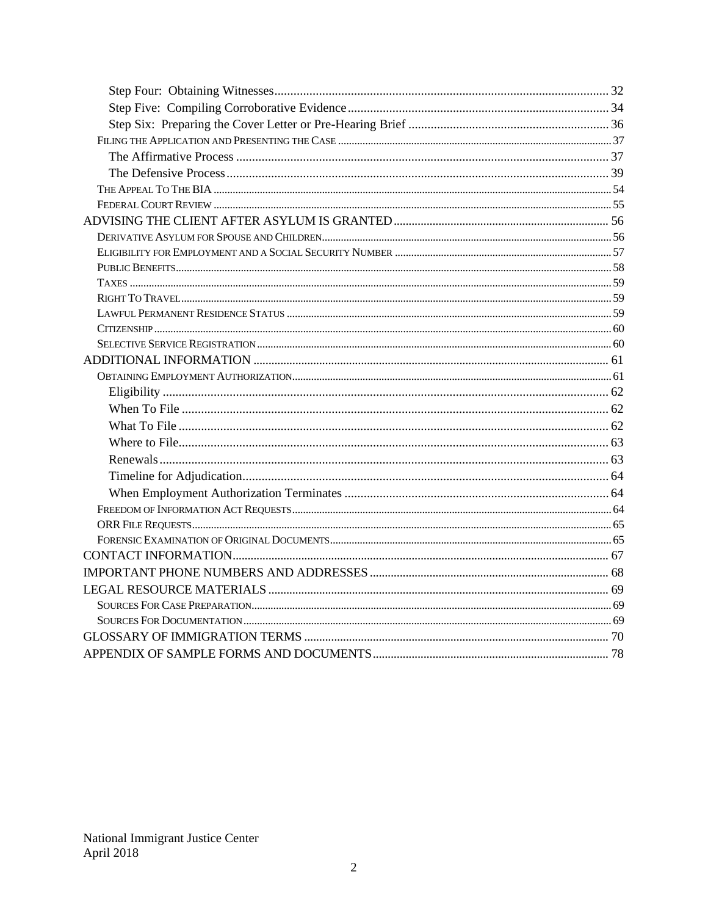Step Four: Obtaining Witnesses ........................................................................................................ 32
Step Five: Compiling Corroborative Evidence ................................................................................. 34
Step Six: Preparing the Cover Letter or Pre-Hearing Brief .............................................................. 36
Filing the Application and Presenting the Case .................................................................................................. 37
The Affirmative Process .................................................................................................................... 37
The Defensive Process ....................................................................................................................... 39
The Appeal To The BIA ............................................................................................................................................ 54
Federal Court Review .............................................................................................................................................. 55
ADVISING THE CLIENT AFTER ASYLUM IS GRANTED ..................................................................... 56
Derivative Asylum for Spouse and Children ........................................................................................................ 56
Eligibility for Employment and a Social Security Number ................................................................................ 57
Public Benefits .......................................................................................................................................................... 58
Taxes ......................................................................................................................................................................... 59
Right To Travel ........................................................................................................................................................ 59
Lawful Permanent Residence Status .................................................................................................................... 59
Citizenship ................................................................................................................................................................ 60
Selective Service Registration .............................................................................................................................. 60
ADDITIONAL INFORMATION ................................................................................................................. 61
Obtaining Employment Authorization .................................................................................................................. 61
Eligibility ............................................................................................................................................ 62
When To File ..................................................................................................................................... 62
What To File ...................................................................................................................................... 62
Where to File ...................................................................................................................................... 63
Renewals ............................................................................................................................................ 63
Timeline for Adjudication .................................................................................................................. 64
When Employment Authorization Terminates .................................................................................. 64
Freedom of Information Act Requests .................................................................................................................. 64
ORR File Requests .................................................................................................................................................... 65
Forensic Examination of Original Documents ...................................................................................................... 65
CONTACT INFORMATION ........................................................................................................................ 67
IMPORTANT PHONE NUMBERS AND ADDRESSES ............................................................................ 68
LEGAL RESOURCE MATERIALS ............................................................................................................. 69
Sources For Case Preparation ................................................................................................................................. 69
Sources For Documentation .................................................................................................................................... 69
GLOSSARY OF IMMIGRATION TERMS .................................................................................................. 70
APPENDIX OF SAMPLE FORMS AND DOCUMENTS ............................................................................ 78

National Immigrant Justice Center
April 2018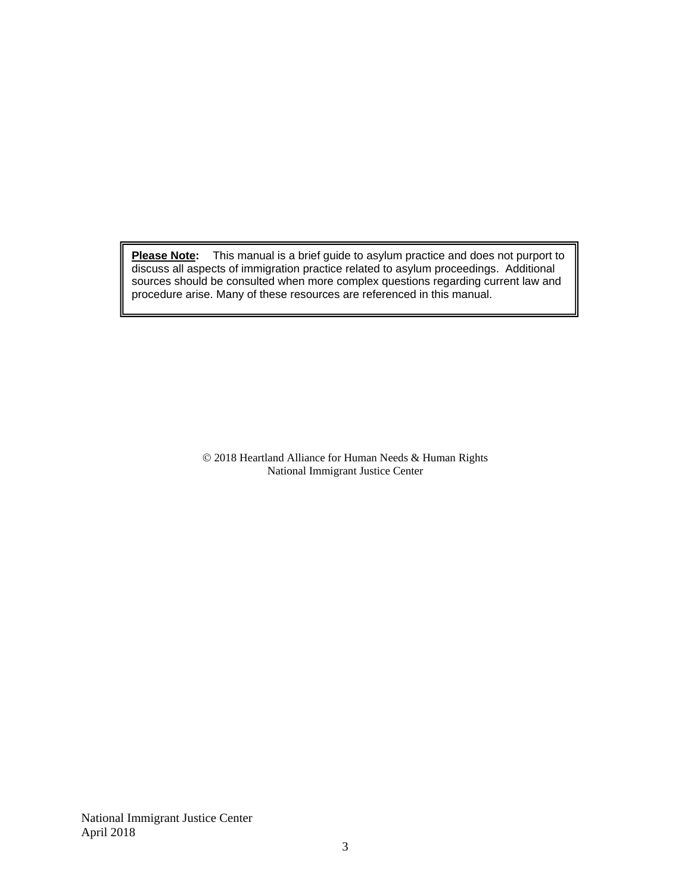**Please Note:** This manual is a brief guide to asylum practice and does not purport to discuss all aspects of immigration practice related to asylum proceedings. Additional sources should be consulted when more complex questions regarding current law and procedure arise. Many of these resources are referenced in this manual.

© 2018 Heartland Alliance for Human Needs & Human Rights
National Immigrant Justice Center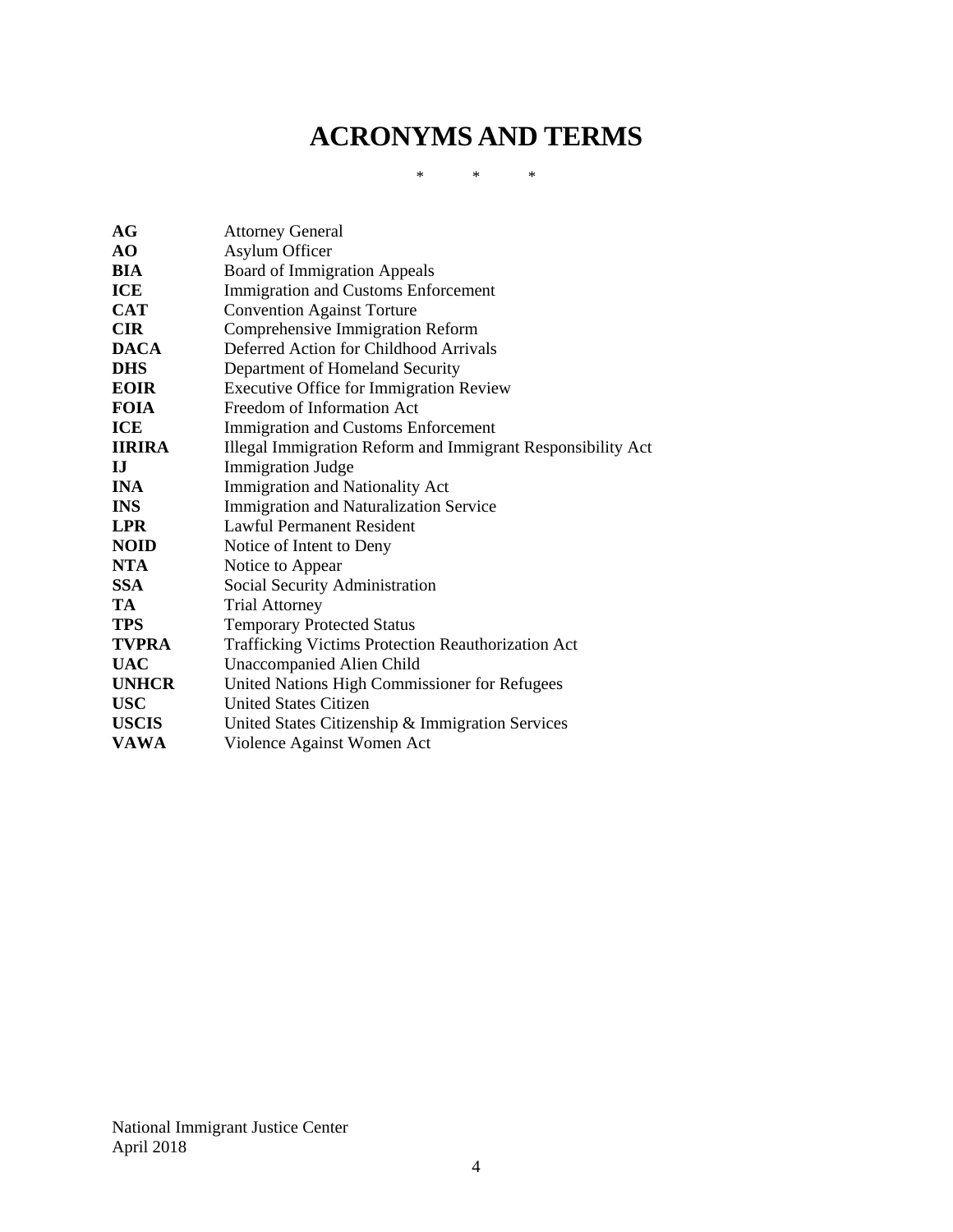# ACRONYMS AND TERMS

\* \* \*

| | |
|---|---|
| **AG** | Attorney General |
| **AO** | Asylum Officer |
| **BIA** | Board of Immigration Appeals |
| **ICE** | Immigration and Customs Enforcement |
| **CAT** | Convention Against Torture |
| **CIR** | Comprehensive Immigration Reform |
| **DACA** | Deferred Action for Childhood Arrivals |
| **DHS** | Department of Homeland Security |
| **EOIR** | Executive Office for Immigration Review |
| **FOIA** | Freedom of Information Act |
| **ICE** | Immigration and Customs Enforcement |
| **IIRIRA** | Illegal Immigration Reform and Immigrant Responsibility Act |
| **IJ** | Immigration Judge |
| **INA** | Immigration and Nationality Act |
| **INS** | Immigration and Naturalization Service |
| **LPR** | Lawful Permanent Resident |
| **NOID** | Notice of Intent to Deny |
| **NTA** | Notice to Appear |
| **SSA** | Social Security Administration |
| **TA** | Trial Attorney |
| **TPS** | Temporary Protected Status |
| **TVPRA** | Trafficking Victims Protection Reauthorization Act |
| **UAC** | Unaccompanied Alien Child |
| **UNHCR** | United Nations High Commissioner for Refugees |
| **USC** | United States Citizen |
| **USCIS** | United States Citizenship & Immigration Services |
| **VAWA** | Violence Against Women Act |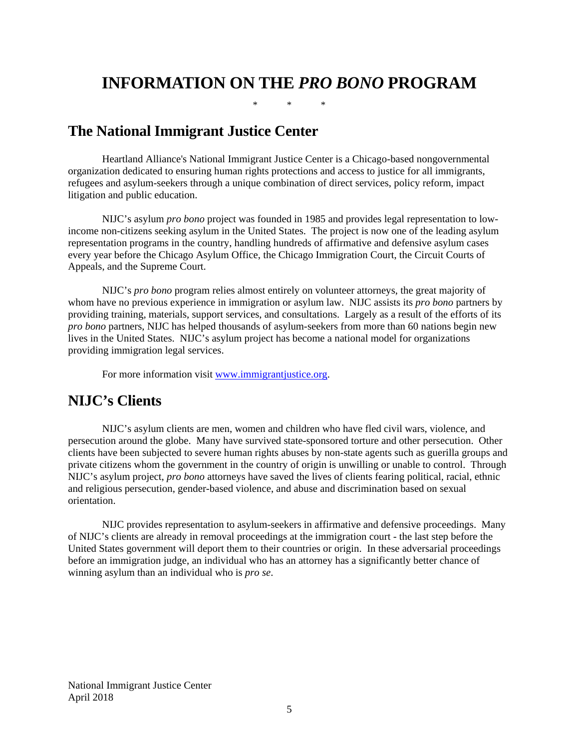# INFORMATION ON THE *PRO BONO* PROGRAM

\* \* \*

## The National Immigrant Justice Center

Heartland Alliance's National Immigrant Justice Center is a Chicago-based nongovernmental organization dedicated to ensuring human rights protections and access to justice for all immigrants, refugees and asylum-seekers through a unique combination of direct services, policy reform, impact litigation and public education.

NIJC's asylum *pro bono* project was founded in 1985 and provides legal representation to low-income non-citizens seeking asylum in the United States. The project is now one of the leading asylum representation programs in the country, handling hundreds of affirmative and defensive asylum cases every year before the Chicago Asylum Office, the Chicago Immigration Court, the Circuit Courts of Appeals, and the Supreme Court.

NIJC's *pro bono* program relies almost entirely on volunteer attorneys, the great majority of whom have no previous experience in immigration or asylum law. NIJC assists its *pro bono* partners by providing training, materials, support services, and consultations. Largely as a result of the efforts of its *pro bono* partners, NIJC has helped thousands of asylum-seekers from more than 60 nations begin new lives in the United States. NIJC's asylum project has become a national model for organizations providing immigration legal services.

For more information visit [www.immigrantjustice.org](http://www.immigrantjustice.org).

## NIJC's Clients

NIJC's asylum clients are men, women and children who have fled civil wars, violence, and persecution around the globe. Many have survived state-sponsored torture and other persecution. Other clients have been subjected to severe human rights abuses by non-state agents such as guerilla groups and private citizens whom the government in the country of origin is unwilling or unable to control. Through NIJC's asylum project, *pro bono* attorneys have saved the lives of clients fearing political, racial, ethnic and religious persecution, gender-based violence, and abuse and discrimination based on sexual orientation.

NIJC provides representation to asylum-seekers in affirmative and defensive proceedings. Many of NIJC's clients are already in removal proceedings at the immigration court - the last step before the United States government will deport them to their countries or origin. In these adversarial proceedings before an immigration judge, an individual who has an attorney has a significantly better chance of winning asylum than an individual who is *pro se*.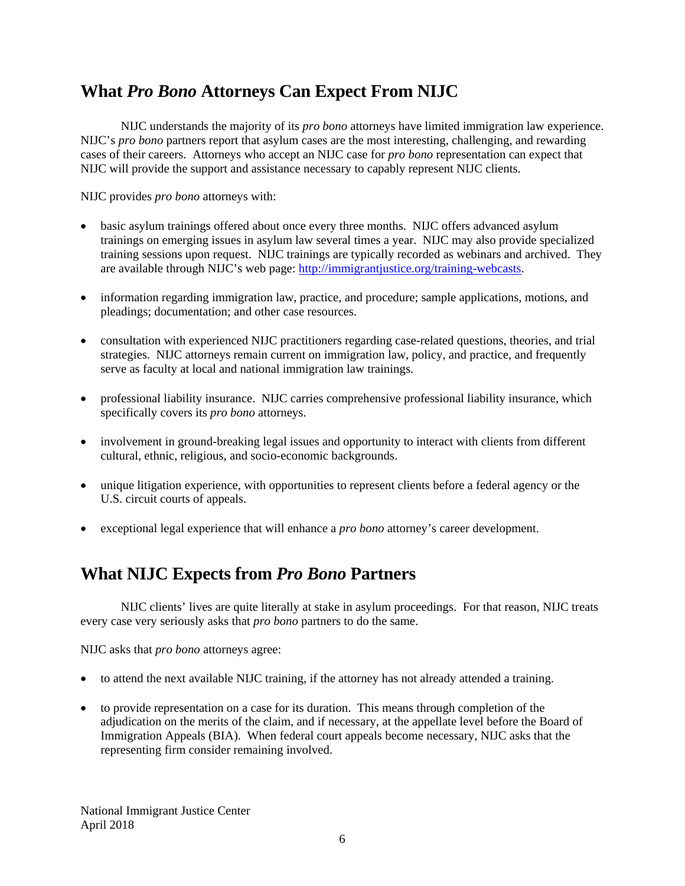## What *Pro Bono* Attorneys Can Expect From NIJC

NIJC understands the majority of its *pro bono* attorneys have limited immigration law experience. NIJC's *pro bono* partners report that asylum cases are the most interesting, challenging, and rewarding cases of their careers. Attorneys who accept an NIJC case for *pro bono* representation can expect that NIJC will provide the support and assistance necessary to capably represent NIJC clients.

NIJC provides *pro bono* attorneys with:

- basic asylum trainings offered about once every three months. NIJC offers advanced asylum trainings on emerging issues in asylum law several times a year. NIJC may also provide specialized training sessions upon request. NIJC trainings are typically recorded as webinars and archived. They are available through NIJC's web page: [http://immigrantjustice.org/training-webcasts](http://immigrantjustice.org/training-webcasts).

- information regarding immigration law, practice, and procedure; sample applications, motions, and pleadings; documentation; and other case resources.

- consultation with experienced NIJC practitioners regarding case-related questions, theories, and trial strategies. NIJC attorneys remain current on immigration law, policy, and practice, and frequently serve as faculty at local and national immigration law trainings.

- professional liability insurance. NIJC carries comprehensive professional liability insurance, which specifically covers its *pro bono* attorneys.

- involvement in ground-breaking legal issues and opportunity to interact with clients from different cultural, ethnic, religious, and socio-economic backgrounds.

- unique litigation experience, with opportunities to represent clients before a federal agency or the U.S. circuit courts of appeals.

- exceptional legal experience that will enhance a *pro bono* attorney's career development.

## What NIJC Expects from *Pro Bono* Partners

NIJC clients' lives are quite literally at stake in asylum proceedings. For that reason, NIJC treats every case very seriously asks that *pro bono* partners to do the same.

NIJC asks that *pro bono* attorneys agree:

- to attend the next available NIJC training, if the attorney has not already attended a training.

- to provide representation on a case for its duration. This means through completion of the adjudication on the merits of the claim, and if necessary, at the appellate level before the Board of Immigration Appeals (BIA). When federal court appeals become necessary, NIJC asks that the representing firm consider remaining involved.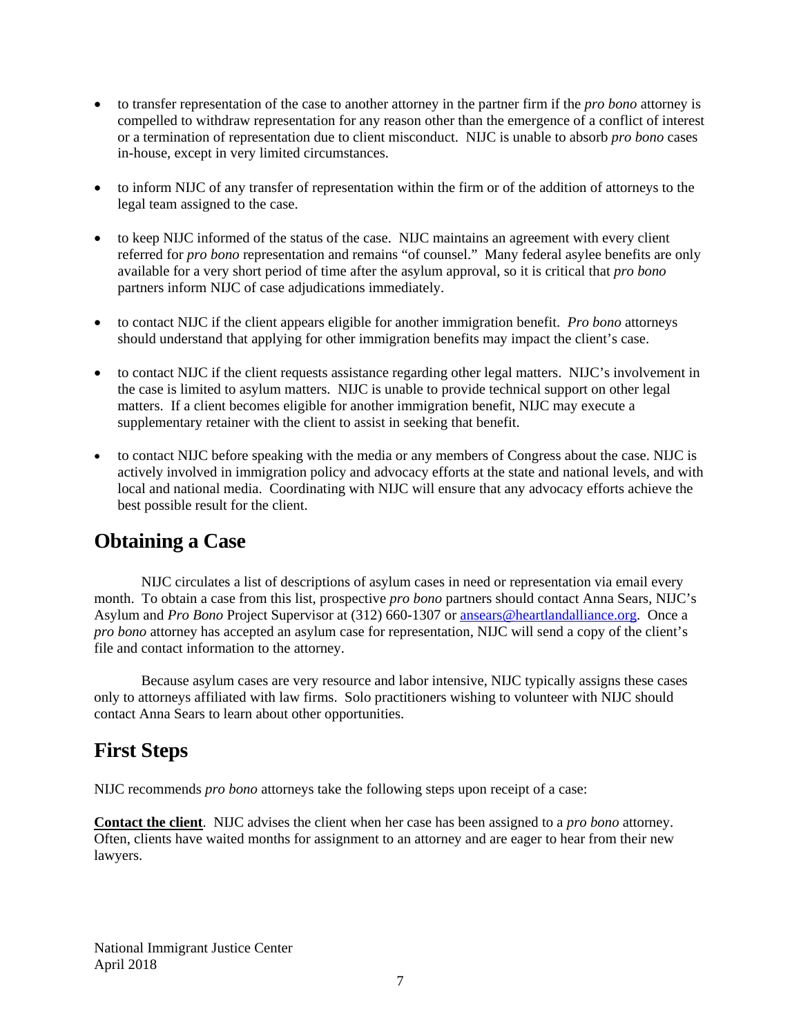- to transfer representation of the case to another attorney in the partner firm if the *pro bono* attorney is compelled to withdraw representation for any reason other than the emergence of a conflict of interest or a termination of representation due to client misconduct. NIJC is unable to absorb *pro bono* cases in-house, except in very limited circumstances.

- to inform NIJC of any transfer of representation within the firm or of the addition of attorneys to the legal team assigned to the case.

- to keep NIJC informed of the status of the case. NIJC maintains an agreement with every client referred for *pro bono* representation and remains "of counsel." Many federal asylee benefits are only available for a very short period of time after the asylum approval, so it is critical that *pro bono* partners inform NIJC of case adjudications immediately.

- to contact NIJC if the client appears eligible for another immigration benefit. *Pro bono* attorneys should understand that applying for other immigration benefits may impact the client's case.

- to contact NIJC if the client requests assistance regarding other legal matters. NIJC's involvement in the case is limited to asylum matters. NIJC is unable to provide technical support on other legal matters. If a client becomes eligible for another immigration benefit, NIJC may execute a supplementary retainer with the client to assist in seeking that benefit.

- to contact NIJC before speaking with the media or any members of Congress about the case. NIJC is actively involved in immigration policy and advocacy efforts at the state and national levels, and with local and national media. Coordinating with NIJC will ensure that any advocacy efforts achieve the best possible result for the client.

## Obtaining a Case

NIJC circulates a list of descriptions of asylum cases in need or representation via email every month. To obtain a case from this list, prospective *pro bono* partners should contact Anna Sears, NIJC's Asylum and *Pro Bono* Project Supervisor at (312) 660-1307 or ansears@heartlandalliance.org. Once a *pro bono* attorney has accepted an asylum case for representation, NIJC will send a copy of the client's file and contact information to the attorney.

Because asylum cases are very resource and labor intensive, NIJC typically assigns these cases only to attorneys affiliated with law firms. Solo practitioners wishing to volunteer with NIJC should contact Anna Sears to learn about other opportunities.

## First Steps

NIJC recommends *pro bono* attorneys take the following steps upon receipt of a case:

**Contact the client**. NIJC advises the client when her case has been assigned to a *pro bono* attorney. Often, clients have waited months for assignment to an attorney and are eager to hear from their new lawyers.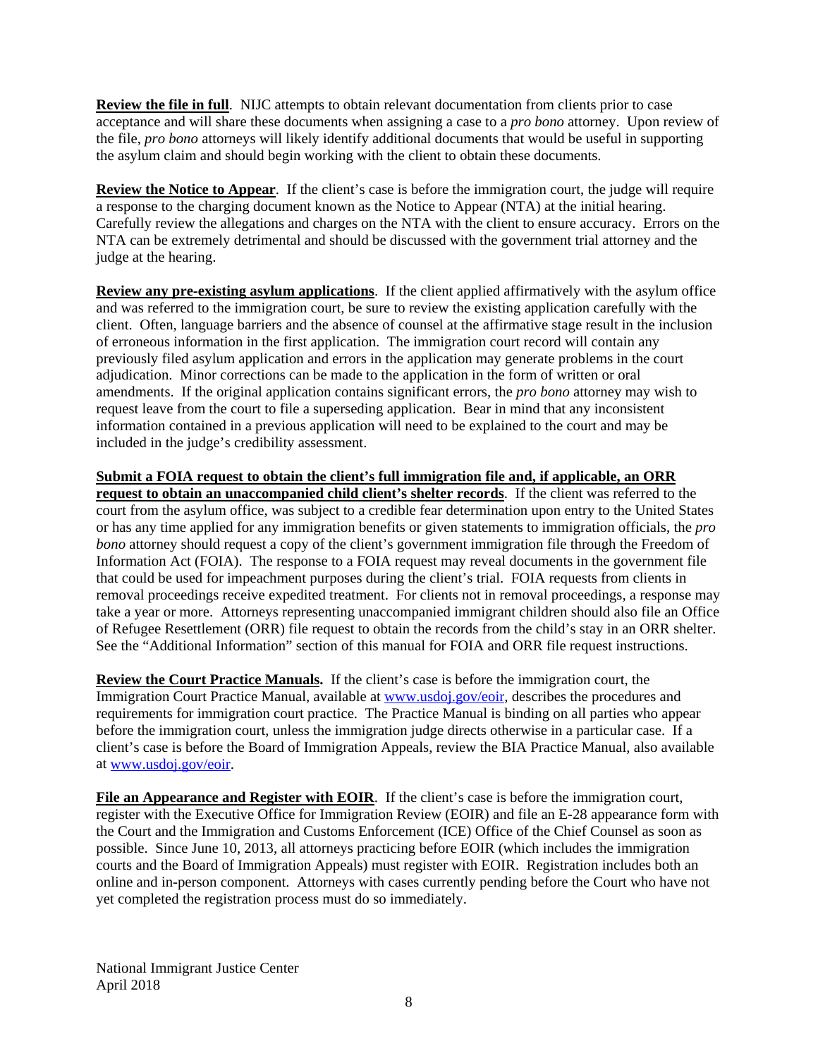**Review the file in full**. NIJC attempts to obtain relevant documentation from clients prior to case acceptance and will share these documents when assigning a case to a *pro bono* attorney. Upon review of the file, *pro bono* attorneys will likely identify additional documents that would be useful in supporting the asylum claim and should begin working with the client to obtain these documents.

**Review the Notice to Appear**. If the client's case is before the immigration court, the judge will require a response to the charging document known as the Notice to Appear (NTA) at the initial hearing. Carefully review the allegations and charges on the NTA with the client to ensure accuracy. Errors on the NTA can be extremely detrimental and should be discussed with the government trial attorney and the judge at the hearing.

**Review any pre-existing asylum applications**. If the client applied affirmatively with the asylum office and was referred to the immigration court, be sure to review the existing application carefully with the client. Often, language barriers and the absence of counsel at the affirmative stage result in the inclusion of erroneous information in the first application. The immigration court record will contain any previously filed asylum application and errors in the application may generate problems in the court adjudication. Minor corrections can be made to the application in the form of written or oral amendments. If the original application contains significant errors, the *pro bono* attorney may wish to request leave from the court to file a superseding application. Bear in mind that any inconsistent information contained in a previous application will need to be explained to the court and may be included in the judge's credibility assessment.

**Submit a FOIA request to obtain the client's full immigration file and, if applicable, an ORR request to obtain an unaccompanied child client's shelter records**. If the client was referred to the court from the asylum office, was subject to a credible fear determination upon entry to the United States or has any time applied for any immigration benefits or given statements to immigration officials, the *pro bono* attorney should request a copy of the client's government immigration file through the Freedom of Information Act (FOIA). The response to a FOIA request may reveal documents in the government file that could be used for impeachment purposes during the client's trial. FOIA requests from clients in removal proceedings receive expedited treatment. For clients not in removal proceedings, a response may take a year or more. Attorneys representing unaccompanied immigrant children should also file an Office of Refugee Resettlement (ORR) file request to obtain the records from the child's stay in an ORR shelter. See the "Additional Information" section of this manual for FOIA and ORR file request instructions.

**Review the Court Practice Manuals.** If the client's case is before the immigration court, the Immigration Court Practice Manual, available at www.usdoj.gov/eoir, describes the procedures and requirements for immigration court practice. The Practice Manual is binding on all parties who appear before the immigration court, unless the immigration judge directs otherwise in a particular case. If a client's case is before the Board of Immigration Appeals, review the BIA Practice Manual, also available at www.usdoj.gov/eoir.

**File an Appearance and Register with EOIR**. If the client's case is before the immigration court, register with the Executive Office for Immigration Review (EOIR) and file an E-28 appearance form with the Court and the Immigration and Customs Enforcement (ICE) Office of the Chief Counsel as soon as possible. Since June 10, 2013, all attorneys practicing before EOIR (which includes the immigration courts and the Board of Immigration Appeals) must register with EOIR. Registration includes both an online and in-person component. Attorneys with cases currently pending before the Court who have not yet completed the registration process must do so immediately.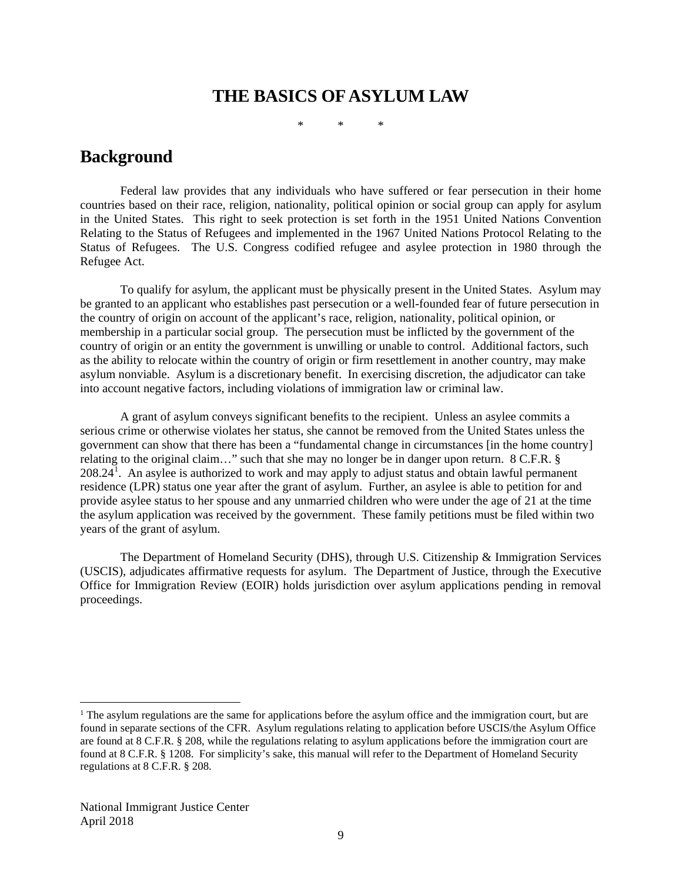# THE BASICS OF ASYLUM LAW

\* \* \*

## Background

Federal law provides that any individuals who have suffered or fear persecution in their home countries based on their race, religion, nationality, political opinion or social group can apply for asylum in the United States. This right to seek protection is set forth in the 1951 United Nations Convention Relating to the Status of Refugees and implemented in the 1967 United Nations Protocol Relating to the Status of Refugees. The U.S. Congress codified refugee and asylee protection in 1980 through the Refugee Act.

To qualify for asylum, the applicant must be physically present in the United States. Asylum may be granted to an applicant who establishes past persecution or a well-founded fear of future persecution in the country of origin on account of the applicant's race, religion, nationality, political opinion, or membership in a particular social group. The persecution must be inflicted by the government of the country of origin or an entity the government is unwilling or unable to control. Additional factors, such as the ability to relocate within the country of origin or firm resettlement in another country, may make asylum nonviable. Asylum is a discretionary benefit. In exercising discretion, the adjudicator can take into account negative factors, including violations of immigration law or criminal law.

A grant of asylum conveys significant benefits to the recipient. Unless an asylee commits a serious crime or otherwise violates her status, she cannot be removed from the United States unless the government can show that there has been a "fundamental change in circumstances [in the home country] relating to the original claim…" such that she may no longer be in danger upon return. 8 C.F.R. § 208.24[1]. An asylee is authorized to work and may apply to adjust status and obtain lawful permanent residence (LPR) status one year after the grant of asylum. Further, an asylee is able to petition for and provide asylee status to her spouse and any unmarried children who were under the age of 21 at the time the asylum application was received by the government. These family petitions must be filed within two years of the grant of asylum.

The Department of Homeland Security (DHS), through U.S. Citizenship & Immigration Services (USCIS), adjudicates affirmative requests for asylum. The Department of Justice, through the Executive Office for Immigration Review (EOIR) holds jurisdiction over asylum applications pending in removal proceedings.

---

[1] The asylum regulations are the same for applications before the asylum office and the immigration court, but are found in separate sections of the CFR. Asylum regulations relating to application before USCIS/the Asylum Office are found at 8 C.F.R. § 208, while the regulations relating to asylum applications before the immigration court are found at 8 C.F.R. § 1208. For simplicity's sake, this manual will refer to the Department of Homeland Security regulations at 8 C.F.R. § 208.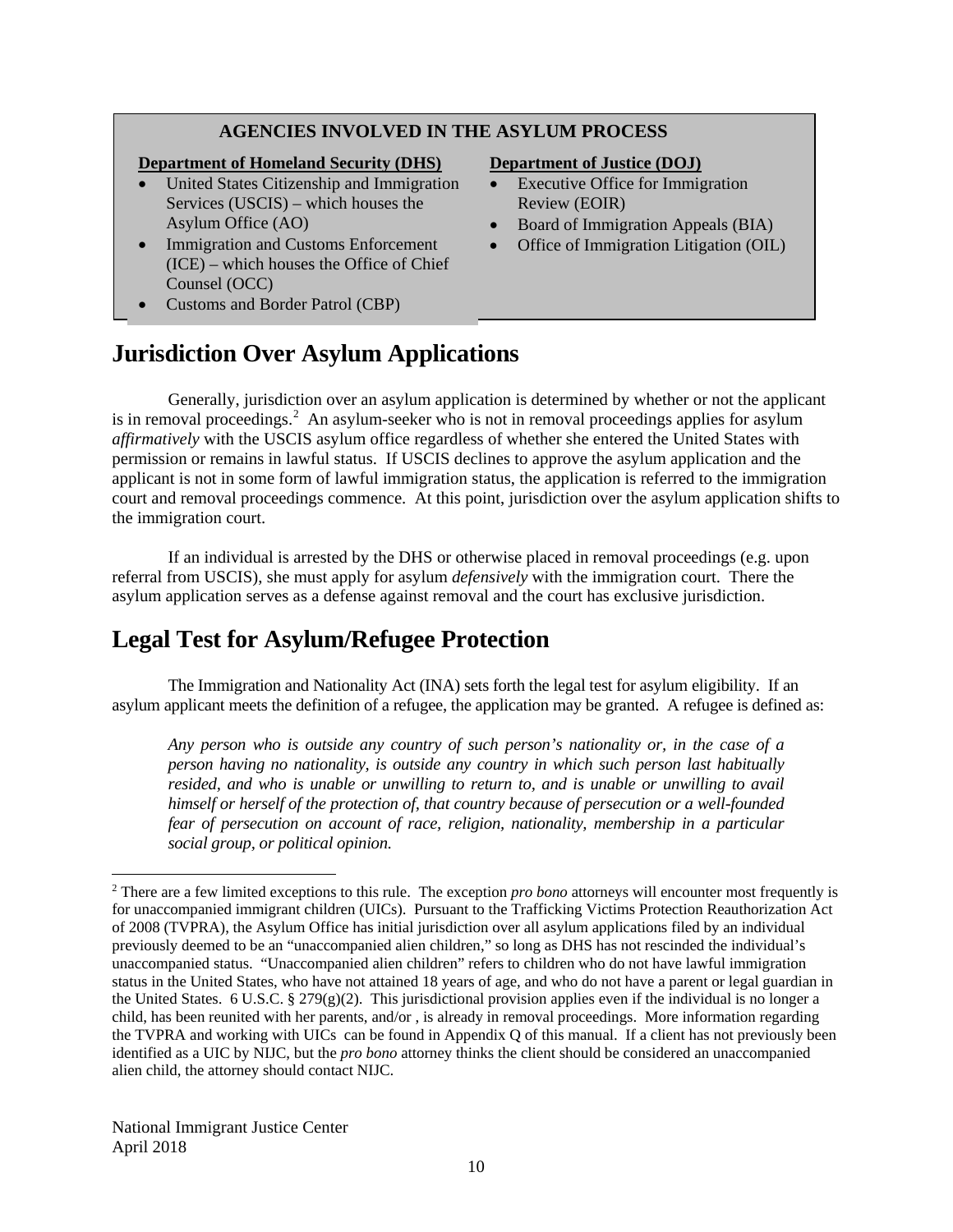**AGENCIES INVOLVED IN THE ASYLUM PROCESS**

**Department of Homeland Security (DHS)**

- United States Citizenship and Immigration Services (USCIS) – which houses the Asylum Office (AO)
- Immigration and Customs Enforcement (ICE) – which houses the Office of Chief Counsel (OCC)
- Customs and Border Patrol (CBP)

**Department of Justice (DOJ)**

- Executive Office for Immigration Review (EOIR)
- Board of Immigration Appeals (BIA)
- Office of Immigration Litigation (OIL)

# Jurisdiction Over Asylum Applications

Generally, jurisdiction over an asylum application is determined by whether or not the applicant is in removal proceedings.[2] An asylum-seeker who is not in removal proceedings applies for asylum *affirmatively* with the USCIS asylum office regardless of whether she entered the United States with permission or remains in lawful status. If USCIS declines to approve the asylum application and the applicant is not in some form of lawful immigration status, the application is referred to the immigration court and removal proceedings commence. At this point, jurisdiction over the asylum application shifts to the immigration court.

If an individual is arrested by the DHS or otherwise placed in removal proceedings (e.g. upon referral from USCIS), she must apply for asylum *defensively* with the immigration court. There the asylum application serves as a defense against removal and the court has exclusive jurisdiction.

# Legal Test for Asylum/Refugee Protection

The Immigration and Nationality Act (INA) sets forth the legal test for asylum eligibility. If an asylum applicant meets the definition of a refugee, the application may be granted. A refugee is defined as:

> *Any person who is outside any country of such person's nationality or, in the case of a person having no nationality, is outside any country in which such person last habitually resided, and who is unable or unwilling to return to, and is unable or unwilling to avail himself or herself of the protection of, that country because of persecution or a well-founded fear of persecution on account of race, religion, nationality, membership in a particular social group, or political opinion.*

---

[2] There are a few limited exceptions to this rule. The exception *pro bono* attorneys will encounter most frequently is for unaccompanied immigrant children (UICs). Pursuant to the Trafficking Victims Protection Reauthorization Act of 2008 (TVPRA), the Asylum Office has initial jurisdiction over all asylum applications filed by an individual previously deemed to be an "unaccompanied alien children," so long as DHS has not rescinded the individual's unaccompanied status. "Unaccompanied alien children" refers to children who do not have lawful immigration status in the United States, who have not attained 18 years of age, and who do not have a parent or legal guardian in the United States. 6 U.S.C. § 279(g)(2). This jurisdictional provision applies even if the individual is no longer a child, has been reunited with her parents, and/or , is already in removal proceedings. More information regarding the TVPRA and working with UICs can be found in Appendix Q of this manual. If a client has not previously been identified as a UIC by NIJC, but the *pro bono* attorney thinks the client should be considered an unaccompanied alien child, the attorney should contact NIJC.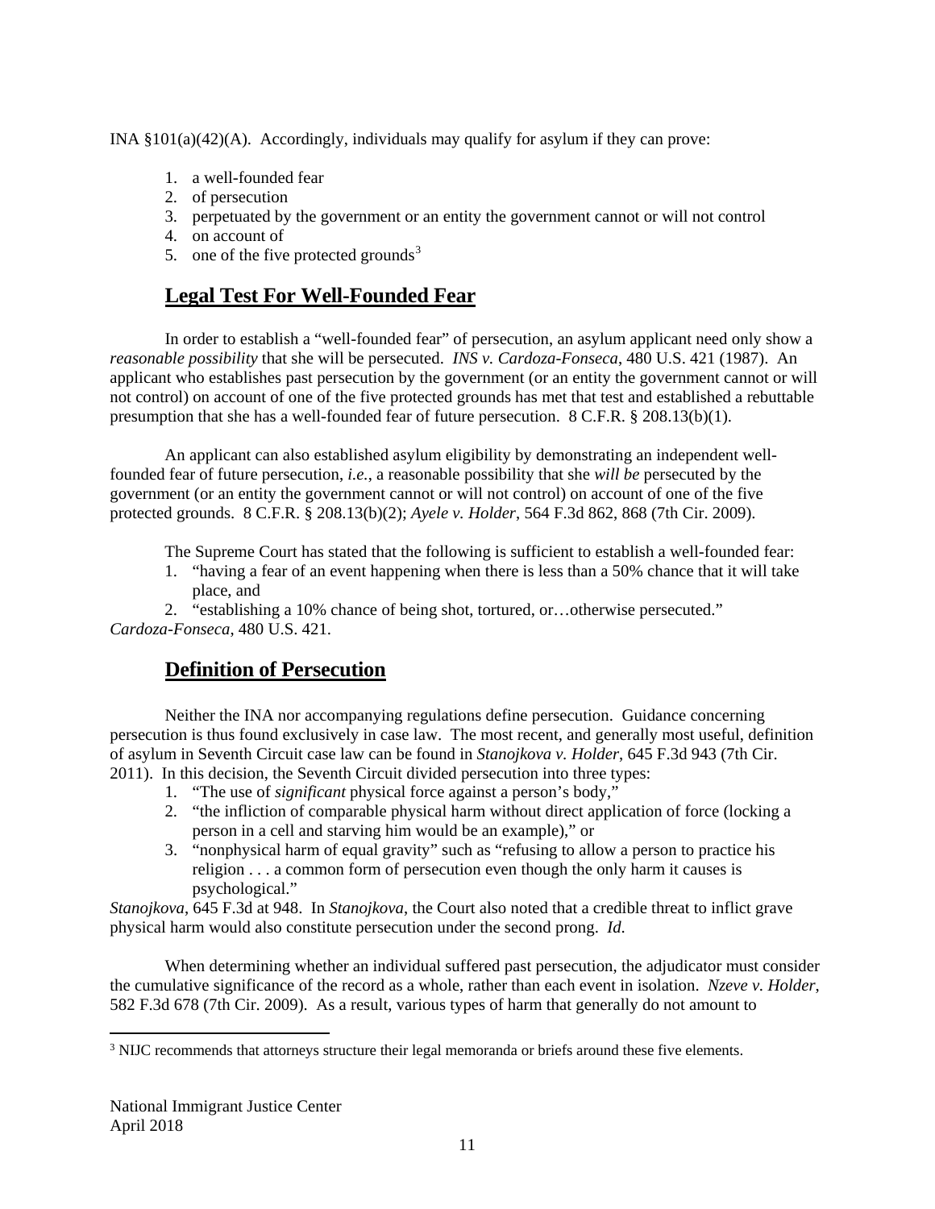INA §101(a)(42)(A). Accordingly, individuals may qualify for asylum if they can prove:

1. a well-founded fear
2. of persecution
3. perpetuated by the government or an entity the government cannot or will not control
4. on account of
5. one of the five protected grounds[3]

## Legal Test For Well-Founded Fear

In order to establish a "well-founded fear" of persecution, an asylum applicant need only show a *reasonable possibility* that she will be persecuted. *INS v. Cardoza-Fonseca*, 480 U.S. 421 (1987). An applicant who establishes past persecution by the government (or an entity the government cannot or will not control) on account of one of the five protected grounds has met that test and established a rebuttable presumption that she has a well-founded fear of future persecution. 8 C.F.R. § 208.13(b)(1).

An applicant can also established asylum eligibility by demonstrating an independent well-founded fear of future persecution, *i.e.*, a reasonable possibility that she *will be* persecuted by the government (or an entity the government cannot or will not control) on account of one of the five protected grounds. 8 C.F.R. § 208.13(b)(2); *Ayele v. Holder*, 564 F.3d 862, 868 (7th Cir. 2009).

The Supreme Court has stated that the following is sufficient to establish a well-founded fear:

1. "having a fear of an event happening when there is less than a 50% chance that it will take place, and
2. "establishing a 10% chance of being shot, tortured, or…otherwise persecuted."

*Cardoza-Fonseca*, 480 U.S. 421.

## Definition of Persecution

Neither the INA nor accompanying regulations define persecution. Guidance concerning persecution is thus found exclusively in case law. The most recent, and generally most useful, definition of asylum in Seventh Circuit case law can be found in *Stanojkova v. Holder*, 645 F.3d 943 (7th Cir. 2011). In this decision, the Seventh Circuit divided persecution into three types:

1. "The use of *significant* physical force against a person's body,"
2. "the infliction of comparable physical harm without direct application of force (locking a person in a cell and starving him would be an example)," or
3. "nonphysical harm of equal gravity" such as "refusing to allow a person to practice his religion . . . a common form of persecution even though the only harm it causes is psychological."

*Stanojkova*, 645 F.3d at 948. In *Stanojkova*, the Court also noted that a credible threat to inflict grave physical harm would also constitute persecution under the second prong. *Id.*

When determining whether an individual suffered past persecution, the adjudicator must consider the cumulative significance of the record as a whole, rather than each event in isolation. *Nzeve v. Holder*, 582 F.3d 678 (7th Cir. 2009). As a result, various types of harm that generally do not amount to

[3] NIJC recommends that attorneys structure their legal memoranda or briefs around these five elements.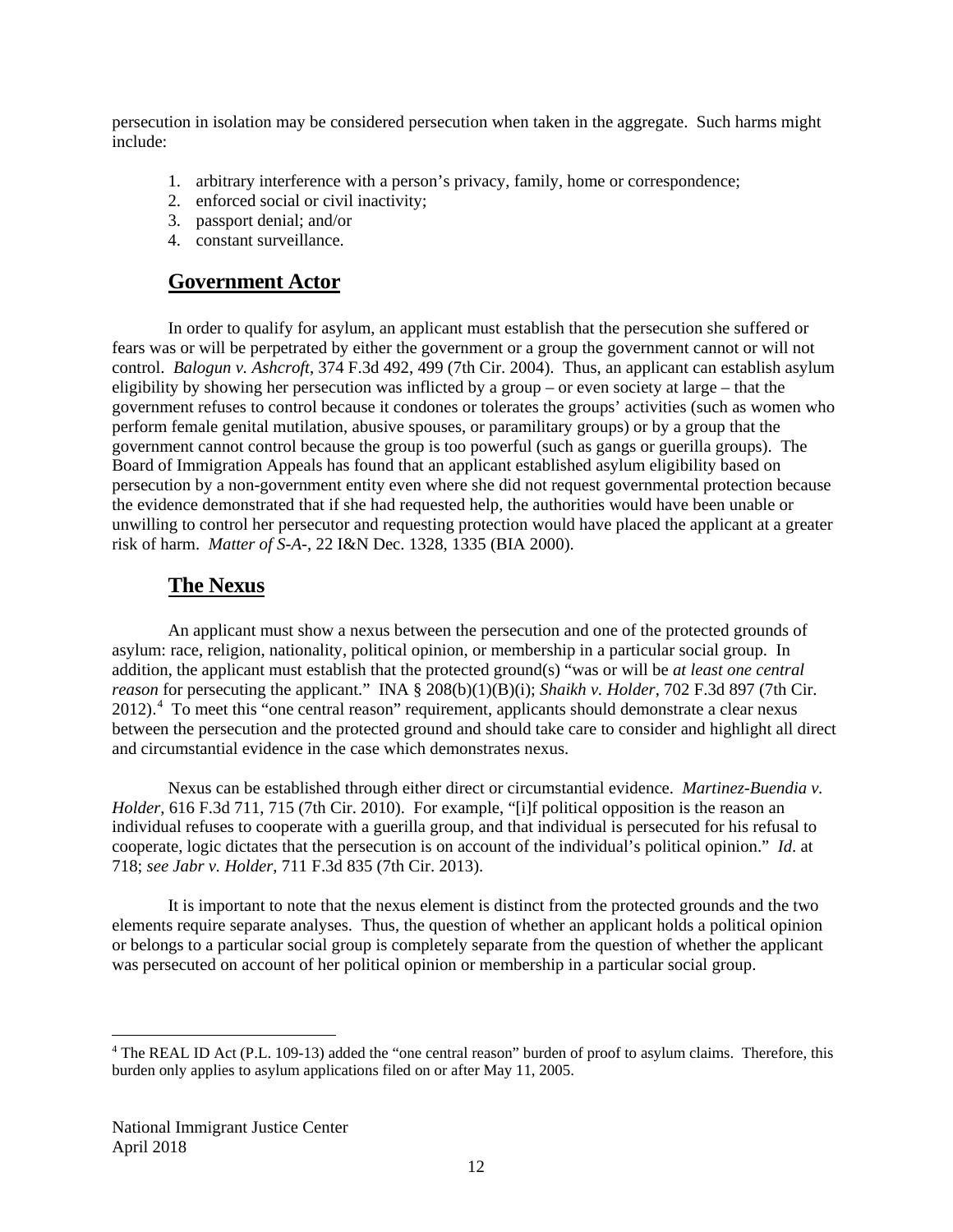persecution in isolation may be considered persecution when taken in the aggregate. Such harms might include:

1. arbitrary interference with a person's privacy, family, home or correspondence;
2. enforced social or civil inactivity;
3. passport denial; and/or
4. constant surveillance.

## **Government Actor**

In order to qualify for asylum, an applicant must establish that the persecution she suffered or fears was or will be perpetrated by either the government or a group the government cannot or will not control. *Balogun v. Ashcroft*, 374 F.3d 492, 499 (7th Cir. 2004). Thus, an applicant can establish asylum eligibility by showing her persecution was inflicted by a group – or even society at large – that the government refuses to control because it condones or tolerates the groups' activities (such as women who perform female genital mutilation, abusive spouses, or paramilitary groups) or by a group that the government cannot control because the group is too powerful (such as gangs or guerilla groups). The Board of Immigration Appeals has found that an applicant established asylum eligibility based on persecution by a non-government entity even where she did not request governmental protection because the evidence demonstrated that if she had requested help, the authorities would have been unable or unwilling to control her persecutor and requesting protection would have placed the applicant at a greater risk of harm. *Matter of S-A-*, 22 I&N Dec. 1328, 1335 (BIA 2000).

## **The Nexus**

An applicant must show a nexus between the persecution and one of the protected grounds of asylum: race, religion, nationality, political opinion, or membership in a particular social group. In addition, the applicant must establish that the protected ground(s) "was or will be *at least one central reason* for persecuting the applicant." INA § 208(b)(1)(B)(i); *Shaikh v. Holder*, 702 F.3d 897 (7th Cir. 2012).[4] To meet this "one central reason" requirement, applicants should demonstrate a clear nexus between the persecution and the protected ground and should take care to consider and highlight all direct and circumstantial evidence in the case which demonstrates nexus.

Nexus can be established through either direct or circumstantial evidence. *Martinez-Buendia v. Holder*, 616 F.3d 711, 715 (7th Cir. 2010). For example, "[i]f political opposition is the reason an individual refuses to cooperate with a guerilla group, and that individual is persecuted for his refusal to cooperate, logic dictates that the persecution is on account of the individual's political opinion." *Id.* at 718; *see Jabr v. Holder*, 711 F.3d 835 (7th Cir. 2013).

It is important to note that the nexus element is distinct from the protected grounds and the two elements require separate analyses. Thus, the question of whether an applicant holds a political opinion or belongs to a particular social group is completely separate from the question of whether the applicant was persecuted on account of her political opinion or membership in a particular social group.

[4] The REAL ID Act (P.L. 109-13) added the "one central reason" burden of proof to asylum claims. Therefore, this burden only applies to asylum applications filed on or after May 11, 2005.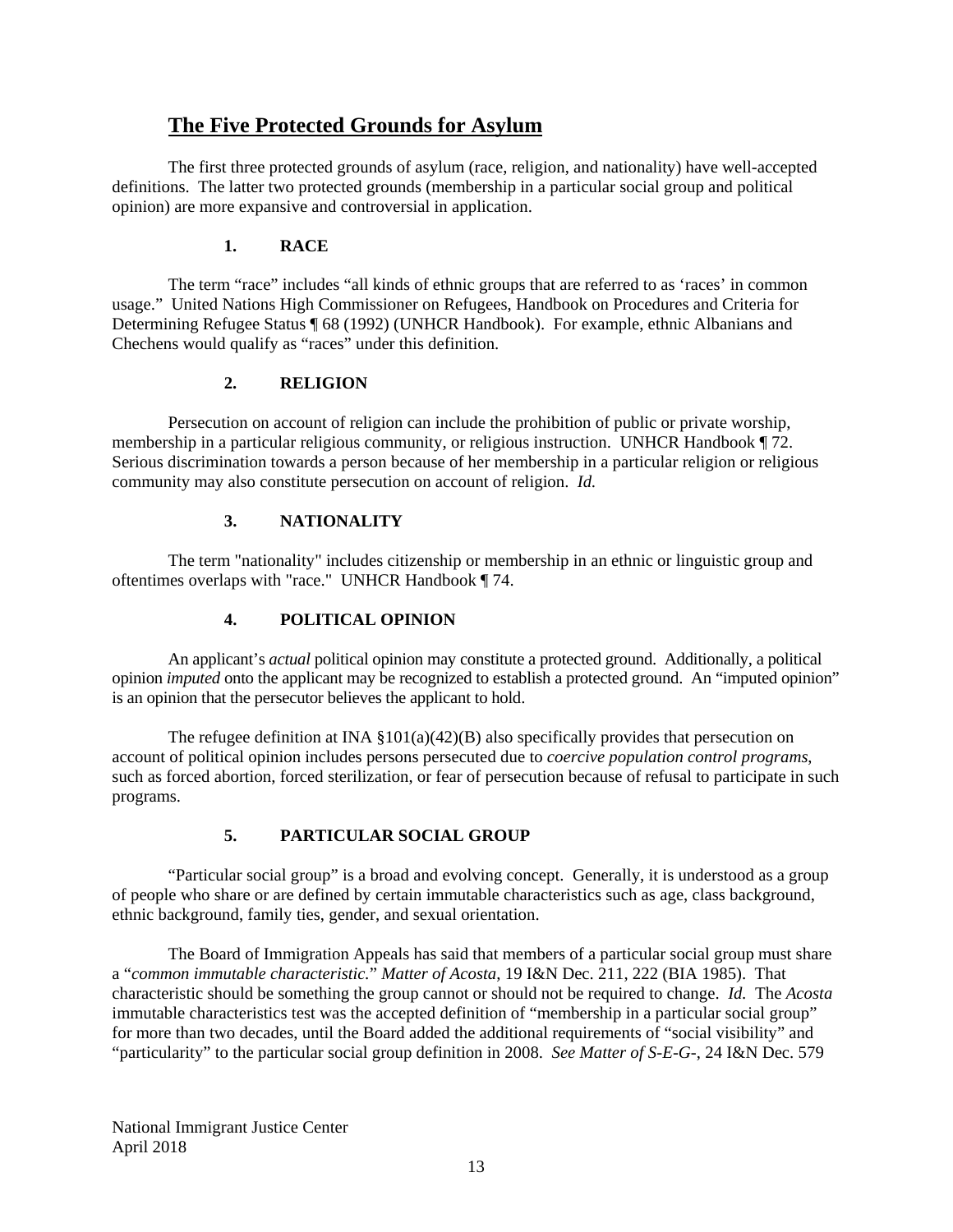## The Five Protected Grounds for Asylum

The first three protected grounds of asylum (race, religion, and nationality) have well-accepted definitions. The latter two protected grounds (membership in a particular social group and political opinion) are more expansive and controversial in application.

### 1. RACE

The term "race" includes "all kinds of ethnic groups that are referred to as 'races' in common usage." United Nations High Commissioner on Refugees, Handbook on Procedures and Criteria for Determining Refugee Status ¶ 68 (1992) (UNHCR Handbook). For example, ethnic Albanians and Chechens would qualify as "races" under this definition.

### 2. RELIGION

Persecution on account of religion can include the prohibition of public or private worship, membership in a particular religious community, or religious instruction. UNHCR Handbook ¶ 72. Serious discrimination towards a person because of her membership in a particular religion or religious community may also constitute persecution on account of religion. *Id.*

### 3. NATIONALITY

The term "nationality" includes citizenship or membership in an ethnic or linguistic group and oftentimes overlaps with "race." UNHCR Handbook ¶ 74.

### 4. POLITICAL OPINION

An applicant's *actual* political opinion may constitute a protected ground. Additionally, a political opinion *imputed* onto the applicant may be recognized to establish a protected ground. An "imputed opinion" is an opinion that the persecutor believes the applicant to hold.

The refugee definition at INA §101(a)(42)(B) also specifically provides that persecution on account of political opinion includes persons persecuted due to *coercive population control programs*, such as forced abortion, forced sterilization, or fear of persecution because of refusal to participate in such programs.

### 5. PARTICULAR SOCIAL GROUP

"Particular social group" is a broad and evolving concept. Generally, it is understood as a group of people who share or are defined by certain immutable characteristics such as age, class background, ethnic background, family ties, gender, and sexual orientation.

The Board of Immigration Appeals has said that members of a particular social group must share a "*common immutable characteristic.*" *Matter of Acosta*, 19 I&N Dec. 211, 222 (BIA 1985). That characteristic should be something the group cannot or should not be required to change. *Id.* The *Acosta* immutable characteristics test was the accepted definition of "membership in a particular social group" for more than two decades, until the Board added the additional requirements of "social visibility" and "particularity" to the particular social group definition in 2008. *See Matter of S-E-G-*, 24 I&N Dec. 579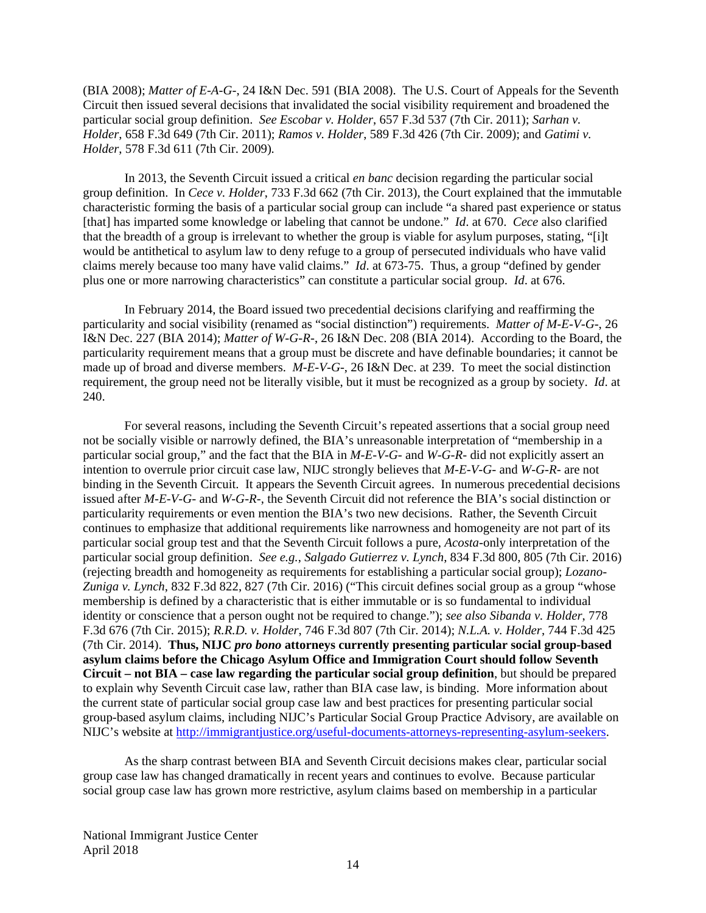(BIA 2008); *Matter of E-A-G-*, 24 I&N Dec. 591 (BIA 2008). The U.S. Court of Appeals for the Seventh Circuit then issued several decisions that invalidated the social visibility requirement and broadened the particular social group definition. *See Escobar v. Holder*, 657 F.3d 537 (7th Cir. 2011); *Sarhan v. Holder*, 658 F.3d 649 (7th Cir. 2011); *Ramos v. Holder*, 589 F.3d 426 (7th Cir. 2009); and *Gatimi v. Holder*, 578 F.3d 611 (7th Cir. 2009).

In 2013, the Seventh Circuit issued a critical *en banc* decision regarding the particular social group definition. In *Cece v. Holder*, 733 F.3d 662 (7th Cir. 2013), the Court explained that the immutable characteristic forming the basis of a particular social group can include "a shared past experience or status [that] has imparted some knowledge or labeling that cannot be undone." *Id*. at 670. *Cece* also clarified that the breadth of a group is irrelevant to whether the group is viable for asylum purposes, stating, "[i]t would be antithetical to asylum law to deny refuge to a group of persecuted individuals who have valid claims merely because too many have valid claims." *Id*. at 673-75. Thus, a group "defined by gender plus one or more narrowing characteristics" can constitute a particular social group. *Id*. at 676.

In February 2014, the Board issued two precedential decisions clarifying and reaffirming the particularity and social visibility (renamed as "social distinction") requirements. *Matter of M-E-V-G-*, 26 I&N Dec. 227 (BIA 2014); *Matter of W-G-R-*, 26 I&N Dec. 208 (BIA 2014). According to the Board, the particularity requirement means that a group must be discrete and have definable boundaries; it cannot be made up of broad and diverse members. *M-E-V-G-*, 26 I&N Dec. at 239. To meet the social distinction requirement, the group need not be literally visible, but it must be recognized as a group by society. *Id*. at 240.

For several reasons, including the Seventh Circuit's repeated assertions that a social group need not be socially visible or narrowly defined, the BIA's unreasonable interpretation of "membership in a particular social group," and the fact that the BIA in *M-E-V-G-* and *W-G-R-* did not explicitly assert an intention to overrule prior circuit case law, NIJC strongly believes that *M-E-V-G-* and *W-G-R-* are not binding in the Seventh Circuit. It appears the Seventh Circuit agrees. In numerous precedential decisions issued after *M-E-V-G-* and *W-G-R-*, the Seventh Circuit did not reference the BIA's social distinction or particularity requirements or even mention the BIA's two new decisions. Rather, the Seventh Circuit continues to emphasize that additional requirements like narrowness and homogeneity are not part of its particular social group test and that the Seventh Circuit follows a pure, *Acosta*-only interpretation of the particular social group definition. *See e.g.*, *Salgado Gutierrez v. Lynch*, 834 F.3d 800, 805 (7th Cir. 2016) (rejecting breadth and homogeneity as requirements for establishing a particular social group); *Lozano-Zuniga v. Lynch*, 832 F.3d 822, 827 (7th Cir. 2016) ("This circuit defines social group as a group "whose membership is defined by a characteristic that is either immutable or is so fundamental to individual identity or conscience that a person ought not be required to change."); *see also Sibanda v. Holder*, 778 F.3d 676 (7th Cir. 2015); *R.R.D. v. Holder*, 746 F.3d 807 (7th Cir. 2014); *N.L.A. v. Holder*, 744 F.3d 425 (7th Cir. 2014). **Thus, NIJC *pro bono* attorneys currently presenting particular social group-based asylum claims before the Chicago Asylum Office and Immigration Court should follow Seventh Circuit – not BIA – case law regarding the particular social group definition**, but should be prepared to explain why Seventh Circuit case law, rather than BIA case law, is binding. More information about the current state of particular social group case law and best practices for presenting particular social group-based asylum claims, including NIJC's Particular Social Group Practice Advisory, are available on NIJC's website at http://immigrantjustice.org/useful-documents-attorneys-representing-asylum-seekers.

As the sharp contrast between BIA and Seventh Circuit decisions makes clear, particular social group case law has changed dramatically in recent years and continues to evolve. Because particular social group case law has grown more restrictive, asylum claims based on membership in a particular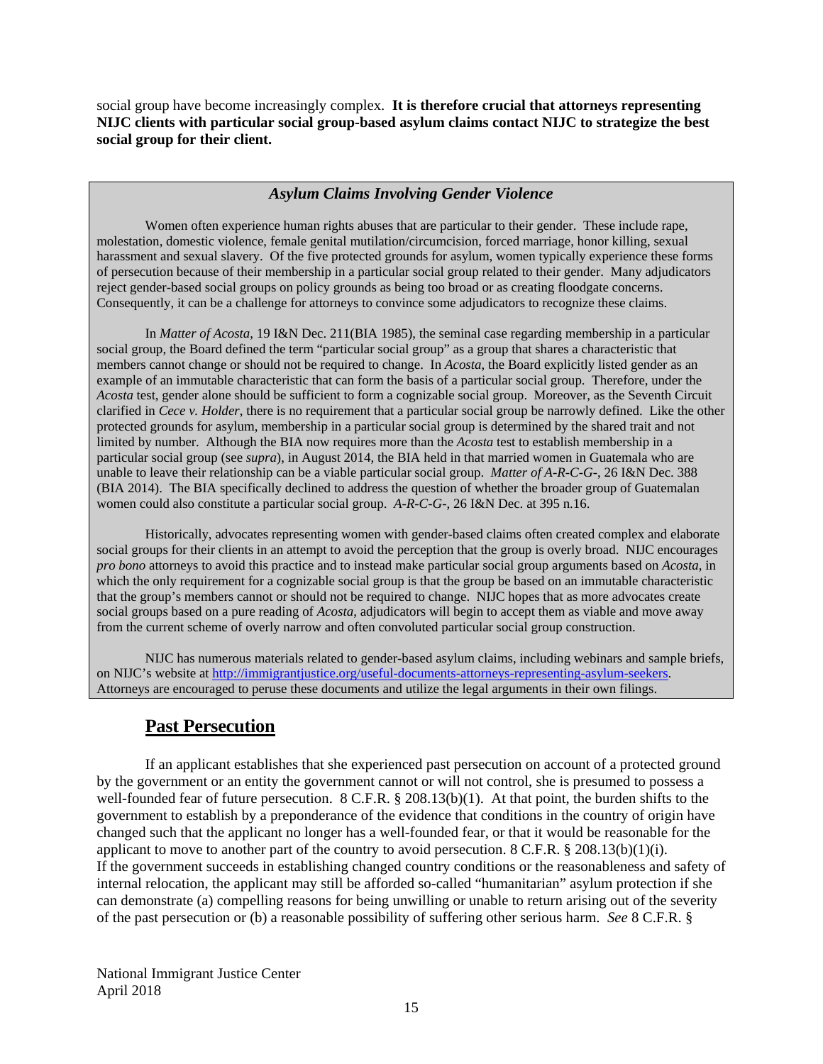social group have become increasingly complex. **It is therefore crucial that attorneys representing NIJC clients with particular social group-based asylum claims contact NIJC to strategize the best social group for their client.**

### *Asylum Claims Involving Gender Violence*

Women often experience human rights abuses that are particular to their gender. These include rape, molestation, domestic violence, female genital mutilation/circumcision, forced marriage, honor killing, sexual harassment and sexual slavery. Of the five protected grounds for asylum, women typically experience these forms of persecution because of their membership in a particular social group related to their gender. Many adjudicators reject gender-based social groups on policy grounds as being too broad or as creating floodgate concerns. Consequently, it can be a challenge for attorneys to convince some adjudicators to recognize these claims.

In *Matter of Acosta*, 19 I&N Dec. 211(BIA 1985), the seminal case regarding membership in a particular social group, the Board defined the term "particular social group" as a group that shares a characteristic that members cannot change or should not be required to change. In *Acosta*, the Board explicitly listed gender as an example of an immutable characteristic that can form the basis of a particular social group. Therefore, under the *Acosta* test, gender alone should be sufficient to form a cognizable social group. Moreover, as the Seventh Circuit clarified in *Cece v. Holder*, there is no requirement that a particular social group be narrowly defined. Like the other protected grounds for asylum, membership in a particular social group is determined by the shared trait and not limited by number. Although the BIA now requires more than the *Acosta* test to establish membership in a particular social group (see *supra*), in August 2014, the BIA held in that married women in Guatemala who are unable to leave their relationship can be a viable particular social group. *Matter of A-R-C-G-*, 26 I&N Dec. 388 (BIA 2014). The BIA specifically declined to address the question of whether the broader group of Guatemalan women could also constitute a particular social group. *A-R-C-G-*, 26 I&N Dec. at 395 n.16.

Historically, advocates representing women with gender-based claims often created complex and elaborate social groups for their clients in an attempt to avoid the perception that the group is overly broad. NIJC encourages *pro bono* attorneys to avoid this practice and to instead make particular social group arguments based on *Acosta*, in which the only requirement for a cognizable social group is that the group be based on an immutable characteristic that the group's members cannot or should not be required to change. NIJC hopes that as more advocates create social groups based on a pure reading of *Acosta*, adjudicators will begin to accept them as viable and move away from the current scheme of overly narrow and often convoluted particular social group construction.

NIJC has numerous materials related to gender-based asylum claims, including webinars and sample briefs, on NIJC's website at http://immigrantjustice.org/useful-documents-attorneys-representing-asylum-seekers. Attorneys are encouraged to peruse these documents and utilize the legal arguments in their own filings.

## Past Persecution

If an applicant establishes that she experienced past persecution on account of a protected ground by the government or an entity the government cannot or will not control, she is presumed to possess a well-founded fear of future persecution. 8 C.F.R. § 208.13(b)(1). At that point, the burden shifts to the government to establish by a preponderance of the evidence that conditions in the country of origin have changed such that the applicant no longer has a well-founded fear, or that it would be reasonable for the applicant to move to another part of the country to avoid persecution. 8 C.F.R. § 208.13(b)(1)(i). If the government succeeds in establishing changed country conditions or the reasonableness and safety of internal relocation, the applicant may still be afforded so-called "humanitarian" asylum protection if she can demonstrate (a) compelling reasons for being unwilling or unable to return arising out of the severity of the past persecution or (b) a reasonable possibility of suffering other serious harm. *See* 8 C.F.R. §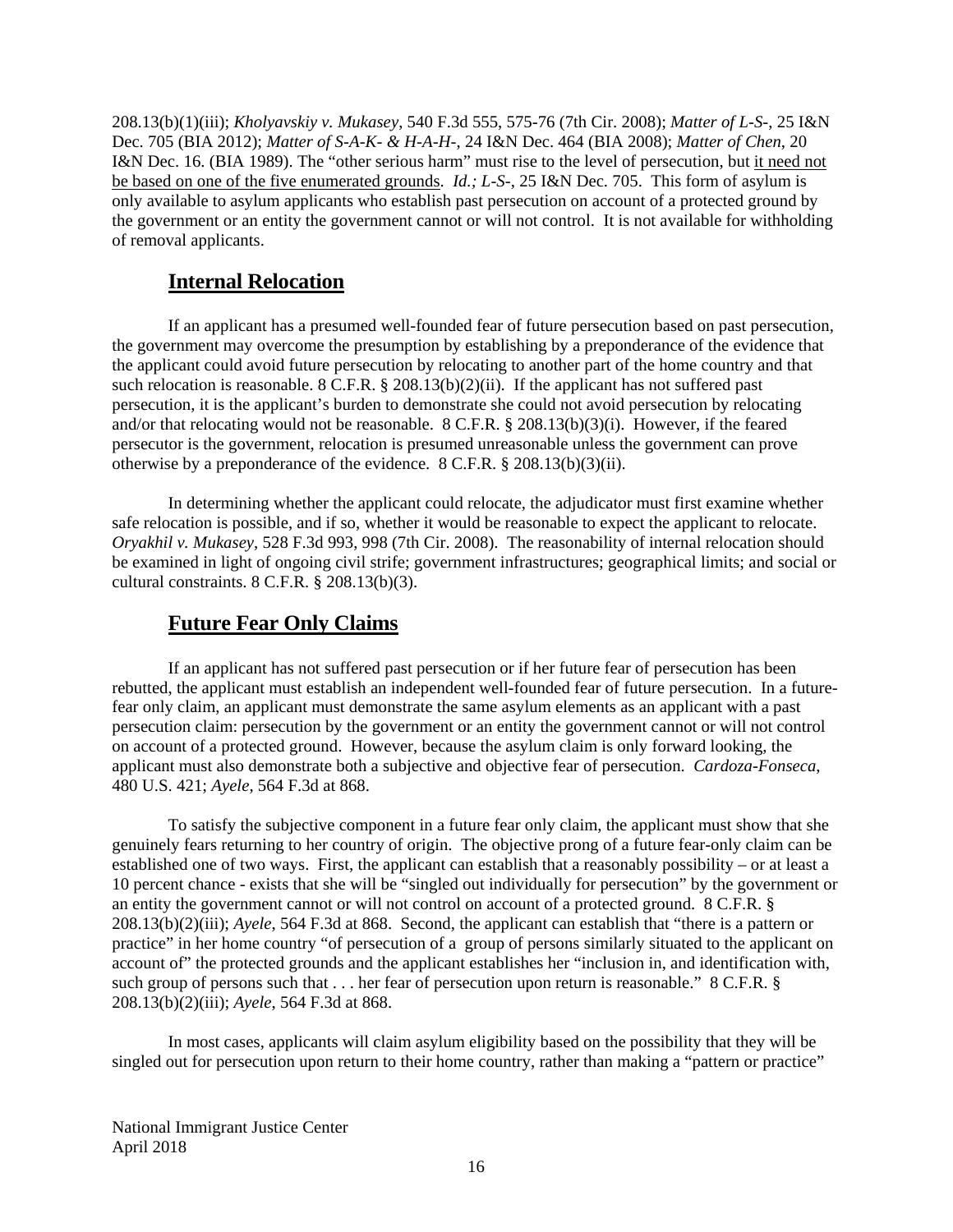208.13(b)(1)(iii); *Kholyavskiy v. Mukasey*, 540 F.3d 555, 575-76 (7th Cir. 2008); *Matter of L-S-*, 25 I&N Dec. 705 (BIA 2012); *Matter of S-A-K- & H-A-H-*, 24 I&N Dec. 464 (BIA 2008); *Matter of Chen*, 20 I&N Dec. 16. (BIA 1989). The "other serious harm" must rise to the level of persecution, but <u>it need not be based on one of the five enumerated grounds</u>. *Id.; L-S-*, 25 I&N Dec. 705. This form of asylum is only available to asylum applicants who establish past persecution on account of a protected ground by the government or an entity the government cannot or will not control. It is not available for withholding of removal applicants.

## Internal Relocation

If an applicant has a presumed well-founded fear of future persecution based on past persecution, the government may overcome the presumption by establishing by a preponderance of the evidence that the applicant could avoid future persecution by relocating to another part of the home country and that such relocation is reasonable. 8 C.F.R. § 208.13(b)(2)(ii). If the applicant has not suffered past persecution, it is the applicant's burden to demonstrate she could not avoid persecution by relocating and/or that relocating would not be reasonable. 8 C.F.R. § 208.13(b)(3)(i). However, if the feared persecutor is the government, relocation is presumed unreasonable unless the government can prove otherwise by a preponderance of the evidence. 8 C.F.R. § 208.13(b)(3)(ii).

In determining whether the applicant could relocate, the adjudicator must first examine whether safe relocation is possible, and if so, whether it would be reasonable to expect the applicant to relocate. *Oryakhil v. Mukasey*, 528 F.3d 993, 998 (7th Cir. 2008). The reasonability of internal relocation should be examined in light of ongoing civil strife; government infrastructures; geographical limits; and social or cultural constraints. 8 C.F.R. § 208.13(b)(3).

## Future Fear Only Claims

If an applicant has not suffered past persecution or if her future fear of persecution has been rebutted, the applicant must establish an independent well-founded fear of future persecution. In a future-fear only claim, an applicant must demonstrate the same asylum elements as an applicant with a past persecution claim: persecution by the government or an entity the government cannot or will not control on account of a protected ground. However, because the asylum claim is only forward looking, the applicant must also demonstrate both a subjective and objective fear of persecution. *Cardoza-Fonseca*, 480 U.S. 421; *Ayele*, 564 F.3d at 868.

To satisfy the subjective component in a future fear only claim, the applicant must show that she genuinely fears returning to her country of origin. The objective prong of a future fear-only claim can be established one of two ways. First, the applicant can establish that a reasonably possibility – or at least a 10 percent chance - exists that she will be "singled out individually for persecution" by the government or an entity the government cannot or will not control on account of a protected ground. 8 C.F.R. § 208.13(b)(2)(iii); *Ayele*, 564 F.3d at 868. Second, the applicant can establish that "there is a pattern or practice" in her home country "of persecution of a group of persons similarly situated to the applicant on account of" the protected grounds and the applicant establishes her "inclusion in, and identification with, such group of persons such that . . . her fear of persecution upon return is reasonable." 8 C.F.R. § 208.13(b)(2)(iii); *Ayele*, 564 F.3d at 868.

In most cases, applicants will claim asylum eligibility based on the possibility that they will be singled out for persecution upon return to their home country, rather than making a "pattern or practice"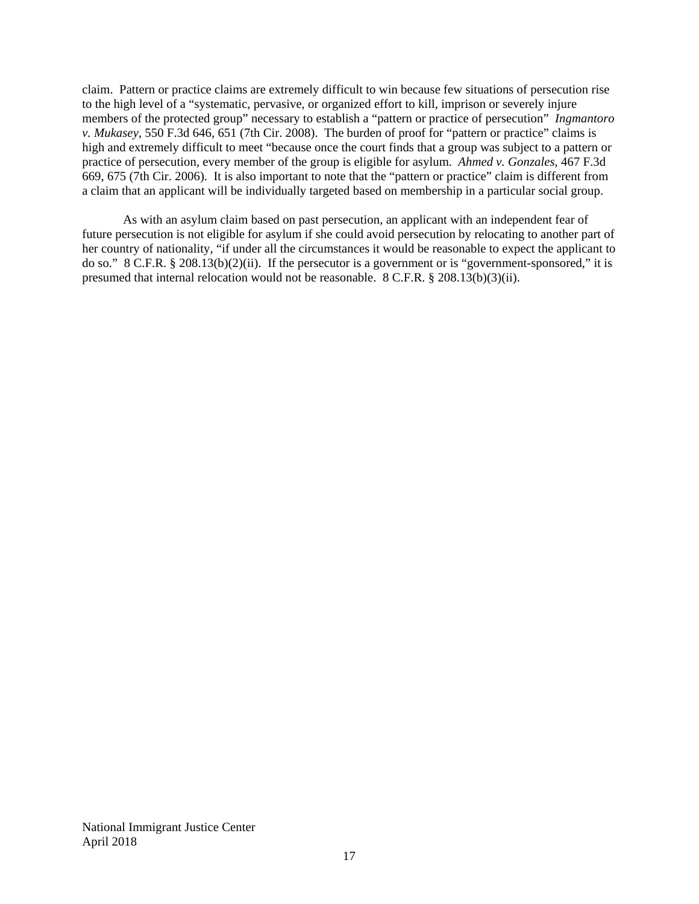claim. Pattern or practice claims are extremely difficult to win because few situations of persecution rise to the high level of a "systematic, pervasive, or organized effort to kill, imprison or severely injure members of the protected group" necessary to establish a "pattern or practice of persecution" *Ingmantoro v. Mukasey*, 550 F.3d 646, 651 (7th Cir. 2008). The burden of proof for "pattern or practice" claims is high and extremely difficult to meet "because once the court finds that a group was subject to a pattern or practice of persecution, every member of the group is eligible for asylum. *Ahmed v. Gonzales*, 467 F.3d 669, 675 (7th Cir. 2006). It is also important to note that the "pattern or practice" claim is different from a claim that an applicant will be individually targeted based on membership in a particular social group.

As with an asylum claim based on past persecution, an applicant with an independent fear of future persecution is not eligible for asylum if she could avoid persecution by relocating to another part of her country of nationality, "if under all the circumstances it would be reasonable to expect the applicant to do so." 8 C.F.R. § 208.13(b)(2)(ii). If the persecutor is a government or is "government-sponsored," it is presumed that internal relocation would not be reasonable. 8 C.F.R. § 208.13(b)(3)(ii).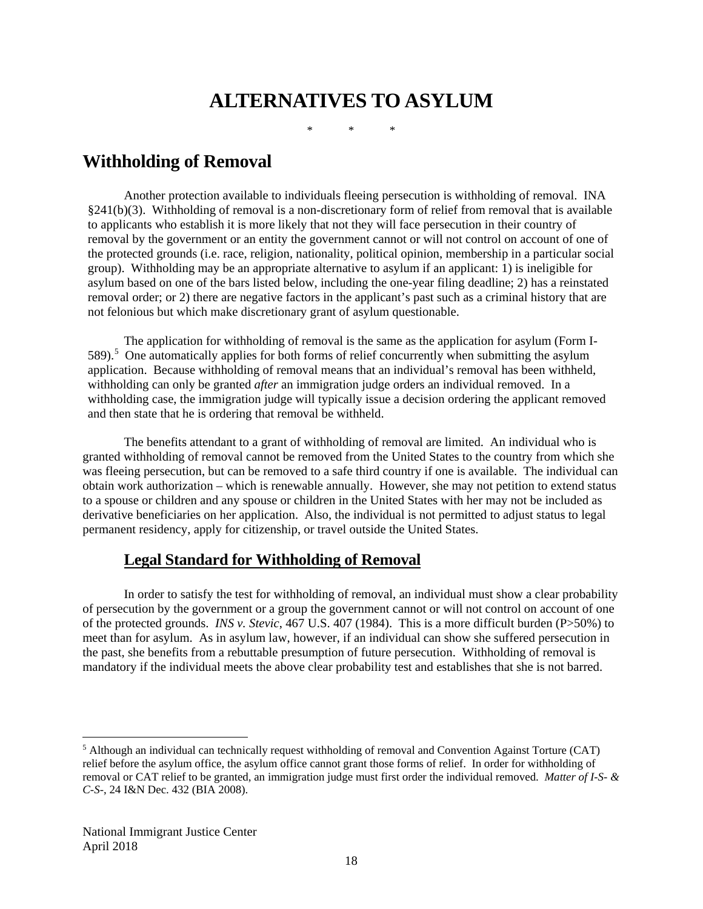# ALTERNATIVES TO ASYLUM

\*     \*     \*

## Withholding of Removal

Another protection available to individuals fleeing persecution is withholding of removal. INA §241(b)(3). Withholding of removal is a non-discretionary form of relief from removal that is available to applicants who establish it is more likely that not they will face persecution in their country of removal by the government or an entity the government cannot or will not control on account of one of the protected grounds (i.e. race, religion, nationality, political opinion, membership in a particular social group). Withholding may be an appropriate alternative to asylum if an applicant: 1) is ineligible for asylum based on one of the bars listed below, including the one-year filing deadline; 2) has a reinstated removal order; or 2) there are negative factors in the applicant's past such as a criminal history that are not felonious but which make discretionary grant of asylum questionable.

The application for withholding of removal is the same as the application for asylum (Form I-589).[5] One automatically applies for both forms of relief concurrently when submitting the asylum application. Because withholding of removal means that an individual's removal has been withheld, withholding can only be granted *after* an immigration judge orders an individual removed. In a withholding case, the immigration judge will typically issue a decision ordering the applicant removed and then state that he is ordering that removal be withheld.

The benefits attendant to a grant of withholding of removal are limited. An individual who is granted withholding of removal cannot be removed from the United States to the country from which she was fleeing persecution, but can be removed to a safe third country if one is available. The individual can obtain work authorization – which is renewable annually. However, she may not petition to extend status to a spouse or children and any spouse or children in the United States with her may not be included as derivative beneficiaries on her application. Also, the individual is not permitted to adjust status to legal permanent residency, apply for citizenship, or travel outside the United States.

### Legal Standard for Withholding of Removal

In order to satisfy the test for withholding of removal, an individual must show a clear probability of persecution by the government or a group the government cannot or will not control on account of one of the protected grounds. *INS v. Stevic*, 467 U.S. 407 (1984). This is a more difficult burden (P>50%) to meet than for asylum. As in asylum law, however, if an individual can show she suffered persecution in the past, she benefits from a rebuttable presumption of future persecution. Withholding of removal is mandatory if the individual meets the above clear probability test and establishes that she is not barred.

---

[5] Although an individual can technically request withholding of removal and Convention Against Torture (CAT) relief before the asylum office, the asylum office cannot grant those forms of relief. In order for withholding of removal or CAT relief to be granted, an immigration judge must first order the individual removed. *Matter of I-S- & C-S-*, 24 I&N Dec. 432 (BIA 2008).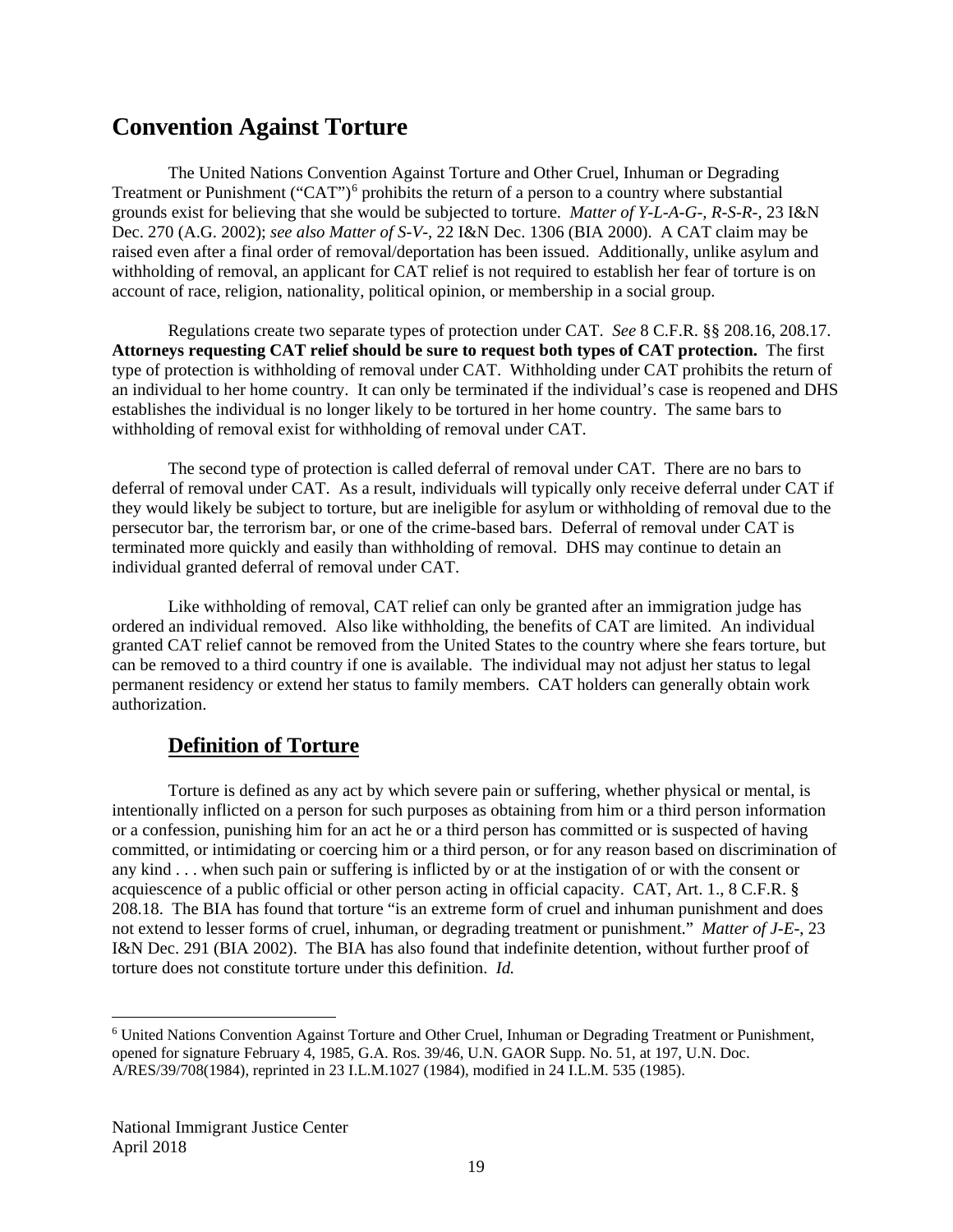# Convention Against Torture

The United Nations Convention Against Torture and Other Cruel, Inhuman or Degrading Treatment or Punishment ("CAT")[6] prohibits the return of a person to a country where substantial grounds exist for believing that she would be subjected to torture. *Matter of Y-L-A-G-, R-S-R-*, 23 I&N Dec. 270 (A.G. 2002); *see also Matter of S-V-*, 22 I&N Dec. 1306 (BIA 2000). A CAT claim may be raised even after a final order of removal/deportation has been issued. Additionally, unlike asylum and withholding of removal, an applicant for CAT relief is not required to establish her fear of torture is on account of race, religion, nationality, political opinion, or membership in a social group.

Regulations create two separate types of protection under CAT. *See* 8 C.F.R. §§ 208.16, 208.17. **Attorneys requesting CAT relief should be sure to request both types of CAT protection.** The first type of protection is withholding of removal under CAT. Withholding under CAT prohibits the return of an individual to her home country. It can only be terminated if the individual's case is reopened and DHS establishes the individual is no longer likely to be tortured in her home country. The same bars to withholding of removal exist for withholding of removal under CAT.

The second type of protection is called deferral of removal under CAT. There are no bars to deferral of removal under CAT. As a result, individuals will typically only receive deferral under CAT if they would likely be subject to torture, but are ineligible for asylum or withholding of removal due to the persecutor bar, the terrorism bar, or one of the crime-based bars. Deferral of removal under CAT is terminated more quickly and easily than withholding of removal. DHS may continue to detain an individual granted deferral of removal under CAT.

Like withholding of removal, CAT relief can only be granted after an immigration judge has ordered an individual removed. Also like withholding, the benefits of CAT are limited. An individual granted CAT relief cannot be removed from the United States to the country where she fears torture, but can be removed to a third country if one is available. The individual may not adjust her status to legal permanent residency or extend her status to family members. CAT holders can generally obtain work authorization.

## Definition of Torture

Torture is defined as any act by which severe pain or suffering, whether physical or mental, is intentionally inflicted on a person for such purposes as obtaining from him or a third person information or a confession, punishing him for an act he or a third person has committed or is suspected of having committed, or intimidating or coercing him or a third person, or for any reason based on discrimination of any kind . . . when such pain or suffering is inflicted by or at the instigation of or with the consent or acquiescence of a public official or other person acting in official capacity. CAT, Art. 1., 8 C.F.R. § 208.18. The BIA has found that torture "is an extreme form of cruel and inhuman punishment and does not extend to lesser forms of cruel, inhuman, or degrading treatment or punishment." *Matter of J-E-*, 23 I&N Dec. 291 (BIA 2002). The BIA has also found that indefinite detention, without further proof of torture does not constitute torture under this definition. *Id.*

---

[6] United Nations Convention Against Torture and Other Cruel, Inhuman or Degrading Treatment or Punishment, opened for signature February 4, 1985, G.A. Ros. 39/46, U.N. GAOR Supp. No. 51, at 197, U.N. Doc. A/RES/39/708(1984), reprinted in 23 I.L.M.1027 (1984), modified in 24 I.L.M. 535 (1985).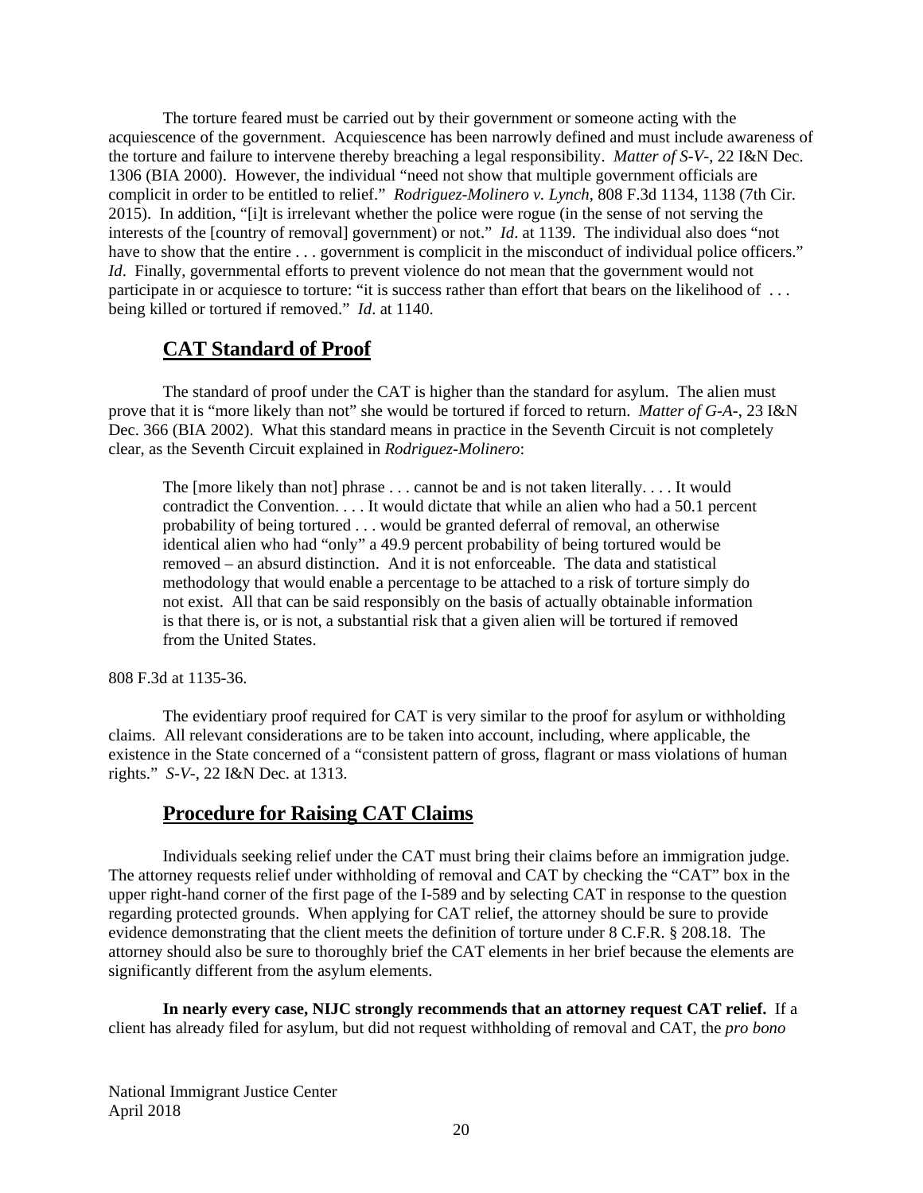The torture feared must be carried out by their government or someone acting with the acquiescence of the government. Acquiescence has been narrowly defined and must include awareness of the torture and failure to intervene thereby breaching a legal responsibility. *Matter of S-V-*, 22 I&N Dec. 1306 (BIA 2000). However, the individual "need not show that multiple government officials are complicit in order to be entitled to relief." *Rodriguez-Molinero v. Lynch*, 808 F.3d 1134, 1138 (7th Cir. 2015). In addition, "[i]t is irrelevant whether the police were rogue (in the sense of not serving the interests of the [country of removal] government) or not." *Id*. at 1139. The individual also does "not have to show that the entire . . . government is complicit in the misconduct of individual police officers." *Id*. Finally, governmental efforts to prevent violence do not mean that the government would not participate in or acquiesce to torture: "it is success rather than effort that bears on the likelihood of . . . being killed or tortured if removed." *Id*. at 1140.

## CAT Standard of Proof

The standard of proof under the CAT is higher than the standard for asylum. The alien must prove that it is "more likely than not" she would be tortured if forced to return. *Matter of G-A-*, 23 I&N Dec. 366 (BIA 2002). What this standard means in practice in the Seventh Circuit is not completely clear, as the Seventh Circuit explained in *Rodriguez-Molinero*:

> The [more likely than not] phrase . . . cannot be and is not taken literally. . . . It would contradict the Convention. . . . It would dictate that while an alien who had a 50.1 percent probability of being tortured . . . would be granted deferral of removal, an otherwise identical alien who had "only" a 49.9 percent probability of being tortured would be removed – an absurd distinction. And it is not enforceable. The data and statistical methodology that would enable a percentage to be attached to a risk of torture simply do not exist. All that can be said responsibly on the basis of actually obtainable information is that there is, or is not, a substantial risk that a given alien will be tortured if removed from the United States.

808 F.3d at 1135-36.

The evidentiary proof required for CAT is very similar to the proof for asylum or withholding claims. All relevant considerations are to be taken into account, including, where applicable, the existence in the State concerned of a "consistent pattern of gross, flagrant or mass violations of human rights." *S-V-*, 22 I&N Dec. at 1313.

## Procedure for Raising CAT Claims

Individuals seeking relief under the CAT must bring their claims before an immigration judge. The attorney requests relief under withholding of removal and CAT by checking the "CAT" box in the upper right-hand corner of the first page of the I-589 and by selecting CAT in response to the question regarding protected grounds. When applying for CAT relief, the attorney should be sure to provide evidence demonstrating that the client meets the definition of torture under 8 C.F.R. § 208.18. The attorney should also be sure to thoroughly brief the CAT elements in her brief because the elements are significantly different from the asylum elements.

**In nearly every case, NIJC strongly recommends that an attorney request CAT relief.** If a client has already filed for asylum, but did not request withholding of removal and CAT, the *pro bono*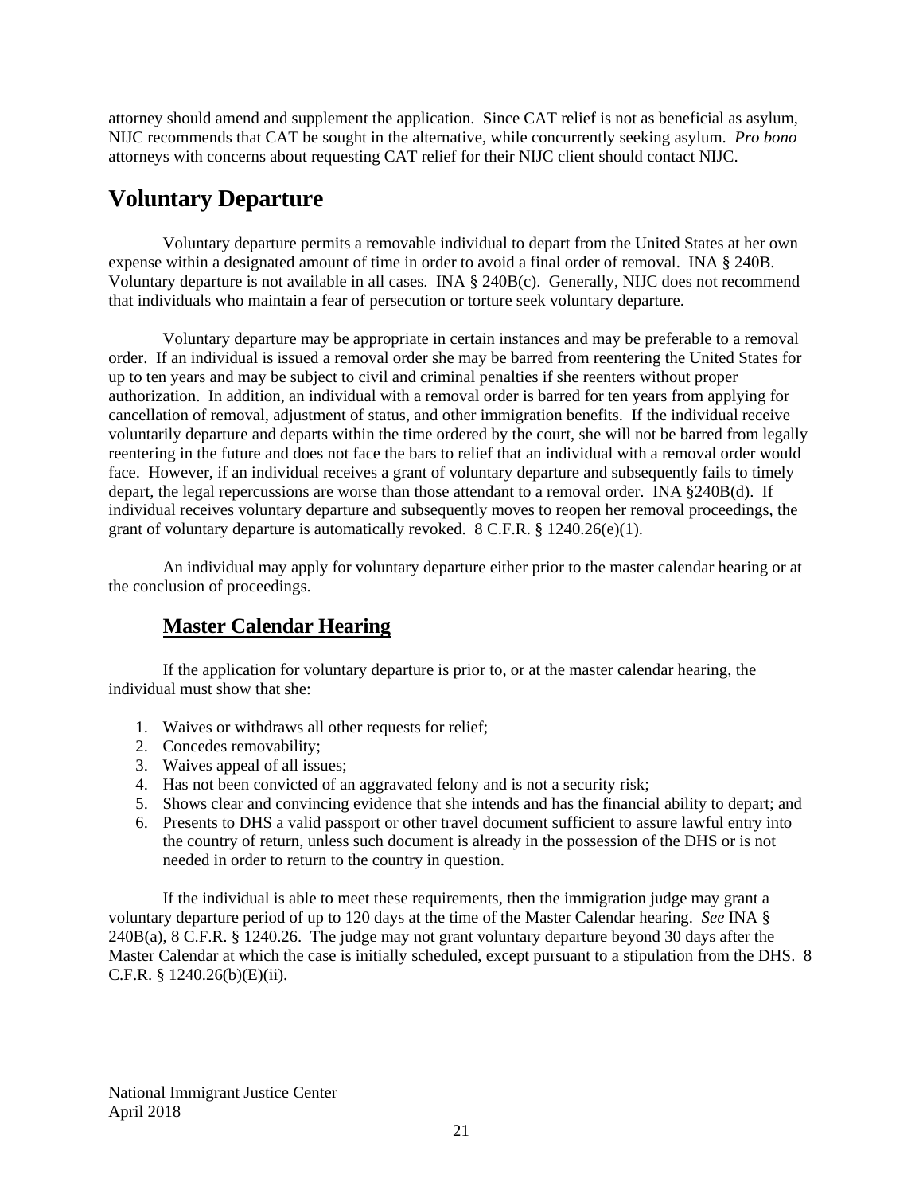attorney should amend and supplement the application. Since CAT relief is not as beneficial as asylum, NIJC recommends that CAT be sought in the alternative, while concurrently seeking asylum. *Pro bono* attorneys with concerns about requesting CAT relief for their NIJC client should contact NIJC.

# Voluntary Departure

Voluntary departure permits a removable individual to depart from the United States at her own expense within a designated amount of time in order to avoid a final order of removal. INA § 240B. Voluntary departure is not available in all cases. INA § 240B(c). Generally, NIJC does not recommend that individuals who maintain a fear of persecution or torture seek voluntary departure.

Voluntary departure may be appropriate in certain instances and may be preferable to a removal order. If an individual is issued a removal order she may be barred from reentering the United States for up to ten years and may be subject to civil and criminal penalties if she reenters without proper authorization. In addition, an individual with a removal order is barred for ten years from applying for cancellation of removal, adjustment of status, and other immigration benefits. If the individual receive voluntarily departure and departs within the time ordered by the court, she will not be barred from legally reentering in the future and does not face the bars to relief that an individual with a removal order would face. However, if an individual receives a grant of voluntary departure and subsequently fails to timely depart, the legal repercussions are worse than those attendant to a removal order. INA §240B(d). If individual receives voluntary departure and subsequently moves to reopen her removal proceedings, the grant of voluntary departure is automatically revoked. 8 C.F.R. § 1240.26(e)(1).

An individual may apply for voluntary departure either prior to the master calendar hearing or at the conclusion of proceedings.

## Master Calendar Hearing

If the application for voluntary departure is prior to, or at the master calendar hearing, the individual must show that she:

1. Waives or withdraws all other requests for relief;
2. Concedes removability;
3. Waives appeal of all issues;
4. Has not been convicted of an aggravated felony and is not a security risk;
5. Shows clear and convincing evidence that she intends and has the financial ability to depart; and
6. Presents to DHS a valid passport or other travel document sufficient to assure lawful entry into the country of return, unless such document is already in the possession of the DHS or is not needed in order to return to the country in question.

If the individual is able to meet these requirements, then the immigration judge may grant a voluntary departure period of up to 120 days at the time of the Master Calendar hearing. *See* INA § 240B(a), 8 C.F.R. § 1240.26. The judge may not grant voluntary departure beyond 30 days after the Master Calendar at which the case is initially scheduled, except pursuant to a stipulation from the DHS. 8 C.F.R. § 1240.26(b)(E)(ii).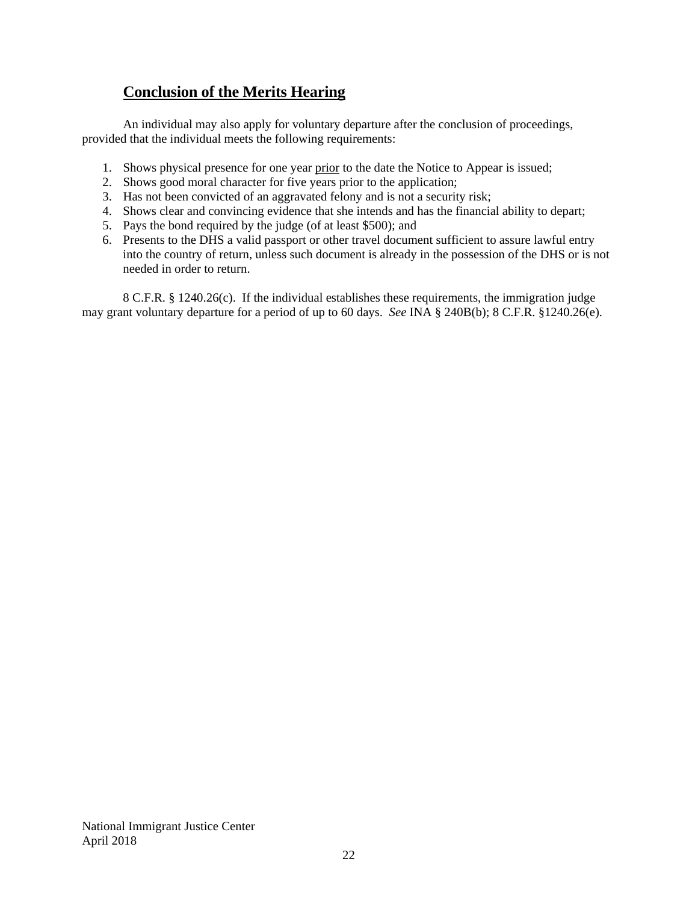## Conclusion of the Merits Hearing

An individual may also apply for voluntary departure after the conclusion of proceedings, provided that the individual meets the following requirements:

1. Shows physical presence for one year prior to the date the Notice to Appear is issued;
2. Shows good moral character for five years prior to the application;
3. Has not been convicted of an aggravated felony and is not a security risk;
4. Shows clear and convincing evidence that she intends and has the financial ability to depart;
5. Pays the bond required by the judge (of at least $500); and
6. Presents to the DHS a valid passport or other travel document sufficient to assure lawful entry into the country of return, unless such document is already in the possession of the DHS or is not needed in order to return.

8 C.F.R. § 1240.26(c). If the individual establishes these requirements, the immigration judge may grant voluntary departure for a period of up to 60 days. *See* INA § 240B(b); 8 C.F.R. §1240.26(e).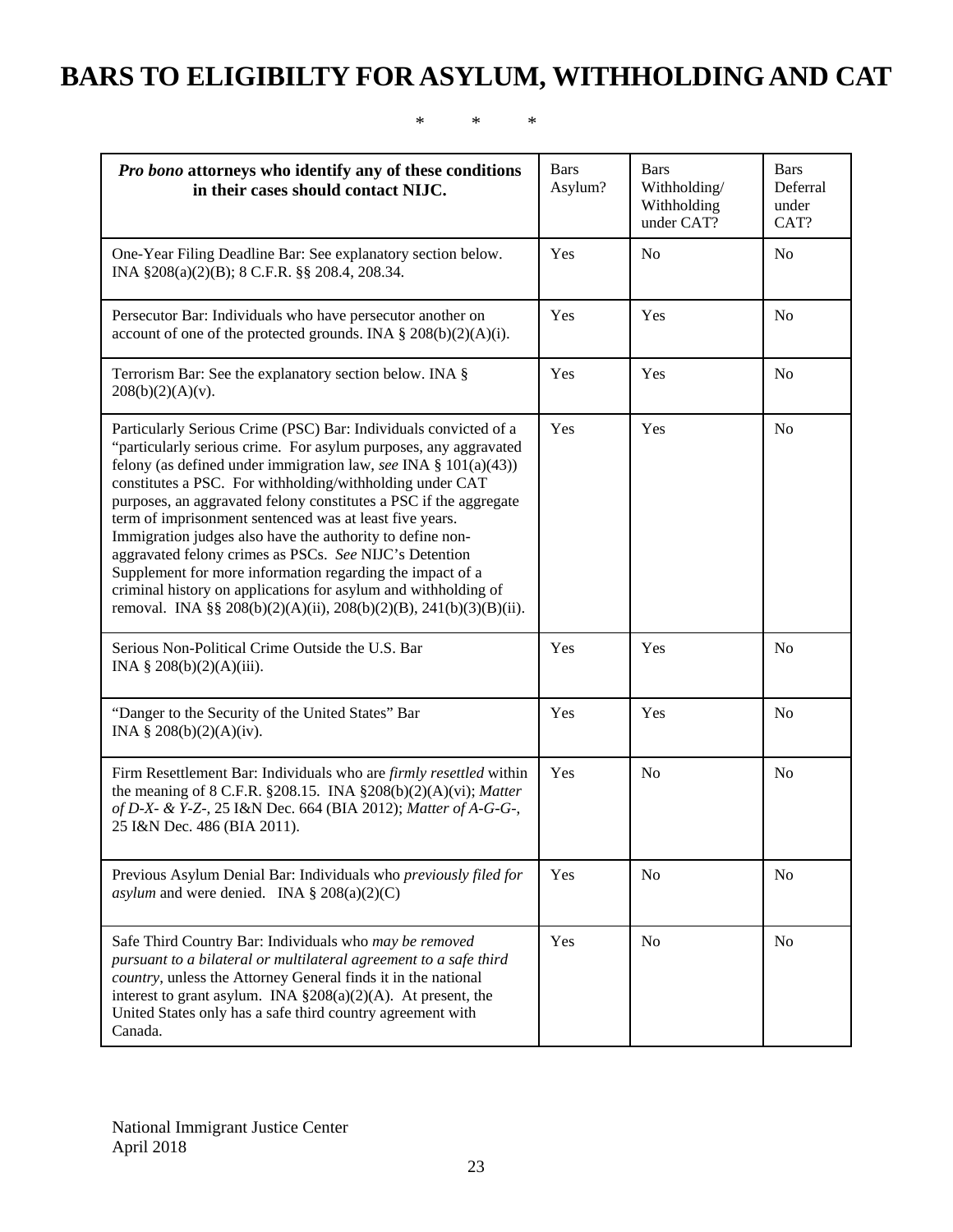# BARS TO ELIGIBILTY FOR ASYLUM, WITHHOLDING AND CAT

\* \* \*

| ***Pro bono* attorneys who identify any of these conditions in their cases should contact NIJC.** | Bars Asylum? | Bars Withholding/ Withholding under CAT? | Bars Deferral under CAT? |
|---|---|---|---|
| One-Year Filing Deadline Bar: See explanatory section below. INA §208(a)(2)(B); 8 C.F.R. §§ 208.4, 208.34. | Yes | No | No |
| Persecutor Bar: Individuals who have persecutor another on account of one of the protected grounds. INA § 208(b)(2)(A)(i). | Yes | Yes | No |
| Terrorism Bar: See the explanatory section below. INA § 208(b)(2)(A)(v). | Yes | Yes | No |
| Particularly Serious Crime (PSC) Bar: Individuals convicted of a "particularly serious crime. For asylum purposes, any aggravated felony (as defined under immigration law, *see* INA § 101(a)(43)) constitutes a PSC. For withholding/withholding under CAT purposes, an aggravated felony constitutes a PSC if the aggregate term of imprisonment sentenced was at least five years. Immigration judges also have the authority to define non-aggravated felony crimes as PSCs. *See* NIJC's Detention Supplement for more information regarding the impact of a criminal history on applications for asylum and withholding of removal. INA §§ 208(b)(2)(A)(ii), 208(b)(2)(B), 241(b)(3)(B)(ii). | Yes | Yes | No |
| Serious Non-Political Crime Outside the U.S. Bar INA § 208(b)(2)(A)(iii). | Yes | Yes | No |
| "Danger to the Security of the United States" Bar INA § 208(b)(2)(A)(iv). | Yes | Yes | No |
| Firm Resettlement Bar: Individuals who are *firmly resettled* within the meaning of 8 C.F.R. §208.15. INA §208(b)(2)(A)(vi); *Matter of D-X- & Y-Z-*, 25 I&N Dec. 664 (BIA 2012); *Matter of A-G-G-*, 25 I&N Dec. 486 (BIA 2011). | Yes | No | No |
| Previous Asylum Denial Bar: Individuals who *previously filed for asylum* and were denied. INA § 208(a)(2)(C) | Yes | No | No |
| Safe Third Country Bar: Individuals who *may be removed pursuant to a bilateral or multilateral agreement to a safe third country*, unless the Attorney General finds it in the national interest to grant asylum. INA §208(a)(2)(A). At present, the United States only has a safe third country agreement with Canada. | Yes | No | No |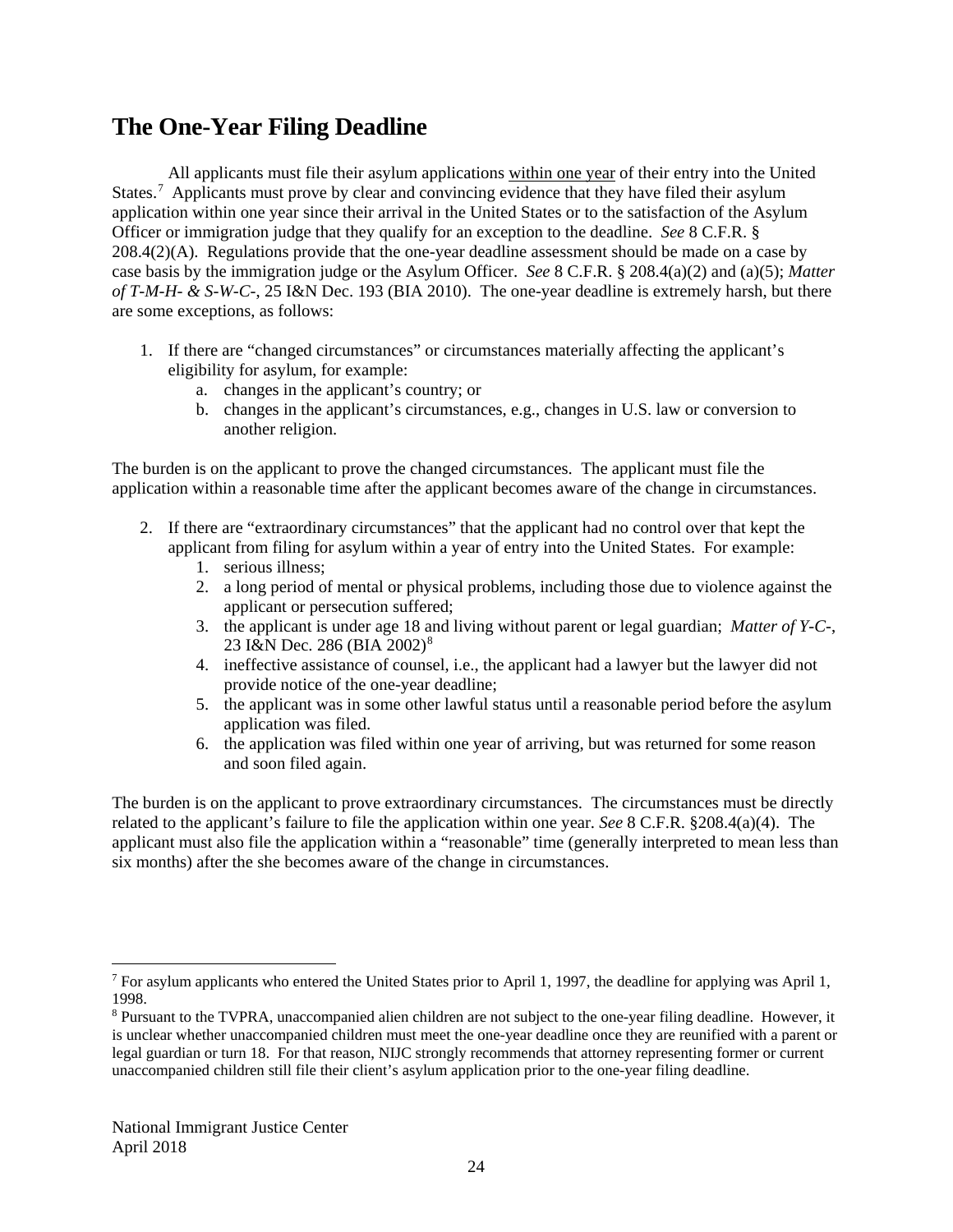## The One-Year Filing Deadline

All applicants must file their asylum applications within one year of their entry into the United States.[7] Applicants must prove by clear and convincing evidence that they have filed their asylum application within one year since their arrival in the United States or to the satisfaction of the Asylum Officer or immigration judge that they qualify for an exception to the deadline. *See* 8 C.F.R. § 208.4(2)(A). Regulations provide that the one-year deadline assessment should be made on a case by case basis by the immigration judge or the Asylum Officer. *See* 8 C.F.R. § 208.4(a)(2) and (a)(5); *Matter of T-M-H- & S-W-C-*, 25 I&N Dec. 193 (BIA 2010). The one-year deadline is extremely harsh, but there are some exceptions, as follows:

1. If there are "changed circumstances" or circumstances materially affecting the applicant's eligibility for asylum, for example:
    a. changes in the applicant's country; or
    b. changes in the applicant's circumstances, e.g., changes in U.S. law or conversion to another religion.

The burden is on the applicant to prove the changed circumstances. The applicant must file the application within a reasonable time after the applicant becomes aware of the change in circumstances.

2. If there are "extraordinary circumstances" that the applicant had no control over that kept the applicant from filing for asylum within a year of entry into the United States. For example:
    1. serious illness;
    2. a long period of mental or physical problems, including those due to violence against the applicant or persecution suffered;
    3. the applicant is under age 18 and living without parent or legal guardian; *Matter of Y-C-*, 23 I&N Dec. 286 (BIA 2002)[8]
    4. ineffective assistance of counsel, i.e., the applicant had a lawyer but the lawyer did not provide notice of the one-year deadline;
    5. the applicant was in some other lawful status until a reasonable period before the asylum application was filed.
    6. the application was filed within one year of arriving, but was returned for some reason and soon filed again.

The burden is on the applicant to prove extraordinary circumstances. The circumstances must be directly related to the applicant's failure to file the application within one year. *See* 8 C.F.R. §208.4(a)(4). The applicant must also file the application within a "reasonable" time (generally interpreted to mean less than six months) after the she becomes aware of the change in circumstances.

---

[7] For asylum applicants who entered the United States prior to April 1, 1997, the deadline for applying was April 1, 1998.

[8] Pursuant to the TVPRA, unaccompanied alien children are not subject to the one-year filing deadline. However, it is unclear whether unaccompanied children must meet the one-year deadline once they are reunified with a parent or legal guardian or turn 18. For that reason, NIJC strongly recommends that attorney representing former or current unaccompanied children still file their client's asylum application prior to the one-year filing deadline.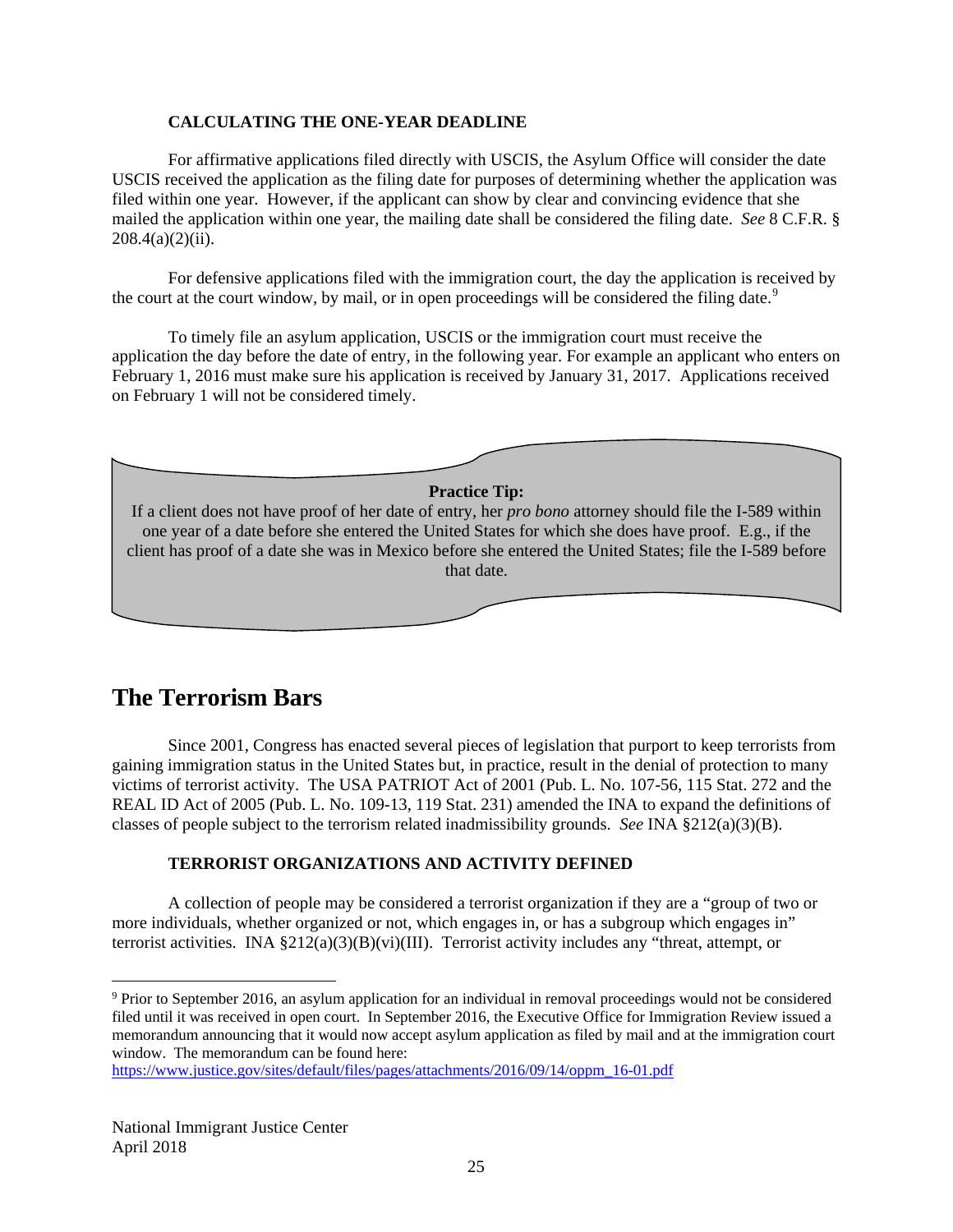### CALCULATING THE ONE-YEAR DEADLINE

For affirmative applications filed directly with USCIS, the Asylum Office will consider the date USCIS received the application as the filing date for purposes of determining whether the application was filed within one year. However, if the applicant can show by clear and convincing evidence that she mailed the application within one year, the mailing date shall be considered the filing date. *See* 8 C.F.R. § 208.4(a)(2)(ii).

For defensive applications filed with the immigration court, the day the application is received by the court at the court window, by mail, or in open proceedings will be considered the filing date.[9]

To timely file an asylum application, USCIS or the immigration court must receive the application the day before the date of entry, in the following year. For example an applicant who enters on February 1, 2016 must make sure his application is received by January 31, 2017. Applications received on February 1 will not be considered timely.

> **Practice Tip:**
> If a client does not have proof of her date of entry, her *pro bono* attorney should file the I-589 within one year of a date before she entered the United States for which she does have proof. E.g., if the client has proof of a date she was in Mexico before she entered the United States; file the I-589 before that date.

## The Terrorism Bars

Since 2001, Congress has enacted several pieces of legislation that purport to keep terrorists from gaining immigration status in the United States but, in practice, result in the denial of protection to many victims of terrorist activity. The USA PATRIOT Act of 2001 (Pub. L. No. 107-56, 115 Stat. 272 and the REAL ID Act of 2005 (Pub. L. No. 109-13, 119 Stat. 231) amended the INA to expand the definitions of classes of people subject to the terrorism related inadmissibility grounds. *See* INA §212(a)(3)(B).

### TERRORIST ORGANIZATIONS AND ACTIVITY DEFINED

A collection of people may be considered a terrorist organization if they are a "group of two or more individuals, whether organized or not, which engages in, or has a subgroup which engages in" terrorist activities. INA §212(a)(3)(B)(vi)(III). Terrorist activity includes any "threat, attempt, or

[9] Prior to September 2016, an asylum application for an individual in removal proceedings would not be considered filed until it was received in open court. In September 2016, the Executive Office for Immigration Review issued a memorandum announcing that it would now accept asylum application as filed by mail and at the immigration court window. The memorandum can be found here: https://www.justice.gov/sites/default/files/pages/attachments/2016/09/14/oppm_16-01.pdf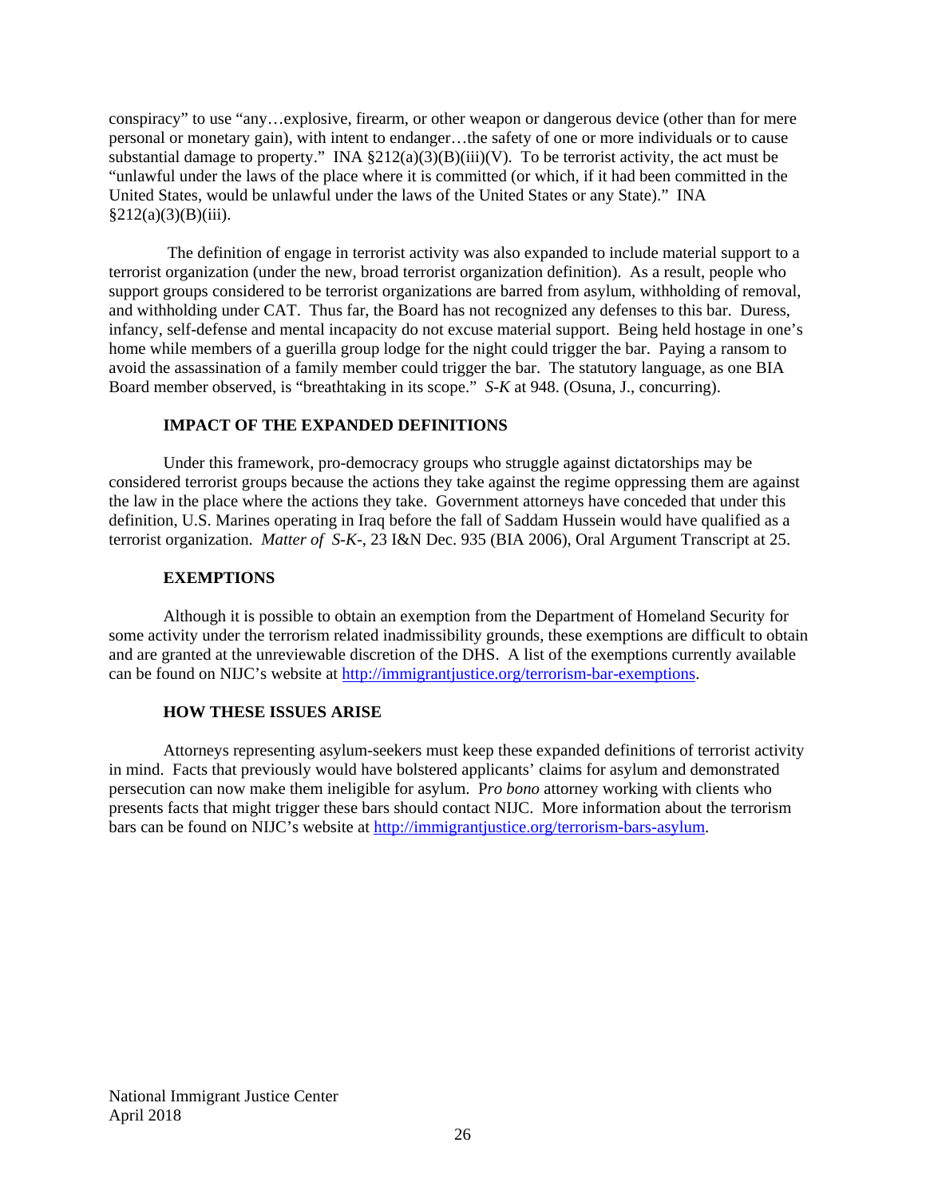conspiracy" to use "any…explosive, firearm, or other weapon or dangerous device (other than for mere personal or monetary gain), with intent to endanger…the safety of one or more individuals or to cause substantial damage to property." INA §212(a)(3)(B)(iii)(V). To be terrorist activity, the act must be "unlawful under the laws of the place where it is committed (or which, if it had been committed in the United States, would be unlawful under the laws of the United States or any State)." INA §212(a)(3)(B)(iii).

The definition of engage in terrorist activity was also expanded to include material support to a terrorist organization (under the new, broad terrorist organization definition). As a result, people who support groups considered to be terrorist organizations are barred from asylum, withholding of removal, and withholding under CAT. Thus far, the Board has not recognized any defenses to this bar. Duress, infancy, self-defense and mental incapacity do not excuse material support. Being held hostage in one's home while members of a guerilla group lodge for the night could trigger the bar. Paying a ransom to avoid the assassination of a family member could trigger the bar. The statutory language, as one BIA Board member observed, is "breathtaking in its scope." *S-K* at 948. (Osuna, J., concurring).

**IMPACT OF THE EXPANDED DEFINITIONS**

Under this framework, pro-democracy groups who struggle against dictatorships may be considered terrorist groups because the actions they take against the regime oppressing them are against the law in the place where the actions they take. Government attorneys have conceded that under this definition, U.S. Marines operating in Iraq before the fall of Saddam Hussein would have qualified as a terrorist organization. *Matter of S-K-*, 23 I&N Dec. 935 (BIA 2006), Oral Argument Transcript at 25.

**EXEMPTIONS**

Although it is possible to obtain an exemption from the Department of Homeland Security for some activity under the terrorism related inadmissibility grounds, these exemptions are difficult to obtain and are granted at the unreviewable discretion of the DHS. A list of the exemptions currently available can be found on NIJC's website at http://immigrantjustice.org/terrorism-bar-exemptions.

**HOW THESE ISSUES ARISE**

Attorneys representing asylum-seekers must keep these expanded definitions of terrorist activity in mind. Facts that previously would have bolstered applicants' claims for asylum and demonstrated persecution can now make them ineligible for asylum. P*ro bono* attorney working with clients who presents facts that might trigger these bars should contact NIJC. More information about the terrorism bars can be found on NIJC's website at http://immigrantjustice.org/terrorism-bars-asylum.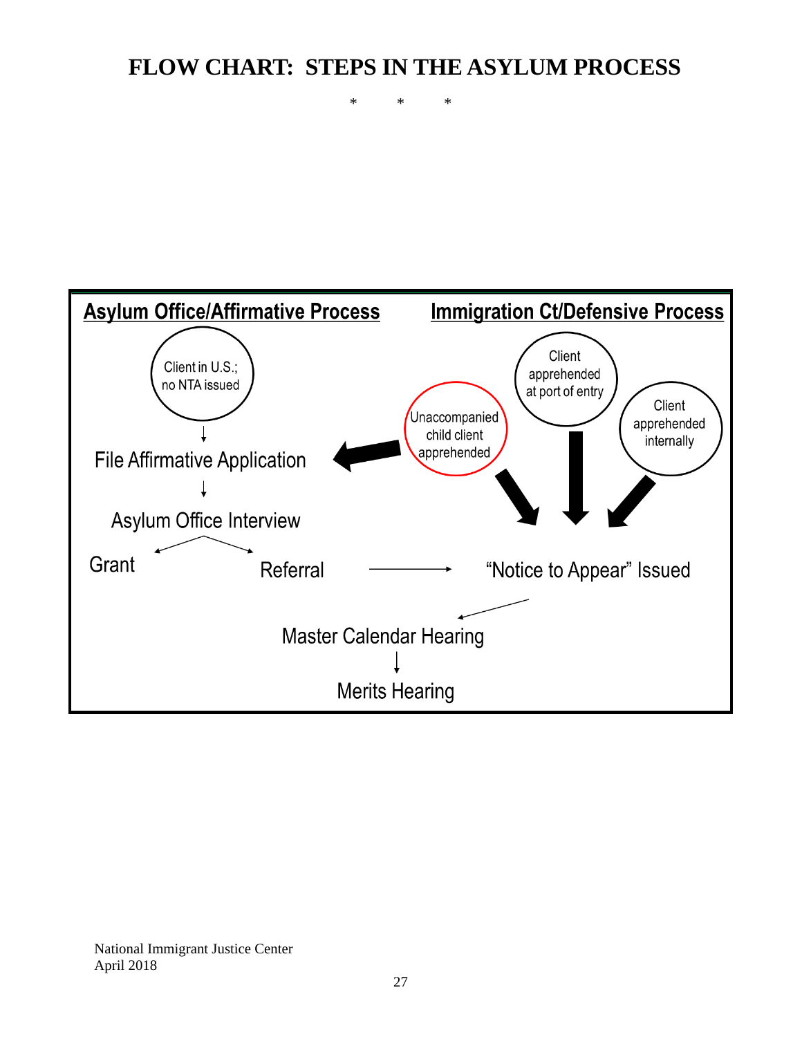# FLOW CHART: STEPS IN THE ASYLUM PROCESS

\* \* \*

**Asylum Office/Affirmative Process**

Client in U.S.; no NTA issued

↓

File Affirmative Application

↓

Asylum Office Interview

Grant ← → Referral → "Notice to Appear" Issued

**Immigration Ct/Defensive Process**

Unaccompanied child client apprehended → File Affirmative Application

Unaccompanied child client apprehended → "Notice to Appear" Issued

Client apprehended at port of entry → "Notice to Appear" Issued

Client apprehended internally → "Notice to Appear" Issued

"Notice to Appear" Issued → Master Calendar Hearing

↓

Merits Hearing

National Immigrant Justice Center
April 2018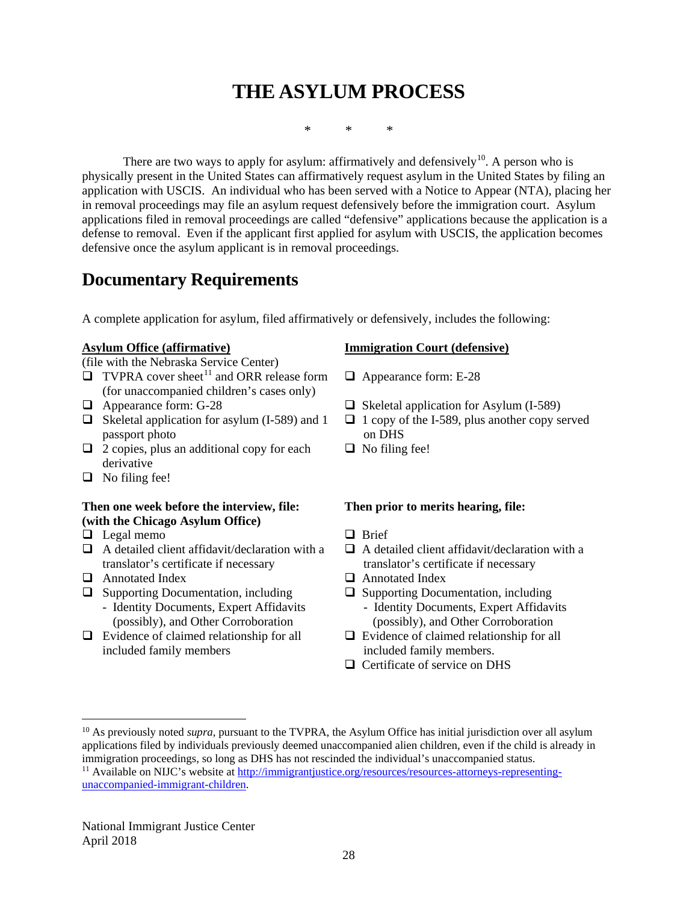# THE ASYLUM PROCESS

\* \* \*

There are two ways to apply for asylum: affirmatively and defensively[10]. A person who is physically present in the United States can affirmatively request asylum in the United States by filing an application with USCIS. An individual who has been served with a Notice to Appear (NTA), placing her in removal proceedings may file an asylum request defensively before the immigration court. Asylum applications filed in removal proceedings are called "defensive" applications because the application is a defense to removal. Even if the applicant first applied for asylum with USCIS, the application becomes defensive once the asylum applicant is in removal proceedings.

## Documentary Requirements

A complete application for asylum, filed affirmatively or defensively, includes the following:

<u>**Asylum Office (affirmative)**</u>
(file with the Nebraska Service Center)

- ❑ TVPRA cover sheet[11] and ORR release form (for unaccompanied children's cases only)
- ❑ Appearance form: G-28
- ❑ Skeletal application for asylum (I-589) and 1 passport photo
- ❑ 2 copies, plus an additional copy for each derivative
- ❑ No filing fee!

**Then one week before the interview, file: (with the Chicago Asylum Office)**

- ❑ Legal memo
- ❑ A detailed client affidavit/declaration with a translator's certificate if necessary
- ❑ Annotated Index
- ❑ Supporting Documentation, including
  - Identity Documents, Expert Affidavits (possibly), and Other Corroboration
- ❑ Evidence of claimed relationship for all included family members

<u>**Immigration Court (defensive)**</u>

- ❑ Appearance form: E-28
- ❑ Skeletal application for Asylum (I-589)
- ❑ 1 copy of the I-589, plus another copy served on DHS
- ❑ No filing fee!

**Then prior to merits hearing, file:**

- ❑ Brief
- ❑ A detailed client affidavit/declaration with a translator's certificate if necessary
- ❑ Annotated Index
- ❑ Supporting Documentation, including
  - Identity Documents, Expert Affidavits (possibly), and Other Corroboration
- ❑ Evidence of claimed relationship for all included family members.
- ❑ Certificate of service on DHS

---

[10] As previously noted *supra*, pursuant to the TVPRA, the Asylum Office has initial jurisdiction over all asylum applications filed by individuals previously deemed unaccompanied alien children, even if the child is already in immigration proceedings, so long as DHS has not rescinded the individual's unaccompanied status.

[11] Available on NIJC's website at http://immigrantjustice.org/resources/resources-attorneys-representing-unaccompanied-immigrant-children.

National Immigrant Justice Center
April 2018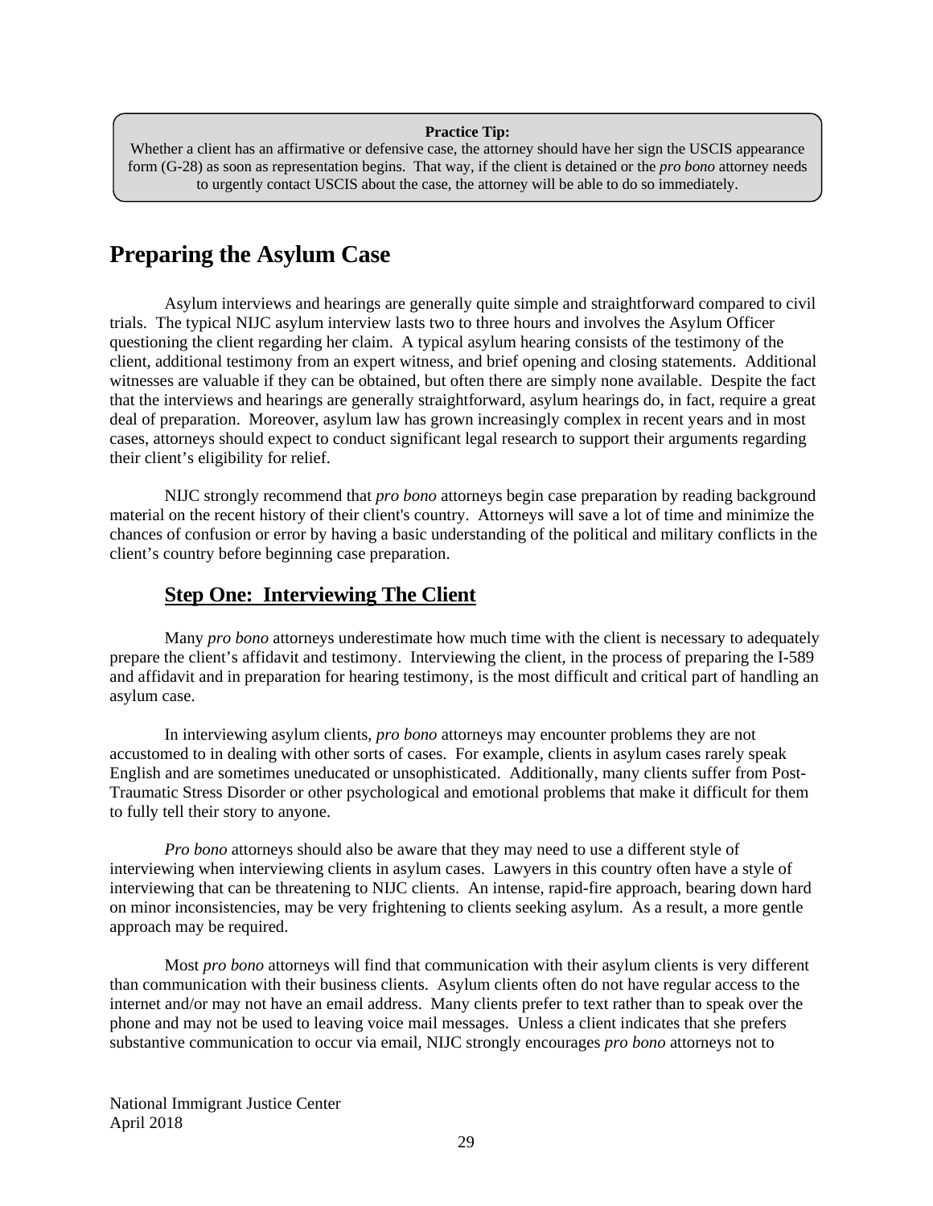> **Practice Tip:**
> Whether a client has an affirmative or defensive case, the attorney should have her sign the USCIS appearance form (G-28) as soon as representation begins. That way, if the client is detained or the *pro bono* attorney needs to urgently contact USCIS about the case, the attorney will be able to do so immediately.

# Preparing the Asylum Case

Asylum interviews and hearings are generally quite simple and straightforward compared to civil trials. The typical NIJC asylum interview lasts two to three hours and involves the Asylum Officer questioning the client regarding her claim. A typical asylum hearing consists of the testimony of the client, additional testimony from an expert witness, and brief opening and closing statements. Additional witnesses are valuable if they can be obtained, but often there are simply none available. Despite the fact that the interviews and hearings are generally straightforward, asylum hearings do, in fact, require a great deal of preparation. Moreover, asylum law has grown increasingly complex in recent years and in most cases, attorneys should expect to conduct significant legal research to support their arguments regarding their client's eligibility for relief.

NIJC strongly recommend that *pro bono* attorneys begin case preparation by reading background material on the recent history of their client's country. Attorneys will save a lot of time and minimize the chances of confusion or error by having a basic understanding of the political and military conflicts in the client's country before beginning case preparation.

## Step One: Interviewing The Client

Many *pro bono* attorneys underestimate how much time with the client is necessary to adequately prepare the client's affidavit and testimony. Interviewing the client, in the process of preparing the I-589 and affidavit and in preparation for hearing testimony, is the most difficult and critical part of handling an asylum case.

In interviewing asylum clients, *pro bono* attorneys may encounter problems they are not accustomed to in dealing with other sorts of cases. For example, clients in asylum cases rarely speak English and are sometimes uneducated or unsophisticated. Additionally, many clients suffer from Post-Traumatic Stress Disorder or other psychological and emotional problems that make it difficult for them to fully tell their story to anyone.

*Pro bono* attorneys should also be aware that they may need to use a different style of interviewing when interviewing clients in asylum cases. Lawyers in this country often have a style of interviewing that can be threatening to NIJC clients. An intense, rapid-fire approach, bearing down hard on minor inconsistencies, may be very frightening to clients seeking asylum. As a result, a more gentle approach may be required.

Most *pro bono* attorneys will find that communication with their asylum clients is very different than communication with their business clients. Asylum clients often do not have regular access to the internet and/or may not have an email address. Many clients prefer to text rather than to speak over the phone and may not be used to leaving voice mail messages. Unless a client indicates that she prefers substantive communication to occur via email, NIJC strongly encourages *pro bono* attorneys not to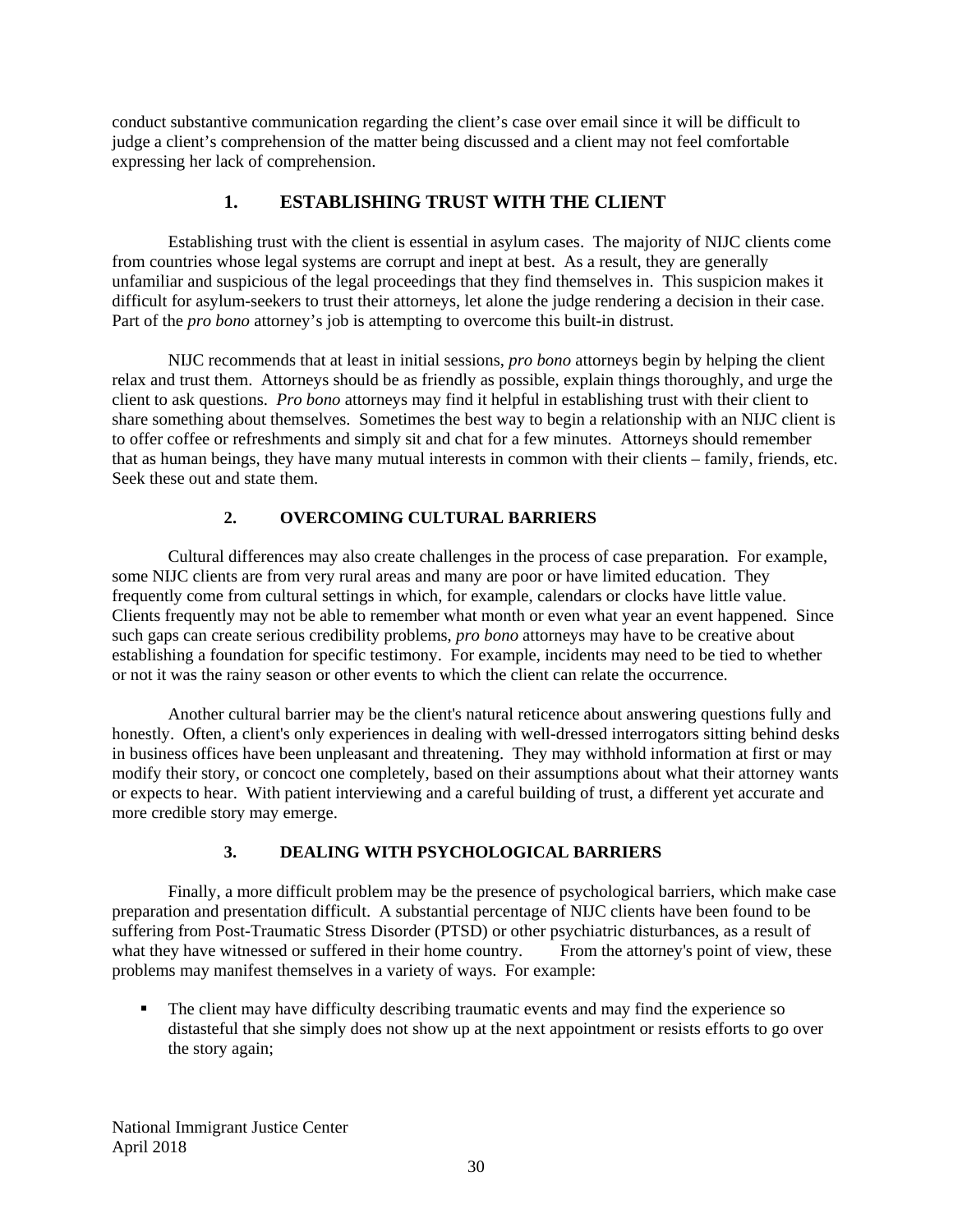conduct substantive communication regarding the client's case over email since it will be difficult to judge a client's comprehension of the matter being discussed and a client may not feel comfortable expressing her lack of comprehension.

### 1. ESTABLISHING TRUST WITH THE CLIENT

Establishing trust with the client is essential in asylum cases. The majority of NIJC clients come from countries whose legal systems are corrupt and inept at best. As a result, they are generally unfamiliar and suspicious of the legal proceedings that they find themselves in. This suspicion makes it difficult for asylum-seekers to trust their attorneys, let alone the judge rendering a decision in their case. Part of the *pro bono* attorney's job is attempting to overcome this built-in distrust.

NIJC recommends that at least in initial sessions, *pro bono* attorneys begin by helping the client relax and trust them. Attorneys should be as friendly as possible, explain things thoroughly, and urge the client to ask questions. *Pro bono* attorneys may find it helpful in establishing trust with their client to share something about themselves. Sometimes the best way to begin a relationship with an NIJC client is to offer coffee or refreshments and simply sit and chat for a few minutes. Attorneys should remember that as human beings, they have many mutual interests in common with their clients – family, friends, etc. Seek these out and state them.

### 2. OVERCOMING CULTURAL BARRIERS

Cultural differences may also create challenges in the process of case preparation. For example, some NIJC clients are from very rural areas and many are poor or have limited education. They frequently come from cultural settings in which, for example, calendars or clocks have little value. Clients frequently may not be able to remember what month or even what year an event happened. Since such gaps can create serious credibility problems, *pro bono* attorneys may have to be creative about establishing a foundation for specific testimony. For example, incidents may need to be tied to whether or not it was the rainy season or other events to which the client can relate the occurrence.

Another cultural barrier may be the client's natural reticence about answering questions fully and honestly. Often, a client's only experiences in dealing with well-dressed interrogators sitting behind desks in business offices have been unpleasant and threatening. They may withhold information at first or may modify their story, or concoct one completely, based on their assumptions about what their attorney wants or expects to hear. With patient interviewing and a careful building of trust, a different yet accurate and more credible story may emerge.

### 3. DEALING WITH PSYCHOLOGICAL BARRIERS

Finally, a more difficult problem may be the presence of psychological barriers, which make case preparation and presentation difficult. A substantial percentage of NIJC clients have been found to be suffering from Post-Traumatic Stress Disorder (PTSD) or other psychiatric disturbances, as a result of what they have witnessed or suffered in their home country. From the attorney's point of view, these problems may manifest themselves in a variety of ways. For example:

- The client may have difficulty describing traumatic events and may find the experience so distasteful that she simply does not show up at the next appointment or resists efforts to go over the story again;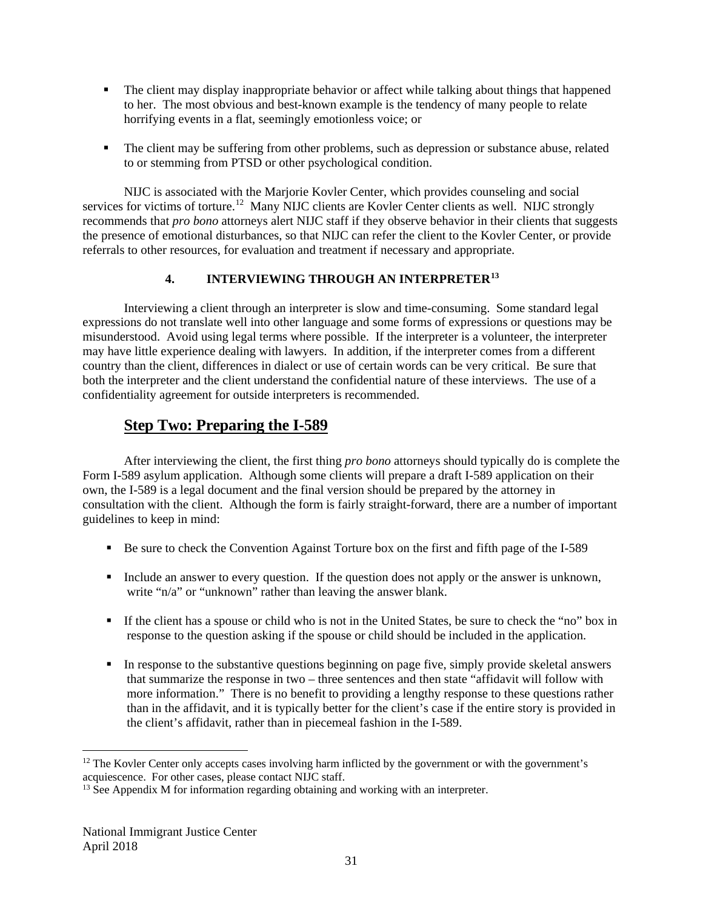- The client may display inappropriate behavior or affect while talking about things that happened to her. The most obvious and best-known example is the tendency of many people to relate horrifying events in a flat, seemingly emotionless voice; or

- The client may be suffering from other problems, such as depression or substance abuse, related to or stemming from PTSD or other psychological condition.

NIJC is associated with the Marjorie Kovler Center, which provides counseling and social services for victims of torture.[12] Many NIJC clients are Kovler Center clients as well. NIJC strongly recommends that *pro bono* attorneys alert NIJC staff if they observe behavior in their clients that suggests the presence of emotional disturbances, so that NIJC can refer the client to the Kovler Center, or provide referrals to other resources, for evaluation and treatment if necessary and appropriate.

#### 4. INTERVIEWING THROUGH AN INTERPRETER[13]

Interviewing a client through an interpreter is slow and time-consuming. Some standard legal expressions do not translate well into other language and some forms of expressions or questions may be misunderstood. Avoid using legal terms where possible. If the interpreter is a volunteer, the interpreter may have little experience dealing with lawyers. In addition, if the interpreter comes from a different country than the client, differences in dialect or use of certain words can be very critical. Be sure that both the interpreter and the client understand the confidential nature of these interviews. The use of a confidentiality agreement for outside interpreters is recommended.

## Step Two: Preparing the I-589

After interviewing the client, the first thing *pro bono* attorneys should typically do is complete the Form I-589 asylum application. Although some clients will prepare a draft I-589 application on their own, the I-589 is a legal document and the final version should be prepared by the attorney in consultation with the client. Although the form is fairly straight-forward, there are a number of important guidelines to keep in mind:

- Be sure to check the Convention Against Torture box on the first and fifth page of the I-589

- Include an answer to every question. If the question does not apply or the answer is unknown, write "n/a" or "unknown" rather than leaving the answer blank.

- If the client has a spouse or child who is not in the United States, be sure to check the "no" box in response to the question asking if the spouse or child should be included in the application.

- In response to the substantive questions beginning on page five, simply provide skeletal answers that summarize the response in two – three sentences and then state "affidavit will follow with more information." There is no benefit to providing a lengthy response to these questions rather than in the affidavit, and it is typically better for the client's case if the entire story is provided in the client's affidavit, rather than in piecemeal fashion in the I-589.

---

[12] The Kovler Center only accepts cases involving harm inflicted by the government or with the government's acquiescence. For other cases, please contact NIJC staff.

[13] See Appendix M for information regarding obtaining and working with an interpreter.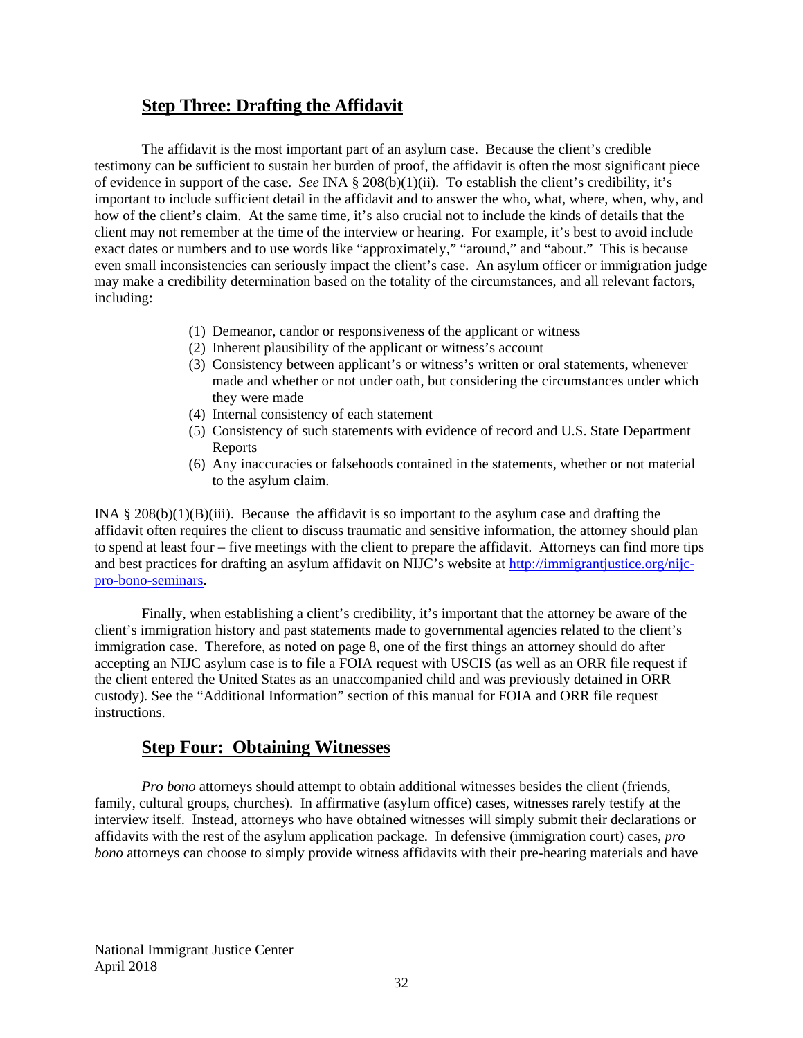## Step Three: Drafting the Affidavit

The affidavit is the most important part of an asylum case. Because the client's credible testimony can be sufficient to sustain her burden of proof, the affidavit is often the most significant piece of evidence in support of the case. *See* INA § 208(b)(1)(ii). To establish the client's credibility, it's important to include sufficient detail in the affidavit and to answer the who, what, where, when, why, and how of the client's claim. At the same time, it's also crucial not to include the kinds of details that the client may not remember at the time of the interview or hearing. For example, it's best to avoid include exact dates or numbers and to use words like "approximately," "around," and "about." This is because even small inconsistencies can seriously impact the client's case. An asylum officer or immigration judge may make a credibility determination based on the totality of the circumstances, and all relevant factors, including:

(1) Demeanor, candor or responsiveness of the applicant or witness
(2) Inherent plausibility of the applicant or witness's account
(3) Consistency between applicant's or witness's written or oral statements, whenever made and whether or not under oath, but considering the circumstances under which they were made
(4) Internal consistency of each statement
(5) Consistency of such statements with evidence of record and U.S. State Department Reports
(6) Any inaccuracies or falsehoods contained in the statements, whether or not material to the asylum claim.

INA § 208(b)(1)(B)(iii). Because the affidavit is so important to the asylum case and drafting the affidavit often requires the client to discuss traumatic and sensitive information, the attorney should plan to spend at least four – five meetings with the client to prepare the affidavit. Attorneys can find more tips and best practices for drafting an asylum affidavit on NIJC's website at http://immigrantjustice.org/nijc-pro-bono-seminars**.**

Finally, when establishing a client's credibility, it's important that the attorney be aware of the client's immigration history and past statements made to governmental agencies related to the client's immigration case. Therefore, as noted on page 8, one of the first things an attorney should do after accepting an NIJC asylum case is to file a FOIA request with USCIS (as well as an ORR file request if the client entered the United States as an unaccompanied child and was previously detained in ORR custody). See the "Additional Information" section of this manual for FOIA and ORR file request instructions.

## Step Four: Obtaining Witnesses

*Pro bono* attorneys should attempt to obtain additional witnesses besides the client (friends, family, cultural groups, churches). In affirmative (asylum office) cases, witnesses rarely testify at the interview itself. Instead, attorneys who have obtained witnesses will simply submit their declarations or affidavits with the rest of the asylum application package. In defensive (immigration court) cases, *pro bono* attorneys can choose to simply provide witness affidavits with their pre-hearing materials and have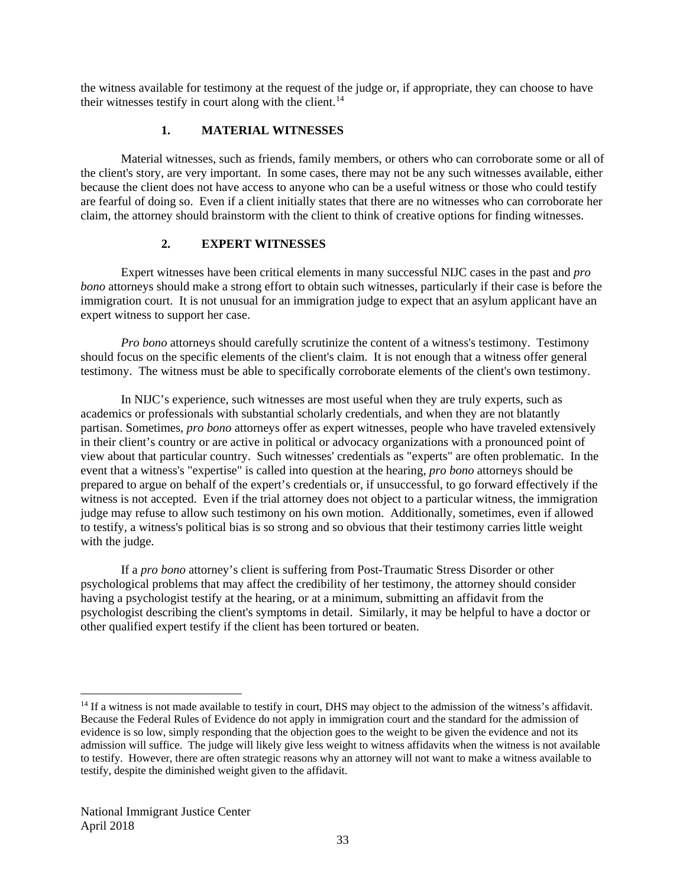the witness available for testimony at the request of the judge or, if appropriate, they can choose to have their witnesses testify in court along with the client.[14]

### 1. MATERIAL WITNESSES

Material witnesses, such as friends, family members, or others who can corroborate some or all of the client's story, are very important. In some cases, there may not be any such witnesses available, either because the client does not have access to anyone who can be a useful witness or those who could testify are fearful of doing so. Even if a client initially states that there are no witnesses who can corroborate her claim, the attorney should brainstorm with the client to think of creative options for finding witnesses.

### 2. EXPERT WITNESSES

Expert witnesses have been critical elements in many successful NIJC cases in the past and *pro bono* attorneys should make a strong effort to obtain such witnesses, particularly if their case is before the immigration court. It is not unusual for an immigration judge to expect that an asylum applicant have an expert witness to support her case.

*Pro bono* attorneys should carefully scrutinize the content of a witness's testimony. Testimony should focus on the specific elements of the client's claim. It is not enough that a witness offer general testimony. The witness must be able to specifically corroborate elements of the client's own testimony.

In NIJC's experience, such witnesses are most useful when they are truly experts, such as academics or professionals with substantial scholarly credentials, and when they are not blatantly partisan. Sometimes, *pro bono* attorneys offer as expert witnesses, people who have traveled extensively in their client's country or are active in political or advocacy organizations with a pronounced point of view about that particular country. Such witnesses' credentials as "experts" are often problematic. In the event that a witness's "expertise" is called into question at the hearing, *pro bono* attorneys should be prepared to argue on behalf of the expert's credentials or, if unsuccessful, to go forward effectively if the witness is not accepted. Even if the trial attorney does not object to a particular witness, the immigration judge may refuse to allow such testimony on his own motion. Additionally, sometimes, even if allowed to testify, a witness's political bias is so strong and so obvious that their testimony carries little weight with the judge.

If a *pro bono* attorney's client is suffering from Post-Traumatic Stress Disorder or other psychological problems that may affect the credibility of her testimony, the attorney should consider having a psychologist testify at the hearing, or at a minimum, submitting an affidavit from the psychologist describing the client's symptoms in detail. Similarly, it may be helpful to have a doctor or other qualified expert testify if the client has been tortured or beaten.

---

[14] If a witness is not made available to testify in court, DHS may object to the admission of the witness's affidavit. Because the Federal Rules of Evidence do not apply in immigration court and the standard for the admission of evidence is so low, simply responding that the objection goes to the weight to be given the evidence and not its admission will suffice. The judge will likely give less weight to witness affidavits when the witness is not available to testify. However, there are often strategic reasons why an attorney will not want to make a witness available to testify, despite the diminished weight given to the affidavit.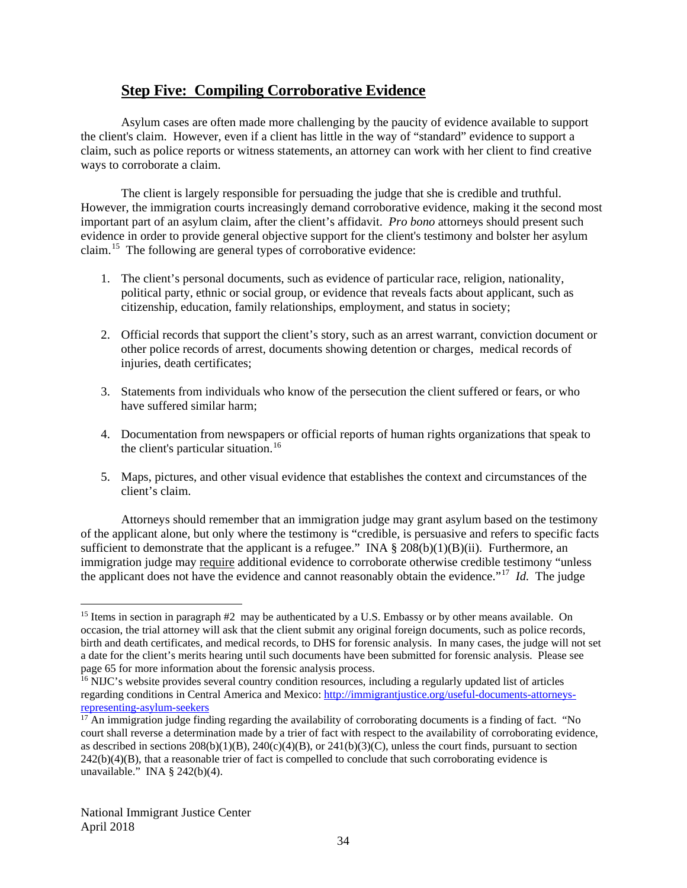## Step Five: Compiling Corroborative Evidence

Asylum cases are often made more challenging by the paucity of evidence available to support the client's claim. However, even if a client has little in the way of "standard" evidence to support a claim, such as police reports or witness statements, an attorney can work with her client to find creative ways to corroborate a claim.

The client is largely responsible for persuading the judge that she is credible and truthful. However, the immigration courts increasingly demand corroborative evidence, making it the second most important part of an asylum claim, after the client's affidavit. *Pro bono* attorneys should present such evidence in order to provide general objective support for the client's testimony and bolster her asylum claim.[15] The following are general types of corroborative evidence:

1. The client's personal documents, such as evidence of particular race, religion, nationality, political party, ethnic or social group, or evidence that reveals facts about applicant, such as citizenship, education, family relationships, employment, and status in society;
2. Official records that support the client's story, such as an arrest warrant, conviction document or other police records of arrest, documents showing detention or charges, medical records of injuries, death certificates;
3. Statements from individuals who know of the persecution the client suffered or fears, or who have suffered similar harm;
4. Documentation from newspapers or official reports of human rights organizations that speak to the client's particular situation.[16]
5. Maps, pictures, and other visual evidence that establishes the context and circumstances of the client's claim.

Attorneys should remember that an immigration judge may grant asylum based on the testimony of the applicant alone, but only where the testimony is "credible, is persuasive and refers to specific facts sufficient to demonstrate that the applicant is a refugee." INA § 208(b)(1)(B)(ii). Furthermore, an immigration judge may <u>require</u> additional evidence to corroborate otherwise credible testimony "unless the applicant does not have the evidence and cannot reasonably obtain the evidence."[17] *Id.* The judge

---

[15] Items in section in paragraph #2 may be authenticated by a U.S. Embassy or by other means available. On occasion, the trial attorney will ask that the client submit any original foreign documents, such as police records, birth and death certificates, and medical records, to DHS for forensic analysis. In many cases, the judge will not set a date for the client's merits hearing until such documents have been submitted for forensic analysis. Please see page 65 for more information about the forensic analysis process.

[16] NIJC's website provides several country condition resources, including a regularly updated list of articles regarding conditions in Central America and Mexico: http://immigrantjustice.org/useful-documents-attorneys-representing-asylum-seekers

[17] An immigration judge finding regarding the availability of corroborating documents is a finding of fact. "No court shall reverse a determination made by a trier of fact with respect to the availability of corroborating evidence, as described in sections 208(b)(1)(B), 240(c)(4)(B), or 241(b)(3)(C), unless the court finds, pursuant to section 242(b)(4)(B), that a reasonable trier of fact is compelled to conclude that such corroborating evidence is unavailable." INA § 242(b)(4).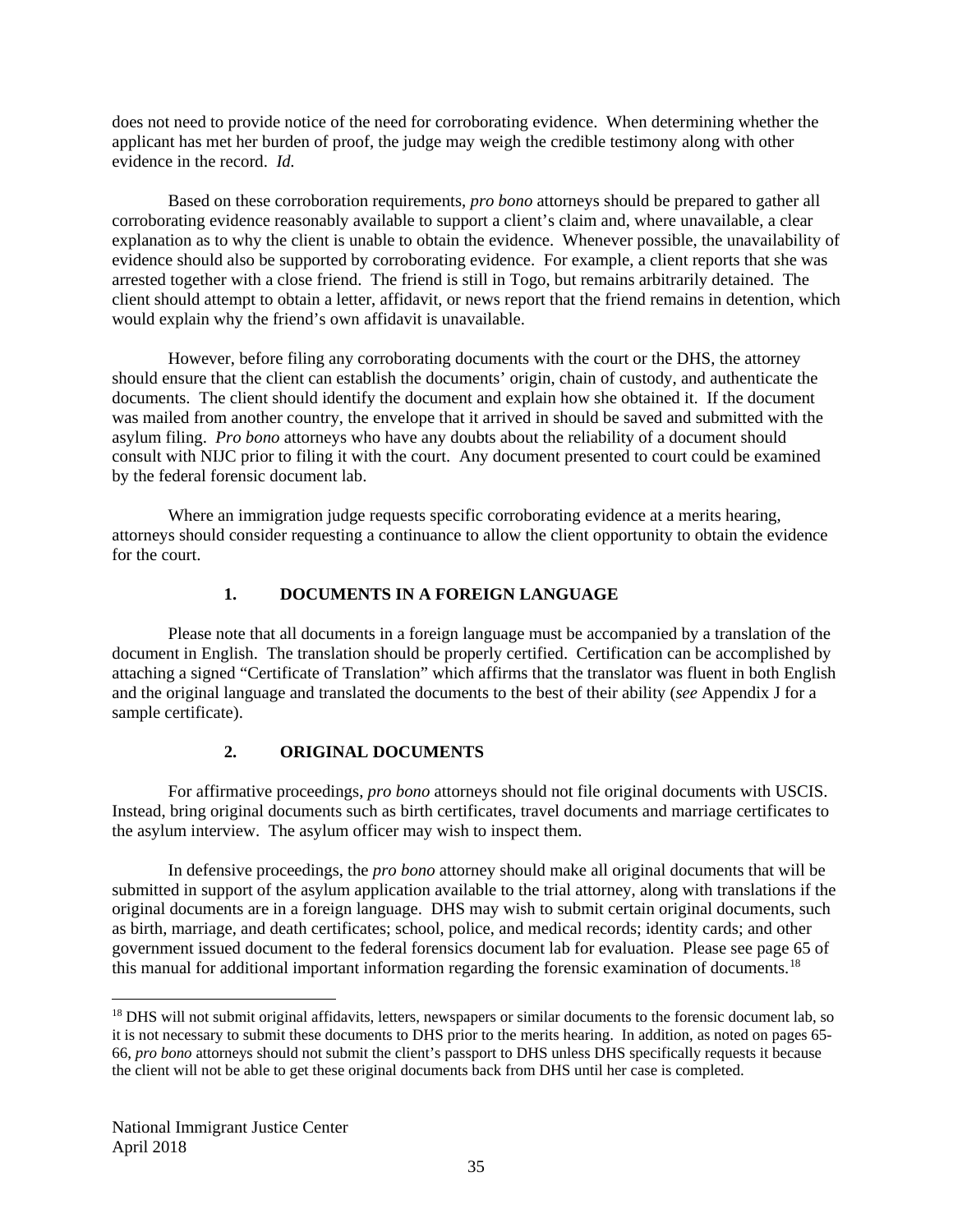does not need to provide notice of the need for corroborating evidence. When determining whether the applicant has met her burden of proof, the judge may weigh the credible testimony along with other evidence in the record. *Id.*

Based on these corroboration requirements, *pro bono* attorneys should be prepared to gather all corroborating evidence reasonably available to support a client's claim and, where unavailable, a clear explanation as to why the client is unable to obtain the evidence. Whenever possible, the unavailability of evidence should also be supported by corroborating evidence. For example, a client reports that she was arrested together with a close friend. The friend is still in Togo, but remains arbitrarily detained. The client should attempt to obtain a letter, affidavit, or news report that the friend remains in detention, which would explain why the friend's own affidavit is unavailable.

However, before filing any corroborating documents with the court or the DHS, the attorney should ensure that the client can establish the documents' origin, chain of custody, and authenticate the documents. The client should identify the document and explain how she obtained it. If the document was mailed from another country, the envelope that it arrived in should be saved and submitted with the asylum filing. *Pro bono* attorneys who have any doubts about the reliability of a document should consult with NIJC prior to filing it with the court. Any document presented to court could be examined by the federal forensic document lab.

Where an immigration judge requests specific corroborating evidence at a merits hearing, attorneys should consider requesting a continuance to allow the client opportunity to obtain the evidence for the court.

### 1. DOCUMENTS IN A FOREIGN LANGUAGE

Please note that all documents in a foreign language must be accompanied by a translation of the document in English. The translation should be properly certified. Certification can be accomplished by attaching a signed "Certificate of Translation" which affirms that the translator was fluent in both English and the original language and translated the documents to the best of their ability (*see* Appendix J for a sample certificate).

### 2. ORIGINAL DOCUMENTS

For affirmative proceedings, *pro bono* attorneys should not file original documents with USCIS. Instead, bring original documents such as birth certificates, travel documents and marriage certificates to the asylum interview. The asylum officer may wish to inspect them.

In defensive proceedings, the *pro bono* attorney should make all original documents that will be submitted in support of the asylum application available to the trial attorney, along with translations if the original documents are in a foreign language. DHS may wish to submit certain original documents, such as birth, marriage, and death certificates; school, police, and medical records; identity cards; and other government issued document to the federal forensics document lab for evaluation. Please see page 65 of this manual for additional important information regarding the forensic examination of documents.[18]

---

[18] DHS will not submit original affidavits, letters, newspapers or similar documents to the forensic document lab, so it is not necessary to submit these documents to DHS prior to the merits hearing. In addition, as noted on pages 65-66, *pro bono* attorneys should not submit the client's passport to DHS unless DHS specifically requests it because the client will not be able to get these original documents back from DHS until her case is completed.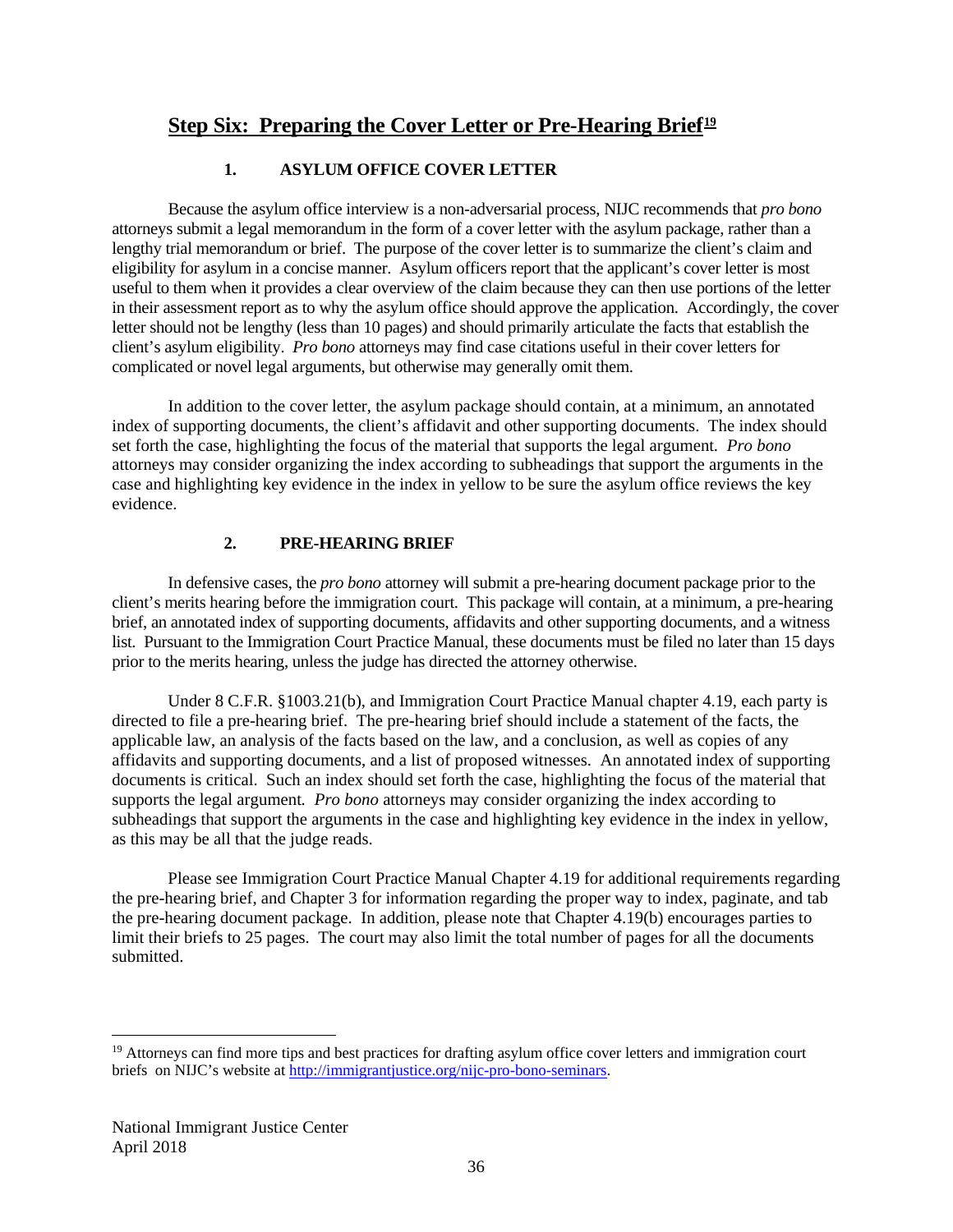## Step Six: Preparing the Cover Letter or Pre-Hearing Brief[19]

### 1. ASYLUM OFFICE COVER LETTER

Because the asylum office interview is a non-adversarial process, NIJC recommends that *pro bono* attorneys submit a legal memorandum in the form of a cover letter with the asylum package, rather than a lengthy trial memorandum or brief. The purpose of the cover letter is to summarize the client's claim and eligibility for asylum in a concise manner. Asylum officers report that the applicant's cover letter is most useful to them when it provides a clear overview of the claim because they can then use portions of the letter in their assessment report as to why the asylum office should approve the application. Accordingly, the cover letter should not be lengthy (less than 10 pages) and should primarily articulate the facts that establish the client's asylum eligibility. *Pro bono* attorneys may find case citations useful in their cover letters for complicated or novel legal arguments, but otherwise may generally omit them.

In addition to the cover letter, the asylum package should contain, at a minimum, an annotated index of supporting documents, the client's affidavit and other supporting documents. The index should set forth the case, highlighting the focus of the material that supports the legal argument. *Pro bono* attorneys may consider organizing the index according to subheadings that support the arguments in the case and highlighting key evidence in the index in yellow to be sure the asylum office reviews the key evidence.

### 2. PRE-HEARING BRIEF

In defensive cases, the *pro bono* attorney will submit a pre-hearing document package prior to the client's merits hearing before the immigration court. This package will contain, at a minimum, a pre-hearing brief, an annotated index of supporting documents, affidavits and other supporting documents, and a witness list. Pursuant to the Immigration Court Practice Manual, these documents must be filed no later than 15 days prior to the merits hearing, unless the judge has directed the attorney otherwise.

Under 8 C.F.R. §1003.21(b), and Immigration Court Practice Manual chapter 4.19, each party is directed to file a pre-hearing brief. The pre-hearing brief should include a statement of the facts, the applicable law, an analysis of the facts based on the law, and a conclusion, as well as copies of any affidavits and supporting documents, and a list of proposed witnesses. An annotated index of supporting documents is critical. Such an index should set forth the case, highlighting the focus of the material that supports the legal argument. *Pro bono* attorneys may consider organizing the index according to subheadings that support the arguments in the case and highlighting key evidence in the index in yellow, as this may be all that the judge reads.

Please see Immigration Court Practice Manual Chapter 4.19 for additional requirements regarding the pre-hearing brief, and Chapter 3 for information regarding the proper way to index, paginate, and tab the pre-hearing document package. In addition, please note that Chapter 4.19(b) encourages parties to limit their briefs to 25 pages. The court may also limit the total number of pages for all the documents submitted.

---

[19] Attorneys can find more tips and best practices for drafting asylum office cover letters and immigration court briefs on NIJC's website at http://immigrantjustice.org/nijc-pro-bono-seminars.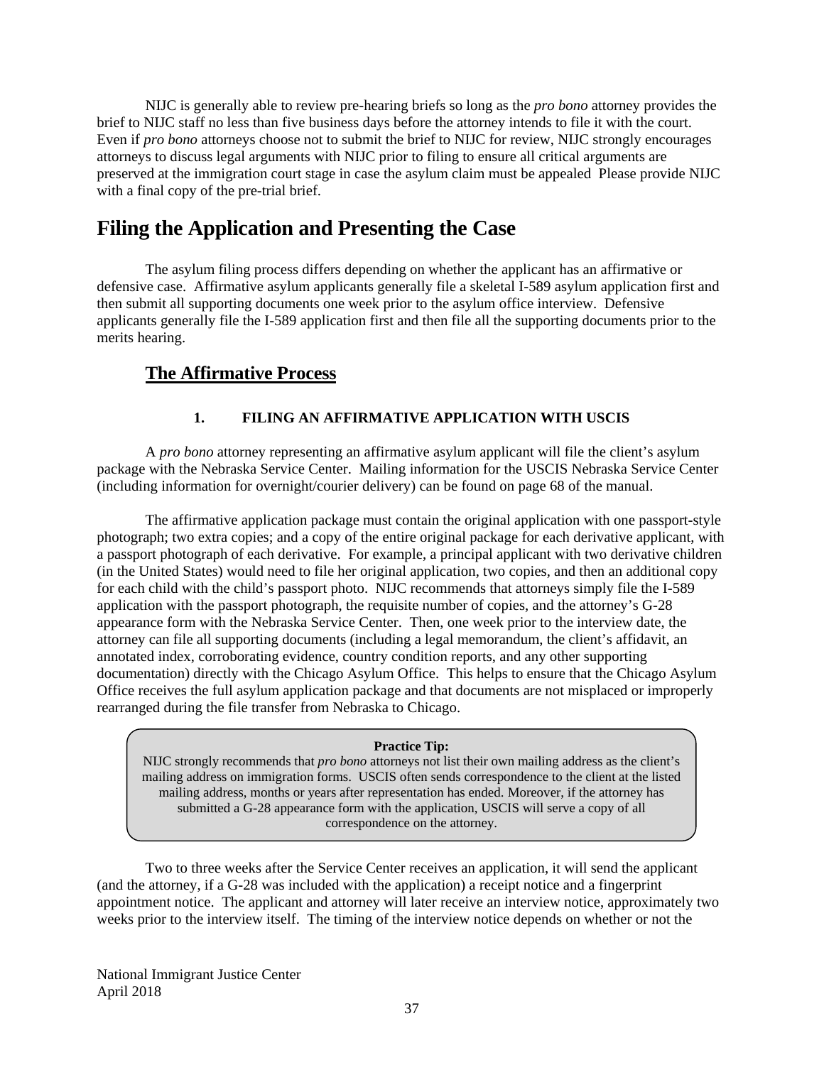NIJC is generally able to review pre-hearing briefs so long as the *pro bono* attorney provides the brief to NIJC staff no less than five business days before the attorney intends to file it with the court. Even if *pro bono* attorneys choose not to submit the brief to NIJC for review, NIJC strongly encourages attorneys to discuss legal arguments with NIJC prior to filing to ensure all critical arguments are preserved at the immigration court stage in case the asylum claim must be appealed  Please provide NIJC with a final copy of the pre-trial brief.

# Filing the Application and Presenting the Case

The asylum filing process differs depending on whether the applicant has an affirmative or defensive case. Affirmative asylum applicants generally file a skeletal I-589 asylum application first and then submit all supporting documents one week prior to the asylum office interview. Defensive applicants generally file the I-589 application first and then file all the supporting documents prior to the merits hearing.

## The Affirmative Process

### 1. FILING AN AFFIRMATIVE APPLICATION WITH USCIS

A *pro bono* attorney representing an affirmative asylum applicant will file the client's asylum package with the Nebraska Service Center. Mailing information for the USCIS Nebraska Service Center (including information for overnight/courier delivery) can be found on page 68 of the manual.

The affirmative application package must contain the original application with one passport-style photograph; two extra copies; and a copy of the entire original package for each derivative applicant, with a passport photograph of each derivative. For example, a principal applicant with two derivative children (in the United States) would need to file her original application, two copies, and then an additional copy for each child with the child's passport photo. NIJC recommends that attorneys simply file the I-589 application with the passport photograph, the requisite number of copies, and the attorney's G-28 appearance form with the Nebraska Service Center. Then, one week prior to the interview date, the attorney can file all supporting documents (including a legal memorandum, the client's affidavit, an annotated index, corroborating evidence, country condition reports, and any other supporting documentation) directly with the Chicago Asylum Office. This helps to ensure that the Chicago Asylum Office receives the full asylum application package and that documents are not misplaced or improperly rearranged during the file transfer from Nebraska to Chicago.

> **Practice Tip:**
> NIJC strongly recommends that *pro bono* attorneys not list their own mailing address as the client's mailing address on immigration forms. USCIS often sends correspondence to the client at the listed mailing address, months or years after representation has ended. Moreover, if the attorney has submitted a G-28 appearance form with the application, USCIS will serve a copy of all correspondence on the attorney.

Two to three weeks after the Service Center receives an application, it will send the applicant (and the attorney, if a G-28 was included with the application) a receipt notice and a fingerprint appointment notice. The applicant and attorney will later receive an interview notice, approximately two weeks prior to the interview itself. The timing of the interview notice depends on whether or not the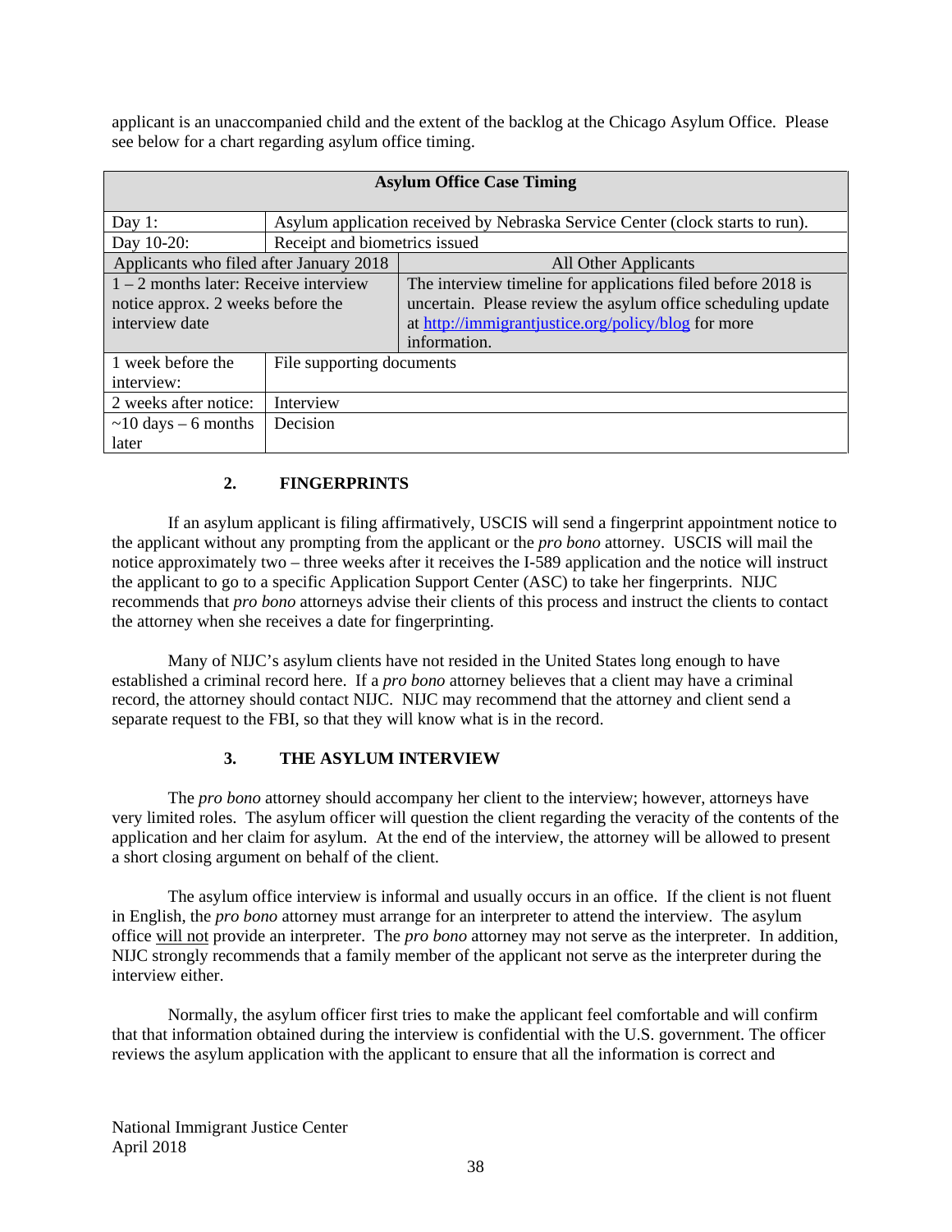applicant is an unaccompanied child and the extent of the backlog at the Chicago Asylum Office. Please see below for a chart regarding asylum office timing.

| **Asylum Office Case Timing** | | |
|---|---|---|
| Day 1: | Asylum application received by Nebraska Service Center (clock starts to run). | |
| Day 10-20: | Receipt and biometrics issued | |
| Applicants who filed after January 2018 | | All Other Applicants |
| 1 – 2 months later: Receive interview notice approx. 2 weeks before the interview date | | The interview timeline for applications filed before 2018 is uncertain. Please review the asylum office scheduling update at http://immigrantjustice.org/policy/blog for more information. |
| 1 week before the interview: | File supporting documents | |
| 2 weeks after notice: | Interview | |
| ~10 days – 6 months later | Decision | |

### 2. FINGERPRINTS

If an asylum applicant is filing affirmatively, USCIS will send a fingerprint appointment notice to the applicant without any prompting from the applicant or the *pro bono* attorney. USCIS will mail the notice approximately two – three weeks after it receives the I-589 application and the notice will instruct the applicant to go to a specific Application Support Center (ASC) to take her fingerprints. NIJC recommends that *pro bono* attorneys advise their clients of this process and instruct the clients to contact the attorney when she receives a date for fingerprinting.

Many of NIJC's asylum clients have not resided in the United States long enough to have established a criminal record here. If a *pro bono* attorney believes that a client may have a criminal record, the attorney should contact NIJC. NIJC may recommend that the attorney and client send a separate request to the FBI, so that they will know what is in the record.

### 3. THE ASYLUM INTERVIEW

The *pro bono* attorney should accompany her client to the interview; however, attorneys have very limited roles. The asylum officer will question the client regarding the veracity of the contents of the application and her claim for asylum. At the end of the interview, the attorney will be allowed to present a short closing argument on behalf of the client.

The asylum office interview is informal and usually occurs in an office. If the client is not fluent in English, the *pro bono* attorney must arrange for an interpreter to attend the interview. The asylum office will not provide an interpreter. The *pro bono* attorney may not serve as the interpreter. In addition, NIJC strongly recommends that a family member of the applicant not serve as the interpreter during the interview either.

Normally, the asylum officer first tries to make the applicant feel comfortable and will confirm that that information obtained during the interview is confidential with the U.S. government. The officer reviews the asylum application with the applicant to ensure that all the information is correct and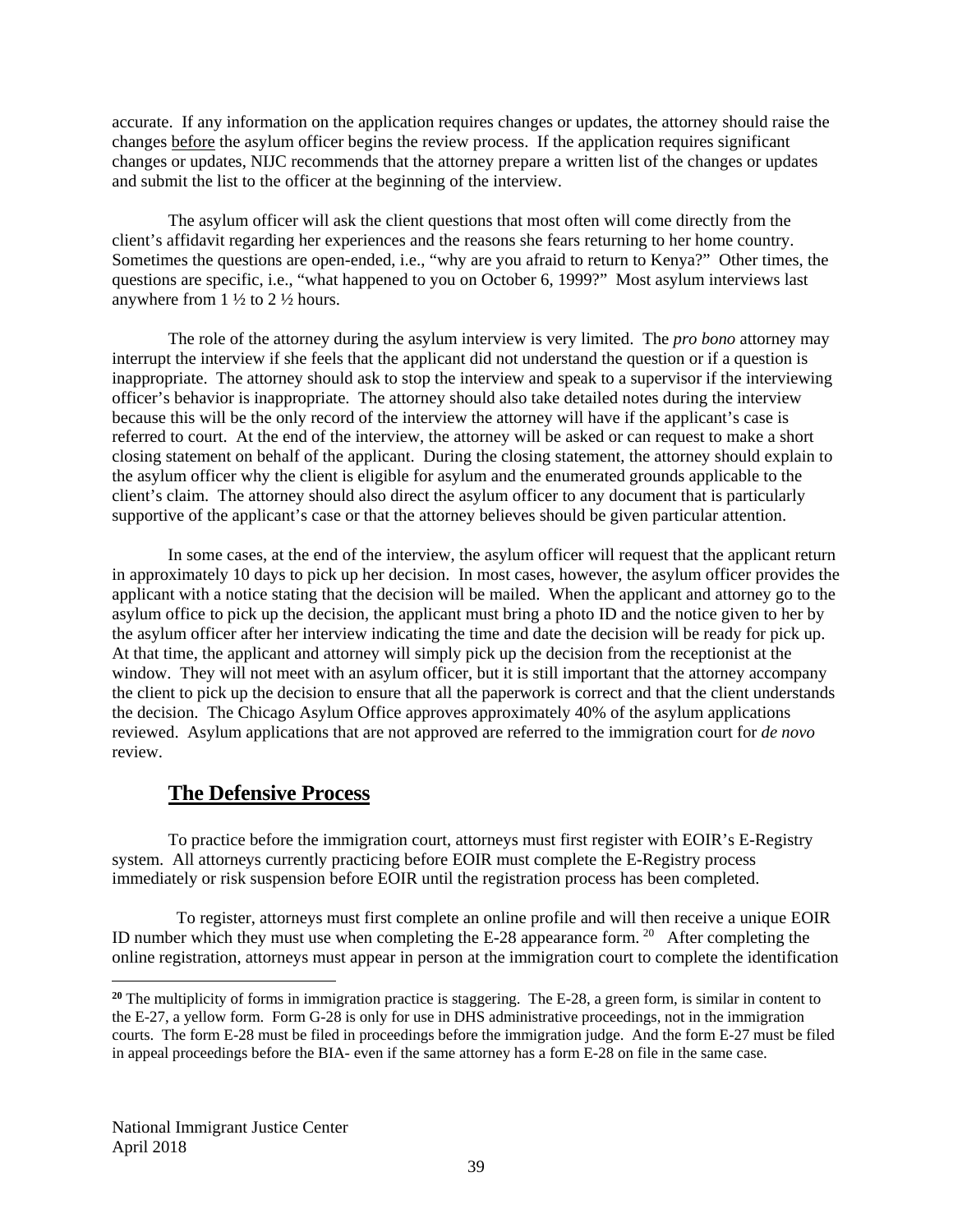accurate. If any information on the application requires changes or updates, the attorney should raise the changes <u>before</u> the asylum officer begins the review process. If the application requires significant changes or updates, NIJC recommends that the attorney prepare a written list of the changes or updates and submit the list to the officer at the beginning of the interview.

The asylum officer will ask the client questions that most often will come directly from the client's affidavit regarding her experiences and the reasons she fears returning to her home country. Sometimes the questions are open-ended, i.e., "why are you afraid to return to Kenya?" Other times, the questions are specific, i.e., "what happened to you on October 6, 1999?" Most asylum interviews last anywhere from 1 ½ to 2 ½ hours.

The role of the attorney during the asylum interview is very limited. The *pro bono* attorney may interrupt the interview if she feels that the applicant did not understand the question or if a question is inappropriate. The attorney should ask to stop the interview and speak to a supervisor if the interviewing officer's behavior is inappropriate. The attorney should also take detailed notes during the interview because this will be the only record of the interview the attorney will have if the applicant's case is referred to court. At the end of the interview, the attorney will be asked or can request to make a short closing statement on behalf of the applicant. During the closing statement, the attorney should explain to the asylum officer why the client is eligible for asylum and the enumerated grounds applicable to the client's claim. The attorney should also direct the asylum officer to any document that is particularly supportive of the applicant's case or that the attorney believes should be given particular attention.

In some cases, at the end of the interview, the asylum officer will request that the applicant return in approximately 10 days to pick up her decision. In most cases, however, the asylum officer provides the applicant with a notice stating that the decision will be mailed. When the applicant and attorney go to the asylum office to pick up the decision, the applicant must bring a photo ID and the notice given to her by the asylum officer after her interview indicating the time and date the decision will be ready for pick up. At that time, the applicant and attorney will simply pick up the decision from the receptionist at the window. They will not meet with an asylum officer, but it is still important that the attorney accompany the client to pick up the decision to ensure that all the paperwork is correct and that the client understands the decision. The Chicago Asylum Office approves approximately 40% of the asylum applications reviewed. Asylum applications that are not approved are referred to the immigration court for *de novo* review.

## The Defensive Process

To practice before the immigration court, attorneys must first register with EOIR's E-Registry system. All attorneys currently practicing before EOIR must complete the E-Registry process immediately or risk suspension before EOIR until the registration process has been completed.

To register, attorneys must first complete an online profile and will then receive a unique EOIR ID number which they must use when completing the E-28 appearance form.[20] After completing the online registration, attorneys must appear in person at the immigration court to complete the identification

---

[20] The multiplicity of forms in immigration practice is staggering. The E-28, a green form, is similar in content to the E-27, a yellow form. Form G-28 is only for use in DHS administrative proceedings, not in the immigration courts. The form E-28 must be filed in proceedings before the immigration judge. And the form E-27 must be filed in appeal proceedings before the BIA- even if the same attorney has a form E-28 on file in the same case.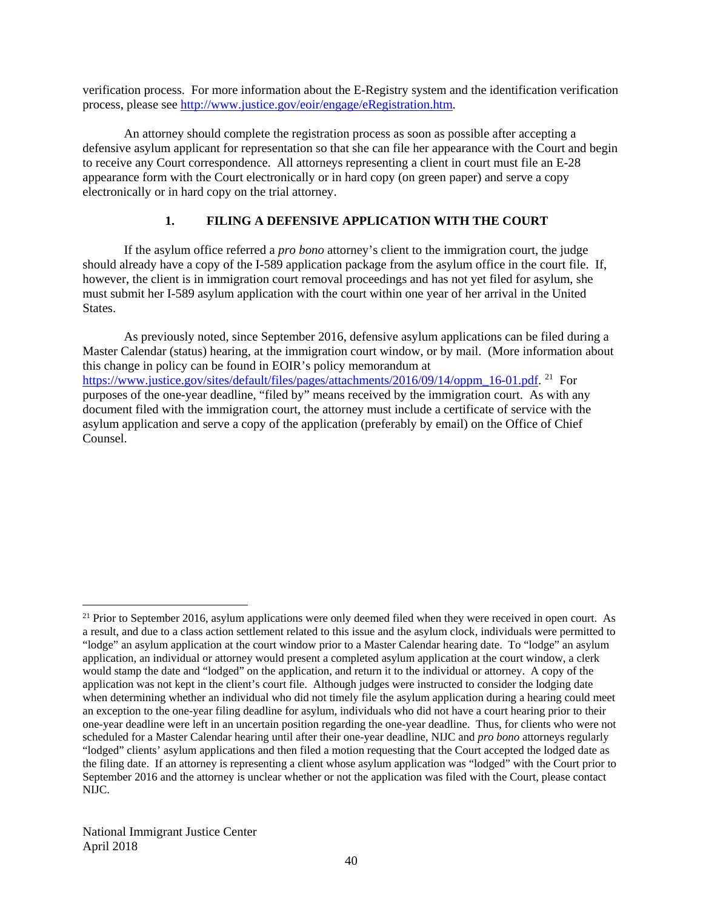verification process. For more information about the E-Registry system and the identification verification process, please see http://www.justice.gov/eoir/engage/eRegistration.htm.

An attorney should complete the registration process as soon as possible after accepting a defensive asylum applicant for representation so that she can file her appearance with the Court and begin to receive any Court correspondence. All attorneys representing a client in court must file an E-28 appearance form with the Court electronically or in hard copy (on green paper) and serve a copy electronically or in hard copy on the trial attorney.

### 1. FILING A DEFENSIVE APPLICATION WITH THE COURT

If the asylum office referred a *pro bono* attorney's client to the immigration court, the judge should already have a copy of the I-589 application package from the asylum office in the court file. If, however, the client is in immigration court removal proceedings and has not yet filed for asylum, she must submit her I-589 asylum application with the court within one year of her arrival in the United States.

As previously noted, since September 2016, defensive asylum applications can be filed during a Master Calendar (status) hearing, at the immigration court window, or by mail. (More information about this change in policy can be found in EOIR's policy memorandum at https://www.justice.gov/sites/default/files/pages/attachments/2016/09/14/oppm_16-01.pdf. [21] For purposes of the one-year deadline, "filed by" means received by the immigration court. As with any document filed with the immigration court, the attorney must include a certificate of service with the asylum application and serve a copy of the application (preferably by email) on the Office of Chief Counsel.

---

[21] Prior to September 2016, asylum applications were only deemed filed when they were received in open court. As a result, and due to a class action settlement related to this issue and the asylum clock, individuals were permitted to "lodge" an asylum application at the court window prior to a Master Calendar hearing date. To "lodge" an asylum application, an individual or attorney would present a completed asylum application at the court window, a clerk would stamp the date and "lodged" on the application, and return it to the individual or attorney. A copy of the application was not kept in the client's court file. Although judges were instructed to consider the lodging date when determining whether an individual who did not timely file the asylum application during a hearing could meet an exception to the one-year filing deadline for asylum, individuals who did not have a court hearing prior to their one-year deadline were left in an uncertain position regarding the one-year deadline. Thus, for clients who were not scheduled for a Master Calendar hearing until after their one-year deadline, NIJC and *pro bono* attorneys regularly "lodged" clients' asylum applications and then filed a motion requesting that the Court accepted the lodged date as the filing date. If an attorney is representing a client whose asylum application was "lodged" with the Court prior to September 2016 and the attorney is unclear whether or not the application was filed with the Court, please contact NIJC.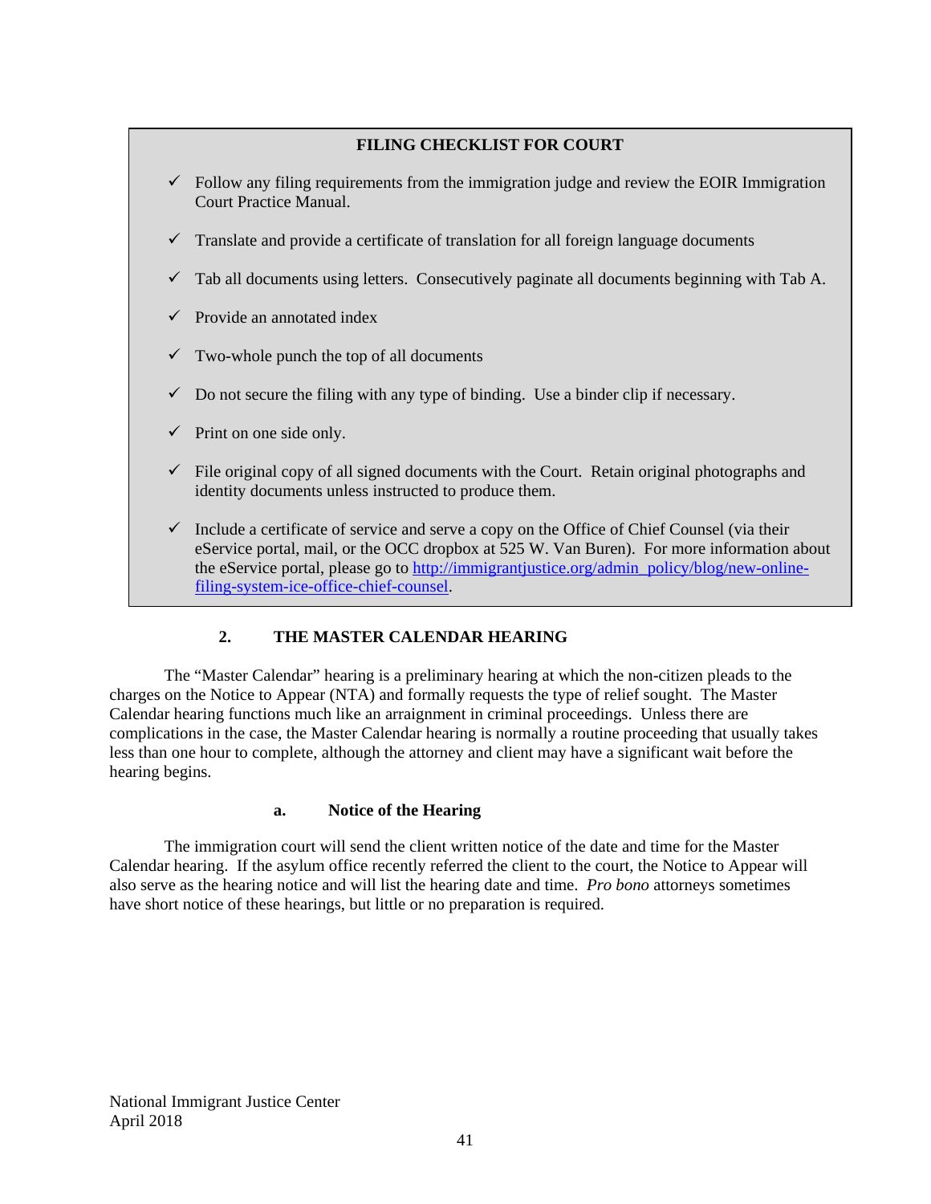**FILING CHECKLIST FOR COURT**

- ✓ Follow any filing requirements from the immigration judge and review the EOIR Immigration Court Practice Manual.
- ✓ Translate and provide a certificate of translation for all foreign language documents
- ✓ Tab all documents using letters. Consecutively paginate all documents beginning with Tab A.
- ✓ Provide an annotated index
- ✓ Two-whole punch the top of all documents
- ✓ Do not secure the filing with any type of binding. Use a binder clip if necessary.
- ✓ Print on one side only.
- ✓ File original copy of all signed documents with the Court. Retain original photographs and identity documents unless instructed to produce them.
- ✓ Include a certificate of service and serve a copy on the Office of Chief Counsel (via their eService portal, mail, or the OCC dropbox at 525 W. Van Buren). For more information about the eService portal, please go to [http://immigrantjustice.org/admin_policy/blog/new-online-filing-system-ice-office-chief-counsel](http://immigrantjustice.org/admin_policy/blog/new-online-filing-system-ice-office-chief-counsel).

## 2. THE MASTER CALENDAR HEARING

The "Master Calendar" hearing is a preliminary hearing at which the non-citizen pleads to the charges on the Notice to Appear (NTA) and formally requests the type of relief sought. The Master Calendar hearing functions much like an arraignment in criminal proceedings. Unless there are complications in the case, the Master Calendar hearing is normally a routine proceeding that usually takes less than one hour to complete, although the attorney and client may have a significant wait before the hearing begins.

### a. Notice of the Hearing

The immigration court will send the client written notice of the date and time for the Master Calendar hearing. If the asylum office recently referred the client to the court, the Notice to Appear will also serve as the hearing notice and will list the hearing date and time. *Pro bono* attorneys sometimes have short notice of these hearings, but little or no preparation is required.

National Immigrant Justice Center
April 2018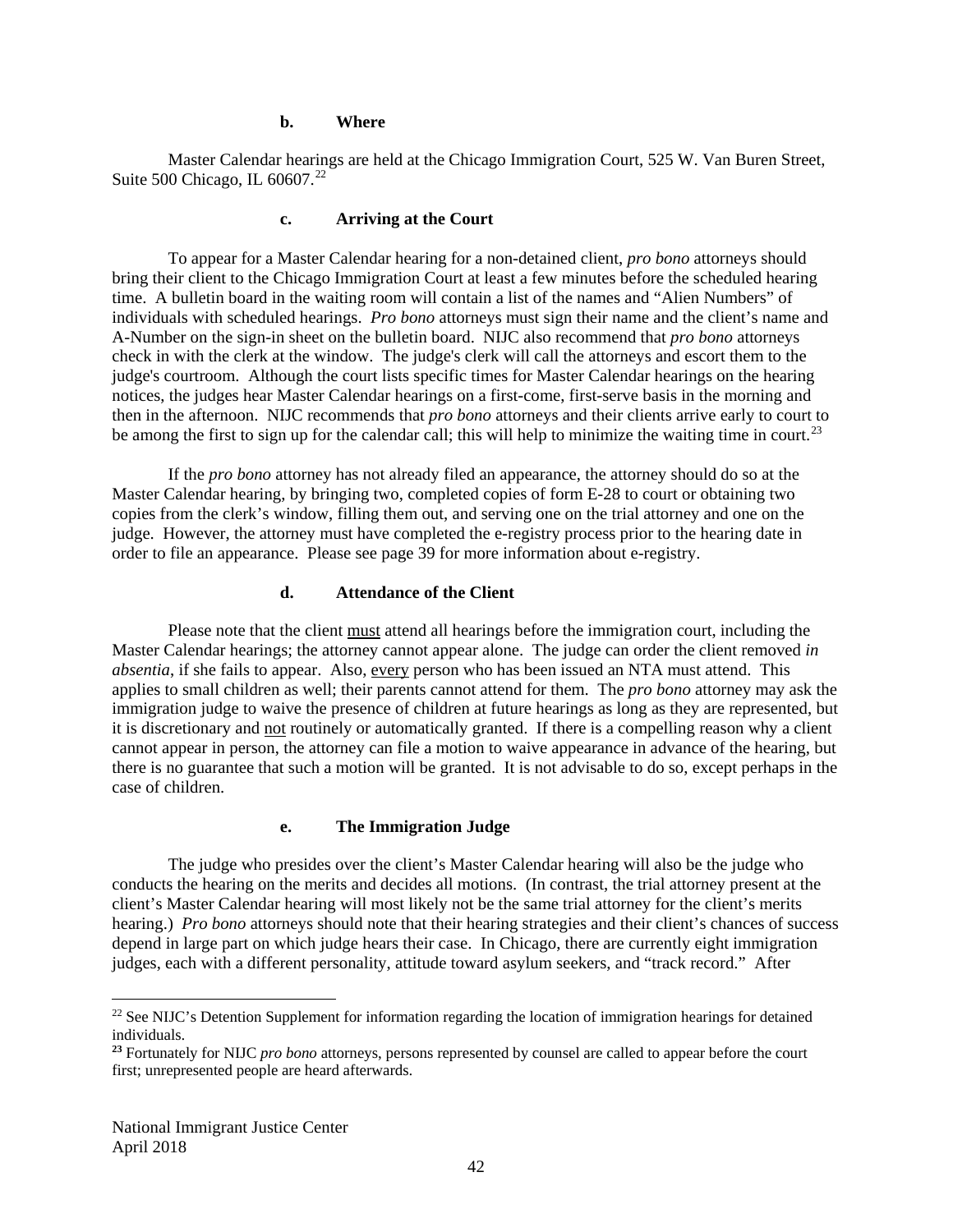#### b. Where

Master Calendar hearings are held at the Chicago Immigration Court, 525 W. Van Buren Street, Suite 500 Chicago, IL 60607.[22]

#### c. Arriving at the Court

To appear for a Master Calendar hearing for a non-detained client, *pro bono* attorneys should bring their client to the Chicago Immigration Court at least a few minutes before the scheduled hearing time. A bulletin board in the waiting room will contain a list of the names and "Alien Numbers" of individuals with scheduled hearings. *Pro bono* attorneys must sign their name and the client's name and A-Number on the sign-in sheet on the bulletin board. NIJC also recommend that *pro bono* attorneys check in with the clerk at the window. The judge's clerk will call the attorneys and escort them to the judge's courtroom. Although the court lists specific times for Master Calendar hearings on the hearing notices, the judges hear Master Calendar hearings on a first-come, first-serve basis in the morning and then in the afternoon. NIJC recommends that *pro bono* attorneys and their clients arrive early to court to be among the first to sign up for the calendar call; this will help to minimize the waiting time in court.[23]

If the *pro bono* attorney has not already filed an appearance, the attorney should do so at the Master Calendar hearing, by bringing two, completed copies of form E-28 to court or obtaining two copies from the clerk's window, filling them out, and serving one on the trial attorney and one on the judge. However, the attorney must have completed the e-registry process prior to the hearing date in order to file an appearance. Please see page 39 for more information about e-registry.

#### d. Attendance of the Client

Please note that the client <u>must</u> attend all hearings before the immigration court, including the Master Calendar hearings; the attorney cannot appear alone. The judge can order the client removed *in absentia*, if she fails to appear. Also, <u>every</u> person who has been issued an NTA must attend. This applies to small children as well; their parents cannot attend for them. The *pro bono* attorney may ask the immigration judge to waive the presence of children at future hearings as long as they are represented, but it is discretionary and <u>not</u> routinely or automatically granted. If there is a compelling reason why a client cannot appear in person, the attorney can file a motion to waive appearance in advance of the hearing, but there is no guarantee that such a motion will be granted. It is not advisable to do so, except perhaps in the case of children.

#### e. The Immigration Judge

The judge who presides over the client's Master Calendar hearing will also be the judge who conducts the hearing on the merits and decides all motions. (In contrast, the trial attorney present at the client's Master Calendar hearing will most likely not be the same trial attorney for the client's merits hearing.) *Pro bono* attorneys should note that their hearing strategies and their client's chances of success depend in large part on which judge hears their case. In Chicago, there are currently eight immigration judges, each with a different personality, attitude toward asylum seekers, and "track record." After

---

[22] See NIJC's Detention Supplement for information regarding the location of immigration hearings for detained individuals.

[23] Fortunately for NIJC *pro bono* attorneys, persons represented by counsel are called to appear before the court first; unrepresented people are heard afterwards.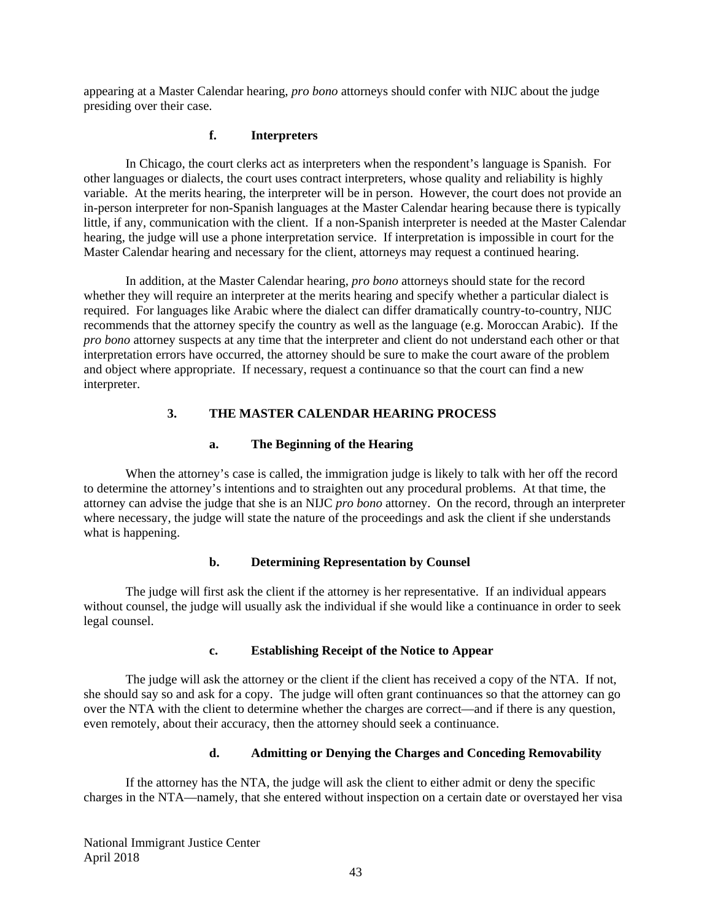appearing at a Master Calendar hearing, *pro bono* attorneys should confer with NIJC about the judge presiding over their case.

#### f. Interpreters

In Chicago, the court clerks act as interpreters when the respondent's language is Spanish. For other languages or dialects, the court uses contract interpreters, whose quality and reliability is highly variable. At the merits hearing, the interpreter will be in person. However, the court does not provide an in-person interpreter for non-Spanish languages at the Master Calendar hearing because there is typically little, if any, communication with the client. If a non-Spanish interpreter is needed at the Master Calendar hearing, the judge will use a phone interpretation service. If interpretation is impossible in court for the Master Calendar hearing and necessary for the client, attorneys may request a continued hearing.

In addition, at the Master Calendar hearing, *pro bono* attorneys should state for the record whether they will require an interpreter at the merits hearing and specify whether a particular dialect is required. For languages like Arabic where the dialect can differ dramatically country-to-country, NIJC recommends that the attorney specify the country as well as the language (e.g. Moroccan Arabic). If the *pro bono* attorney suspects at any time that the interpreter and client do not understand each other or that interpretation errors have occurred, the attorney should be sure to make the court aware of the problem and object where appropriate. If necessary, request a continuance so that the court can find a new interpreter.

### 3. THE MASTER CALENDAR HEARING PROCESS

#### a. The Beginning of the Hearing

When the attorney's case is called, the immigration judge is likely to talk with her off the record to determine the attorney's intentions and to straighten out any procedural problems. At that time, the attorney can advise the judge that she is an NIJC *pro bono* attorney. On the record, through an interpreter where necessary, the judge will state the nature of the proceedings and ask the client if she understands what is happening.

#### b. Determining Representation by Counsel

The judge will first ask the client if the attorney is her representative. If an individual appears without counsel, the judge will usually ask the individual if she would like a continuance in order to seek legal counsel.

#### c. Establishing Receipt of the Notice to Appear

The judge will ask the attorney or the client if the client has received a copy of the NTA. If not, she should say so and ask for a copy. The judge will often grant continuances so that the attorney can go over the NTA with the client to determine whether the charges are correct—and if there is any question, even remotely, about their accuracy, then the attorney should seek a continuance.

#### d. Admitting or Denying the Charges and Conceding Removability

If the attorney has the NTA, the judge will ask the client to either admit or deny the specific charges in the NTA—namely, that she entered without inspection on a certain date or overstayed her visa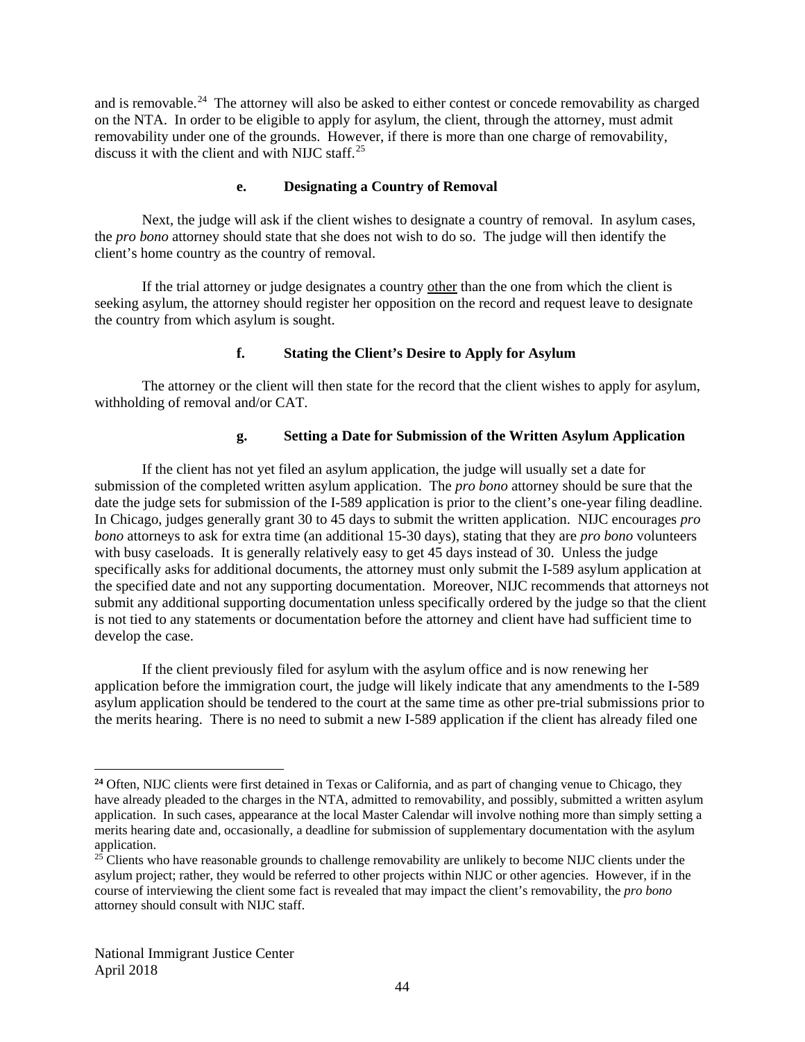and is removable.[24] The attorney will also be asked to either contest or concede removability as charged on the NTA. In order to be eligible to apply for asylum, the client, through the attorney, must admit removability under one of the grounds. However, if there is more than one charge of removability, discuss it with the client and with NIJC staff.[25]

#### e. Designating a Country of Removal

Next, the judge will ask if the client wishes to designate a country of removal. In asylum cases, the *pro bono* attorney should state that she does not wish to do so. The judge will then identify the client's home country as the country of removal.

If the trial attorney or judge designates a country other than the one from which the client is seeking asylum, the attorney should register her opposition on the record and request leave to designate the country from which asylum is sought.

#### f. Stating the Client's Desire to Apply for Asylum

The attorney or the client will then state for the record that the client wishes to apply for asylum, withholding of removal and/or CAT.

#### g. Setting a Date for Submission of the Written Asylum Application

If the client has not yet filed an asylum application, the judge will usually set a date for submission of the completed written asylum application. The *pro bono* attorney should be sure that the date the judge sets for submission of the I-589 application is prior to the client's one-year filing deadline. In Chicago, judges generally grant 30 to 45 days to submit the written application. NIJC encourages *pro bono* attorneys to ask for extra time (an additional 15-30 days), stating that they are *pro bono* volunteers with busy caseloads. It is generally relatively easy to get 45 days instead of 30. Unless the judge specifically asks for additional documents, the attorney must only submit the I-589 asylum application at the specified date and not any supporting documentation. Moreover, NIJC recommends that attorneys not submit any additional supporting documentation unless specifically ordered by the judge so that the client is not tied to any statements or documentation before the attorney and client have had sufficient time to develop the case.

If the client previously filed for asylum with the asylum office and is now renewing her application before the immigration court, the judge will likely indicate that any amendments to the I-589 asylum application should be tendered to the court at the same time as other pre-trial submissions prior to the merits hearing. There is no need to submit a new I-589 application if the client has already filed one

---

[24] Often, NIJC clients were first detained in Texas or California, and as part of changing venue to Chicago, they have already pleaded to the charges in the NTA, admitted to removability, and possibly, submitted a written asylum application. In such cases, appearance at the local Master Calendar will involve nothing more than simply setting a merits hearing date and, occasionally, a deadline for submission of supplementary documentation with the asylum application.

[25] Clients who have reasonable grounds to challenge removability are unlikely to become NIJC clients under the asylum project; rather, they would be referred to other projects within NIJC or other agencies. However, if in the course of interviewing the client some fact is revealed that may impact the client's removability, the *pro bono* attorney should consult with NIJC staff.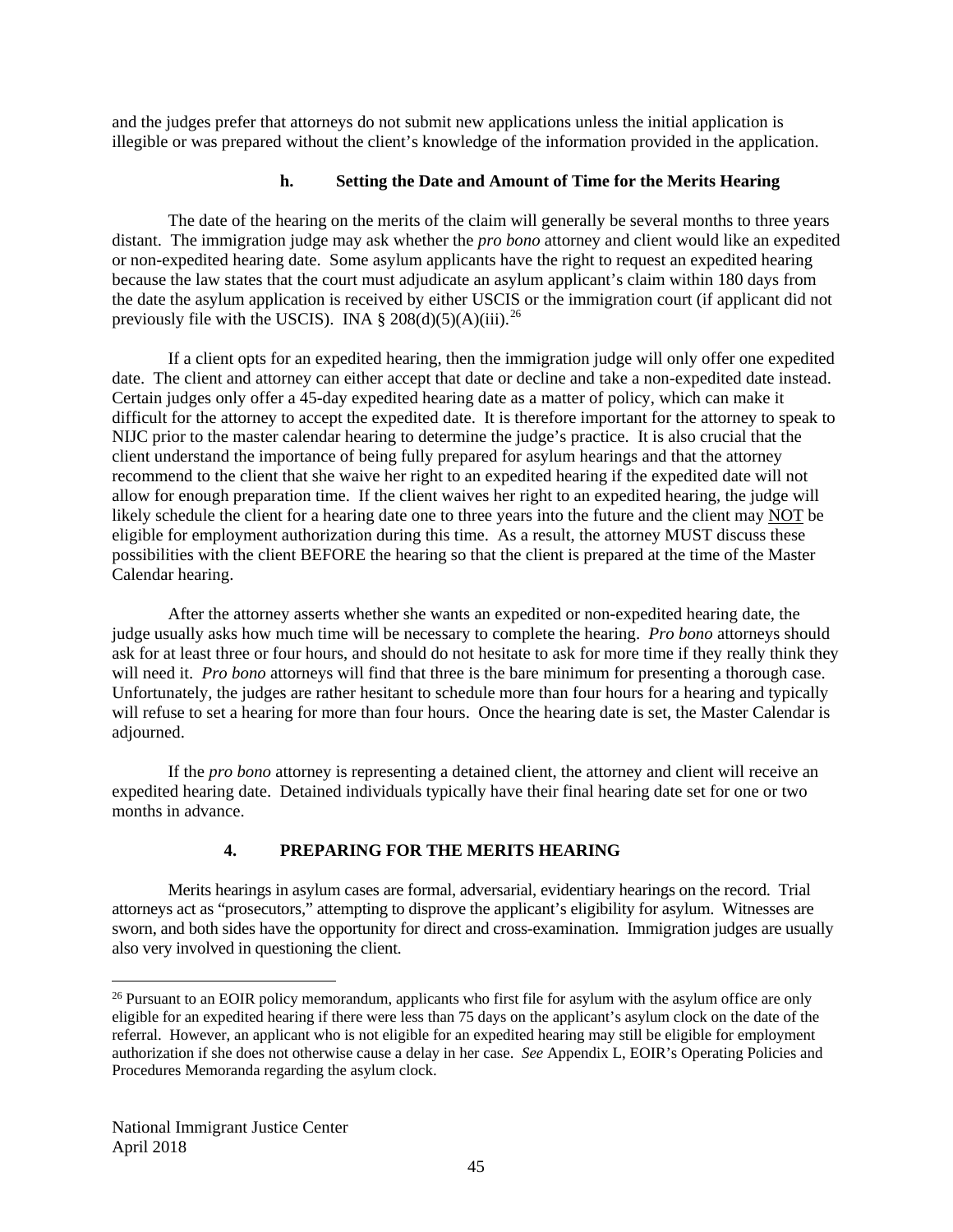and the judges prefer that attorneys do not submit new applications unless the initial application is illegible or was prepared without the client's knowledge of the information provided in the application.

#### h. Setting the Date and Amount of Time for the Merits Hearing

The date of the hearing on the merits of the claim will generally be several months to three years distant. The immigration judge may ask whether the *pro bono* attorney and client would like an expedited or non-expedited hearing date. Some asylum applicants have the right to request an expedited hearing because the law states that the court must adjudicate an asylum applicant's claim within 180 days from the date the asylum application is received by either USCIS or the immigration court (if applicant did not previously file with the USCIS). INA § 208(d)(5)(A)(iii).[26]

If a client opts for an expedited hearing, then the immigration judge will only offer one expedited date. The client and attorney can either accept that date or decline and take a non-expedited date instead. Certain judges only offer a 45-day expedited hearing date as a matter of policy, which can make it difficult for the attorney to accept the expedited date. It is therefore important for the attorney to speak to NIJC prior to the master calendar hearing to determine the judge's practice. It is also crucial that the client understand the importance of being fully prepared for asylum hearings and that the attorney recommend to the client that she waive her right to an expedited hearing if the expedited date will not allow for enough preparation time. If the client waives her right to an expedited hearing, the judge will likely schedule the client for a hearing date one to three years into the future and the client may <u>NOT</u> be eligible for employment authorization during this time. As a result, the attorney MUST discuss these possibilities with the client BEFORE the hearing so that the client is prepared at the time of the Master Calendar hearing.

After the attorney asserts whether she wants an expedited or non-expedited hearing date, the judge usually asks how much time will be necessary to complete the hearing. *Pro bono* attorneys should ask for at least three or four hours, and should do not hesitate to ask for more time if they really think they will need it. *Pro bono* attorneys will find that three is the bare minimum for presenting a thorough case. Unfortunately, the judges are rather hesitant to schedule more than four hours for a hearing and typically will refuse to set a hearing for more than four hours. Once the hearing date is set, the Master Calendar is adjourned.

If the *pro bono* attorney is representing a detained client, the attorney and client will receive an expedited hearing date. Detained individuals typically have their final hearing date set for one or two months in advance.

### 4. PREPARING FOR THE MERITS HEARING

Merits hearings in asylum cases are formal, adversarial, evidentiary hearings on the record. Trial attorneys act as "prosecutors," attempting to disprove the applicant's eligibility for asylum. Witnesses are sworn, and both sides have the opportunity for direct and cross-examination. Immigration judges are usually also very involved in questioning the client.

---

[26] Pursuant to an EOIR policy memorandum, applicants who first file for asylum with the asylum office are only eligible for an expedited hearing if there were less than 75 days on the applicant's asylum clock on the date of the referral. However, an applicant who is not eligible for an expedited hearing may still be eligible for employment authorization if she does not otherwise cause a delay in her case. *See* Appendix L, EOIR's Operating Policies and Procedures Memoranda regarding the asylum clock.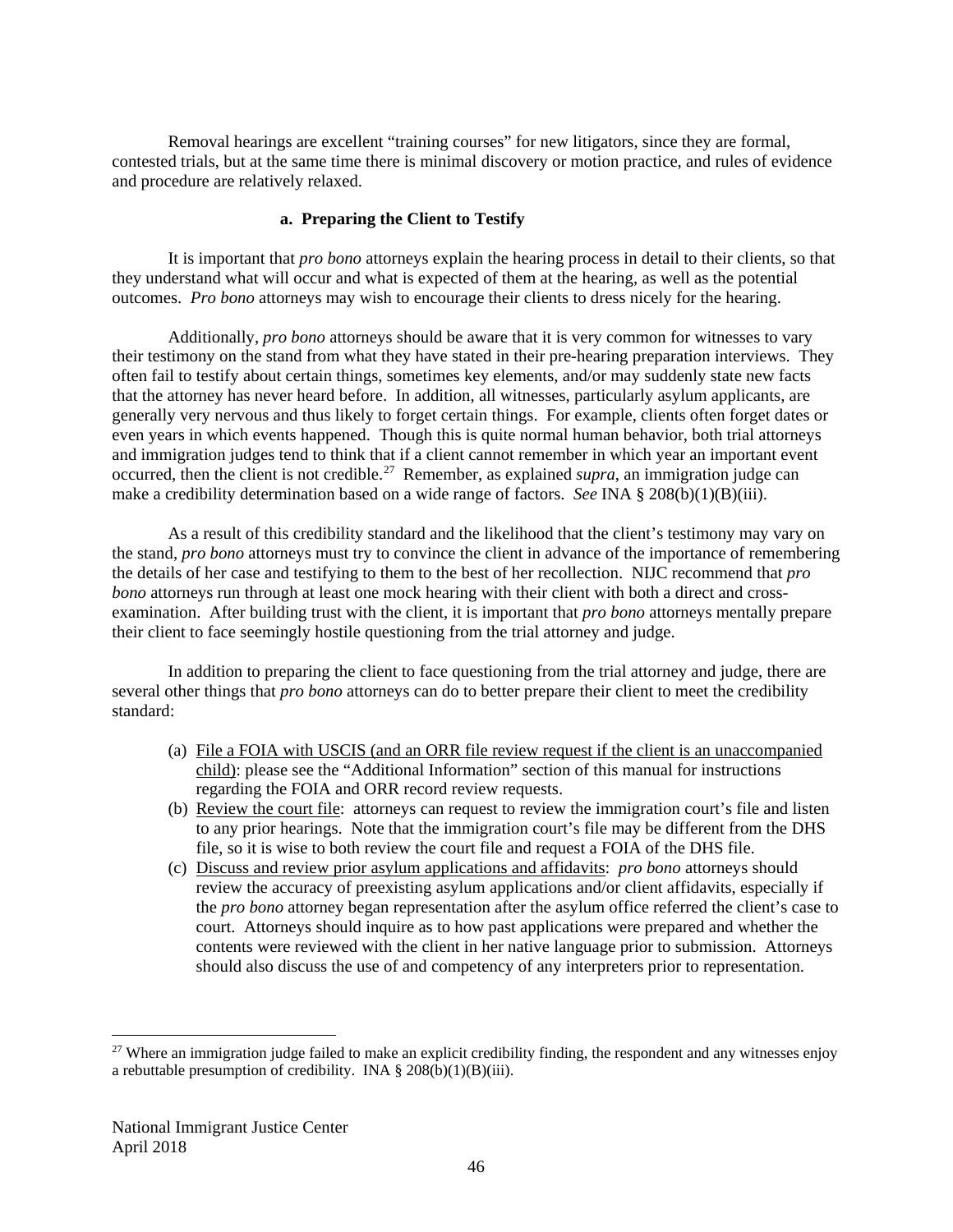Removal hearings are excellent "training courses" for new litigators, since they are formal, contested trials, but at the same time there is minimal discovery or motion practice, and rules of evidence and procedure are relatively relaxed.

**a. Preparing the Client to Testify**

It is important that *pro bono* attorneys explain the hearing process in detail to their clients, so that they understand what will occur and what is expected of them at the hearing, as well as the potential outcomes. *Pro bono* attorneys may wish to encourage their clients to dress nicely for the hearing.

Additionally, *pro bono* attorneys should be aware that it is very common for witnesses to vary their testimony on the stand from what they have stated in their pre-hearing preparation interviews. They often fail to testify about certain things, sometimes key elements, and/or may suddenly state new facts that the attorney has never heard before. In addition, all witnesses, particularly asylum applicants, are generally very nervous and thus likely to forget certain things. For example, clients often forget dates or even years in which events happened. Though this is quite normal human behavior, both trial attorneys and immigration judges tend to think that if a client cannot remember in which year an important event occurred, then the client is not credible.[27] Remember, as explained *supra*, an immigration judge can make a credibility determination based on a wide range of factors. *See* INA § 208(b)(1)(B)(iii).

As a result of this credibility standard and the likelihood that the client's testimony may vary on the stand, *pro bono* attorneys must try to convince the client in advance of the importance of remembering the details of her case and testifying to them to the best of her recollection. NIJC recommend that *pro bono* attorneys run through at least one mock hearing with their client with both a direct and cross-examination. After building trust with the client, it is important that *pro bono* attorneys mentally prepare their client to face seemingly hostile questioning from the trial attorney and judge.

In addition to preparing the client to face questioning from the trial attorney and judge, there are several other things that *pro bono* attorneys can do to better prepare their client to meet the credibility standard:

(a) File a FOIA with USCIS (and an ORR file review request if the client is an unaccompanied child): please see the "Additional Information" section of this manual for instructions regarding the FOIA and ORR record review requests.

(b) Review the court file: attorneys can request to review the immigration court's file and listen to any prior hearings. Note that the immigration court's file may be different from the DHS file, so it is wise to both review the court file and request a FOIA of the DHS file.

(c) Discuss and review prior asylum applications and affidavits: *pro bono* attorneys should review the accuracy of preexisting asylum applications and/or client affidavits, especially if the *pro bono* attorney began representation after the asylum office referred the client's case to court. Attorneys should inquire as to how past applications were prepared and whether the contents were reviewed with the client in her native language prior to submission. Attorneys should also discuss the use of and competency of any interpreters prior to representation.

---

[27] Where an immigration judge failed to make an explicit credibility finding, the respondent and any witnesses enjoy a rebuttable presumption of credibility. INA § 208(b)(1)(B)(iii).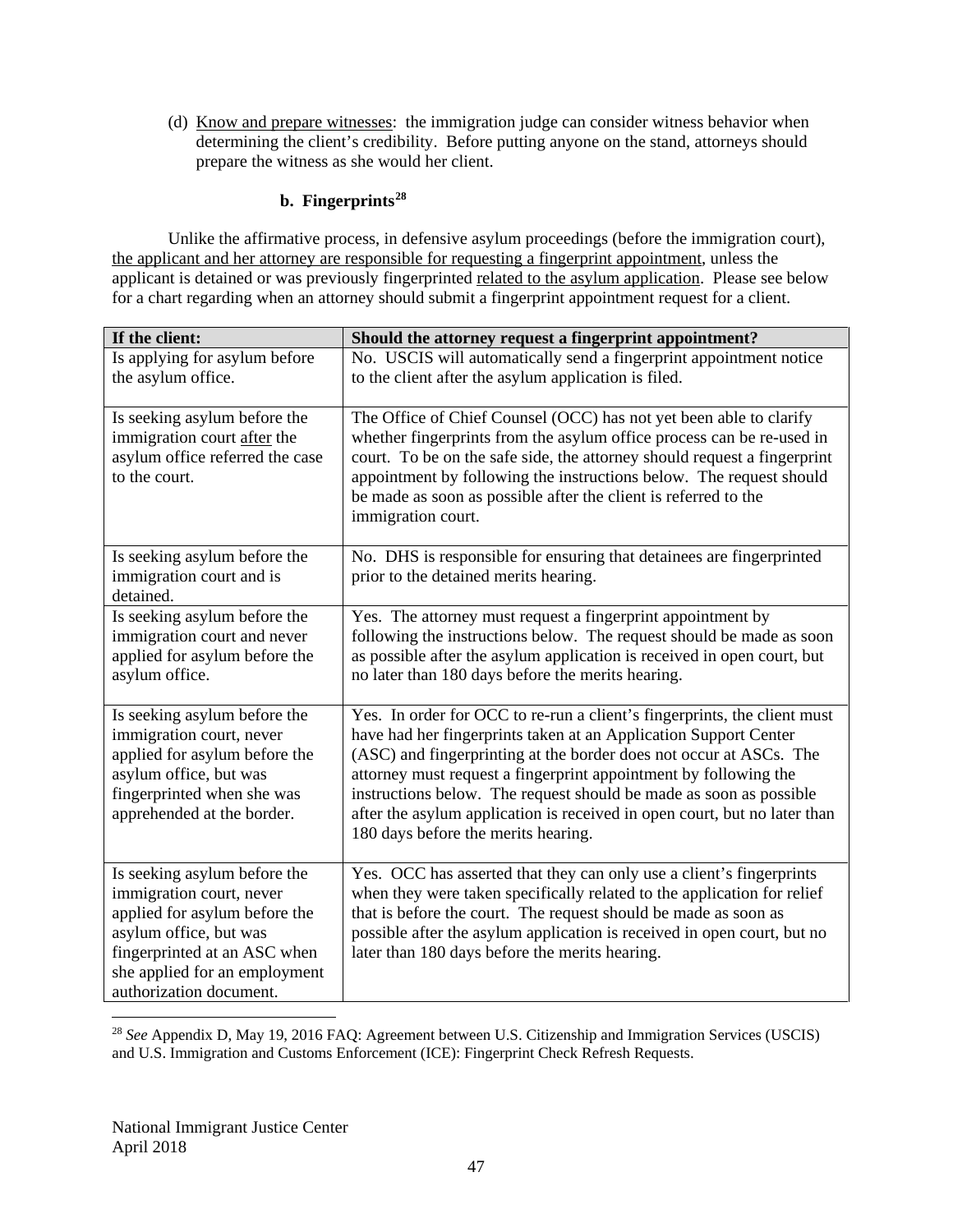(d) Know and prepare witnesses: the immigration judge can consider witness behavior when determining the client's credibility. Before putting anyone on the stand, attorneys should prepare the witness as she would her client.

### b. Fingerprints[28]

Unlike the affirmative process, in defensive asylum proceedings (before the immigration court), the applicant and her attorney are responsible for requesting a fingerprint appointment, unless the applicant is detained or was previously fingerprinted related to the asylum application. Please see below for a chart regarding when an attorney should submit a fingerprint appointment request for a client.

| If the client: | Should the attorney request a fingerprint appointment? |
|---|---|
| Is applying for asylum before the asylum office. | No. USCIS will automatically send a fingerprint appointment notice to the client after the asylum application is filed. |
| Is seeking asylum before the immigration court after the asylum office referred the case to the court. | The Office of Chief Counsel (OCC) has not yet been able to clarify whether fingerprints from the asylum office process can be re-used in court. To be on the safe side, the attorney should request a fingerprint appointment by following the instructions below. The request should be made as soon as possible after the client is referred to the immigration court. |
| Is seeking asylum before the immigration court and is detained. | No. DHS is responsible for ensuring that detainees are fingerprinted prior to the detained merits hearing. |
| Is seeking asylum before the immigration court and never applied for asylum before the asylum office. | Yes. The attorney must request a fingerprint appointment by following the instructions below. The request should be made as soon as possible after the asylum application is received in open court, but no later than 180 days before the merits hearing. |
| Is seeking asylum before the immigration court, never applied for asylum before the asylum office, but was fingerprinted when she was apprehended at the border. | Yes. In order for OCC to re-run a client's fingerprints, the client must have had her fingerprints taken at an Application Support Center (ASC) and fingerprinting at the border does not occur at ASCs. The attorney must request a fingerprint appointment by following the instructions below. The request should be made as soon as possible after the asylum application is received in open court, but no later than 180 days before the merits hearing. |
| Is seeking asylum before the immigration court, never applied for asylum before the asylum office, but was fingerprinted at an ASC when she applied for an employment authorization document. | Yes. OCC has asserted that they can only use a client's fingerprints when they were taken specifically related to the application for relief that is before the court. The request should be made as soon as possible after the asylum application is received in open court, but no later than 180 days before the merits hearing. |

[28] *See* Appendix D, May 19, 2016 FAQ: Agreement between U.S. Citizenship and Immigration Services (USCIS) and U.S. Immigration and Customs Enforcement (ICE): Fingerprint Check Refresh Requests.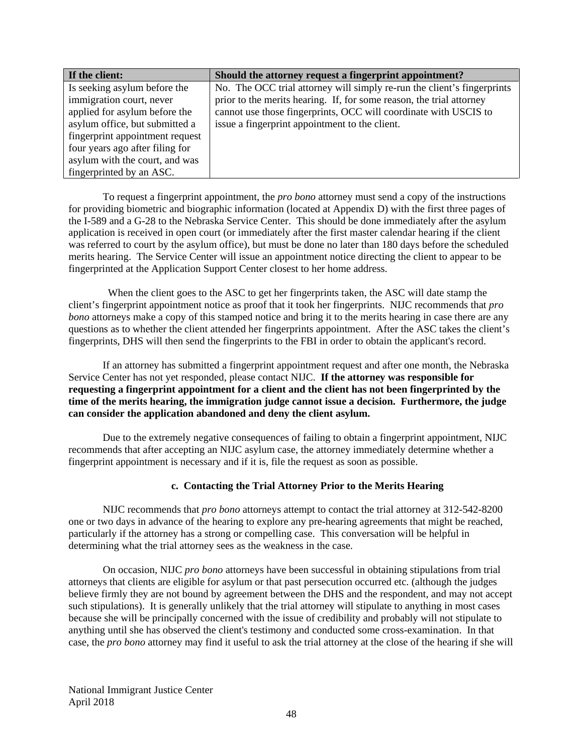| If the client: | Should the attorney request a fingerprint appointment? |
| --- | --- |
| Is seeking asylum before the immigration court, never applied for asylum before the asylum office, but submitted a fingerprint appointment request four years ago after filing for asylum with the court, and was fingerprinted by an ASC. | No. The OCC trial attorney will simply re-run the client's fingerprints prior to the merits hearing. If, for some reason, the trial attorney cannot use those fingerprints, OCC will coordinate with USCIS to issue a fingerprint appointment to the client. |

To request a fingerprint appointment, the *pro bono* attorney must send a copy of the instructions for providing biometric and biographic information (located at Appendix D) with the first three pages of the I-589 and a G-28 to the Nebraska Service Center. This should be done immediately after the asylum application is received in open court (or immediately after the first master calendar hearing if the client was referred to court by the asylum office), but must be done no later than 180 days before the scheduled merits hearing. The Service Center will issue an appointment notice directing the client to appear to be fingerprinted at the Application Support Center closest to her home address.

When the client goes to the ASC to get her fingerprints taken, the ASC will date stamp the client's fingerprint appointment notice as proof that it took her fingerprints. NIJC recommends that *pro bono* attorneys make a copy of this stamped notice and bring it to the merits hearing in case there are any questions as to whether the client attended her fingerprints appointment. After the ASC takes the client's fingerprints, DHS will then send the fingerprints to the FBI in order to obtain the applicant's record.

If an attorney has submitted a fingerprint appointment request and after one month, the Nebraska Service Center has not yet responded, please contact NIJC. **If the attorney was responsible for requesting a fingerprint appointment for a client and the client has not been fingerprinted by the time of the merits hearing, the immigration judge cannot issue a decision. Furthermore, the judge can consider the application abandoned and deny the client asylum.**

Due to the extremely negative consequences of failing to obtain a fingerprint appointment, NIJC recommends that after accepting an NIJC asylum case, the attorney immediately determine whether a fingerprint appointment is necessary and if it is, file the request as soon as possible.

### c. Contacting the Trial Attorney Prior to the Merits Hearing

NIJC recommends that *pro bono* attorneys attempt to contact the trial attorney at 312-542-8200 one or two days in advance of the hearing to explore any pre-hearing agreements that might be reached, particularly if the attorney has a strong or compelling case. This conversation will be helpful in determining what the trial attorney sees as the weakness in the case.

On occasion, NIJC *pro bono* attorneys have been successful in obtaining stipulations from trial attorneys that clients are eligible for asylum or that past persecution occurred etc. (although the judges believe firmly they are not bound by agreement between the DHS and the respondent, and may not accept such stipulations). It is generally unlikely that the trial attorney will stipulate to anything in most cases because she will be principally concerned with the issue of credibility and probably will not stipulate to anything until she has observed the client's testimony and conducted some cross-examination. In that case, the *pro bono* attorney may find it useful to ask the trial attorney at the close of the hearing if she will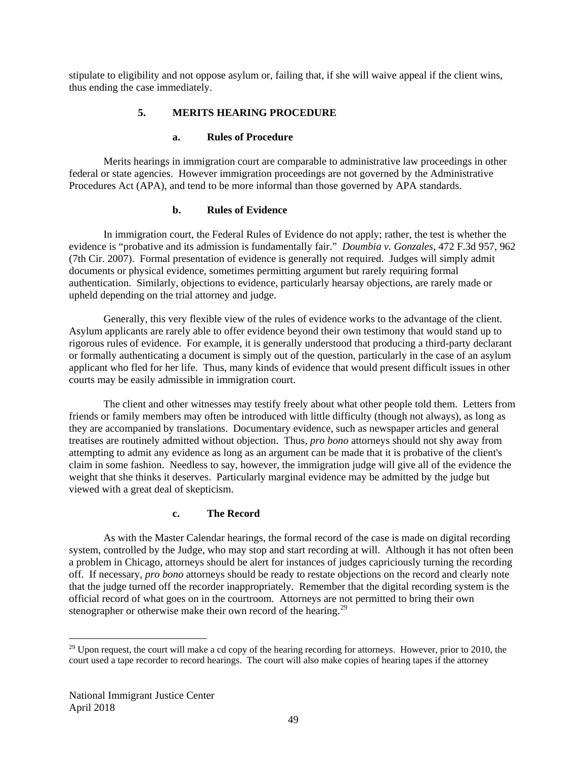stipulate to eligibility and not oppose asylum or, failing that, if she will waive appeal if the client wins, thus ending the case immediately.

### 5. MERITS HEARING PROCEDURE

#### a. Rules of Procedure

Merits hearings in immigration court are comparable to administrative law proceedings in other federal or state agencies. However immigration proceedings are not governed by the Administrative Procedures Act (APA), and tend to be more informal than those governed by APA standards.

#### b. Rules of Evidence

In immigration court, the Federal Rules of Evidence do not apply; rather, the test is whether the evidence is "probative and its admission is fundamentally fair." *Doumbia v. Gonzales*, 472 F.3d 957, 962 (7th Cir. 2007). Formal presentation of evidence is generally not required. Judges will simply admit documents or physical evidence, sometimes permitting argument but rarely requiring formal authentication. Similarly, objections to evidence, particularly hearsay objections, are rarely made or upheld depending on the trial attorney and judge.

Generally, this very flexible view of the rules of evidence works to the advantage of the client. Asylum applicants are rarely able to offer evidence beyond their own testimony that would stand up to rigorous rules of evidence. For example, it is generally understood that producing a third-party declarant or formally authenticating a document is simply out of the question, particularly in the case of an asylum applicant who fled for her life. Thus, many kinds of evidence that would present difficult issues in other courts may be easily admissible in immigration court.

The client and other witnesses may testify freely about what other people told them. Letters from friends or family members may often be introduced with little difficulty (though not always), as long as they are accompanied by translations. Documentary evidence, such as newspaper articles and general treatises are routinely admitted without objection. Thus, *pro bono* attorneys should not shy away from attempting to admit any evidence as long as an argument can be made that it is probative of the client's claim in some fashion. Needless to say, however, the immigration judge will give all of the evidence the weight that she thinks it deserves. Particularly marginal evidence may be admitted by the judge but viewed with a great deal of skepticism.

#### c. The Record

As with the Master Calendar hearings, the formal record of the case is made on digital recording system, controlled by the Judge, who may stop and start recording at will. Although it has not often been a problem in Chicago, attorneys should be alert for instances of judges capriciously turning the recording off. If necessary, *pro bono* attorneys should be ready to restate objections on the record and clearly note that the judge turned off the recorder inappropriately. Remember that the digital recording system is the official record of what goes on in the courtroom. Attorneys are not permitted to bring their own stenographer or otherwise make their own record of the hearing.[29]

---

[29] Upon request, the court will make a cd copy of the hearing recording for attorneys. However, prior to 2010, the court used a tape recorder to record hearings. The court will also make copies of hearing tapes if the attorney

National Immigrant Justice Center
April 2018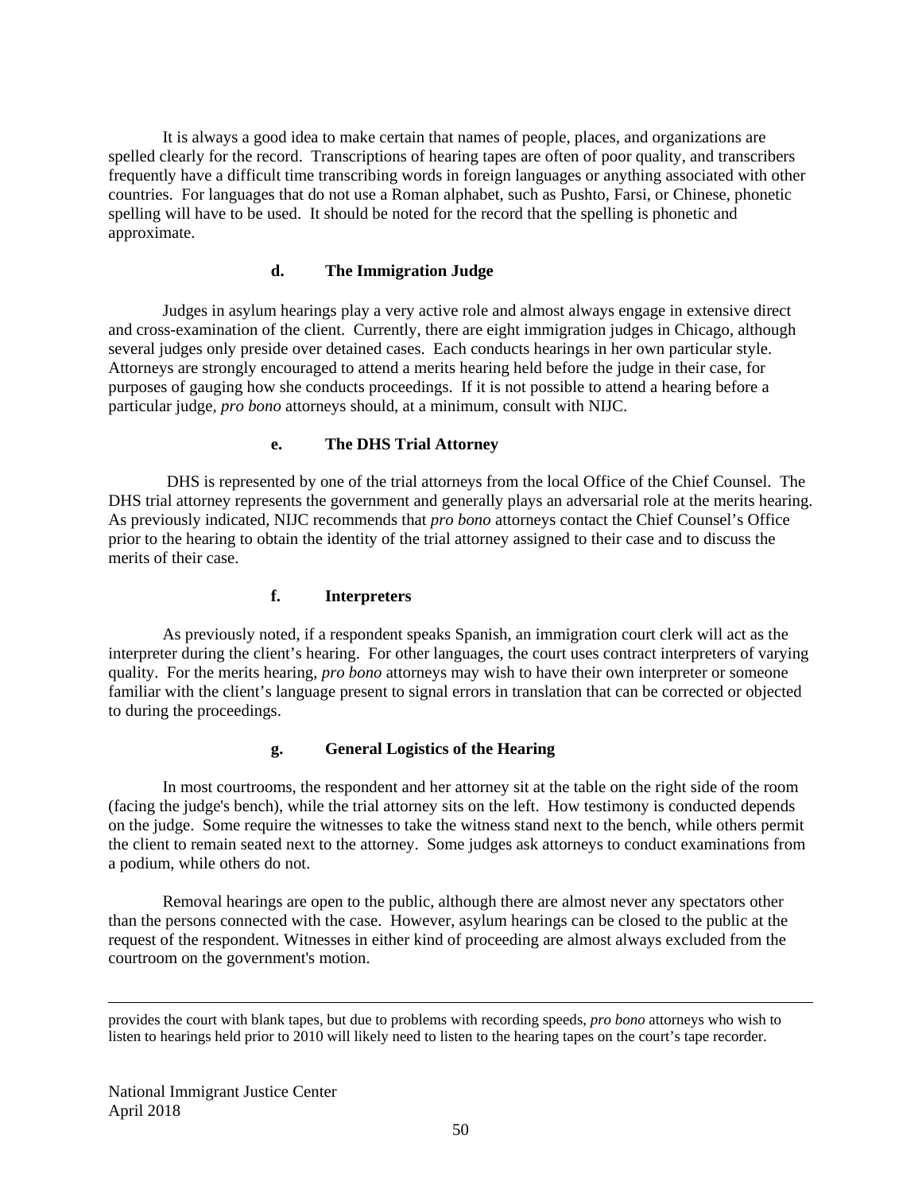It is always a good idea to make certain that names of people, places, and organizations are spelled clearly for the record. Transcriptions of hearing tapes are often of poor quality, and transcribers frequently have a difficult time transcribing words in foreign languages or anything associated with other countries. For languages that do not use a Roman alphabet, such as Pushto, Farsi, or Chinese, phonetic spelling will have to be used. It should be noted for the record that the spelling is phonetic and approximate.

#### d. The Immigration Judge

Judges in asylum hearings play a very active role and almost always engage in extensive direct and cross-examination of the client. Currently, there are eight immigration judges in Chicago, although several judges only preside over detained cases. Each conducts hearings in her own particular style. Attorneys are strongly encouraged to attend a merits hearing held before the judge in their case, for purposes of gauging how she conducts proceedings. If it is not possible to attend a hearing before a particular judge, *pro bono* attorneys should, at a minimum, consult with NIJC.

#### e. The DHS Trial Attorney

DHS is represented by one of the trial attorneys from the local Office of the Chief Counsel. The DHS trial attorney represents the government and generally plays an adversarial role at the merits hearing. As previously indicated, NIJC recommends that *pro bono* attorneys contact the Chief Counsel's Office prior to the hearing to obtain the identity of the trial attorney assigned to their case and to discuss the merits of their case.

#### f. Interpreters

As previously noted, if a respondent speaks Spanish, an immigration court clerk will act as the interpreter during the client's hearing. For other languages, the court uses contract interpreters of varying quality. For the merits hearing, *pro bono* attorneys may wish to have their own interpreter or someone familiar with the client's language present to signal errors in translation that can be corrected or objected to during the proceedings.

#### g. General Logistics of the Hearing

In most courtrooms, the respondent and her attorney sit at the table on the right side of the room (facing the judge's bench), while the trial attorney sits on the left. How testimony is conducted depends on the judge. Some require the witnesses to take the witness stand next to the bench, while others permit the client to remain seated next to the attorney. Some judges ask attorneys to conduct examinations from a podium, while others do not.

Removal hearings are open to the public, although there are almost never any spectators other than the persons connected with the case. However, asylum hearings can be closed to the public at the request of the respondent. Witnesses in either kind of proceeding are almost always excluded from the courtroom on the government's motion.

---

provides the court with blank tapes, but due to problems with recording speeds, *pro bono* attorneys who wish to listen to hearings held prior to 2010 will likely need to listen to the hearing tapes on the court's tape recorder.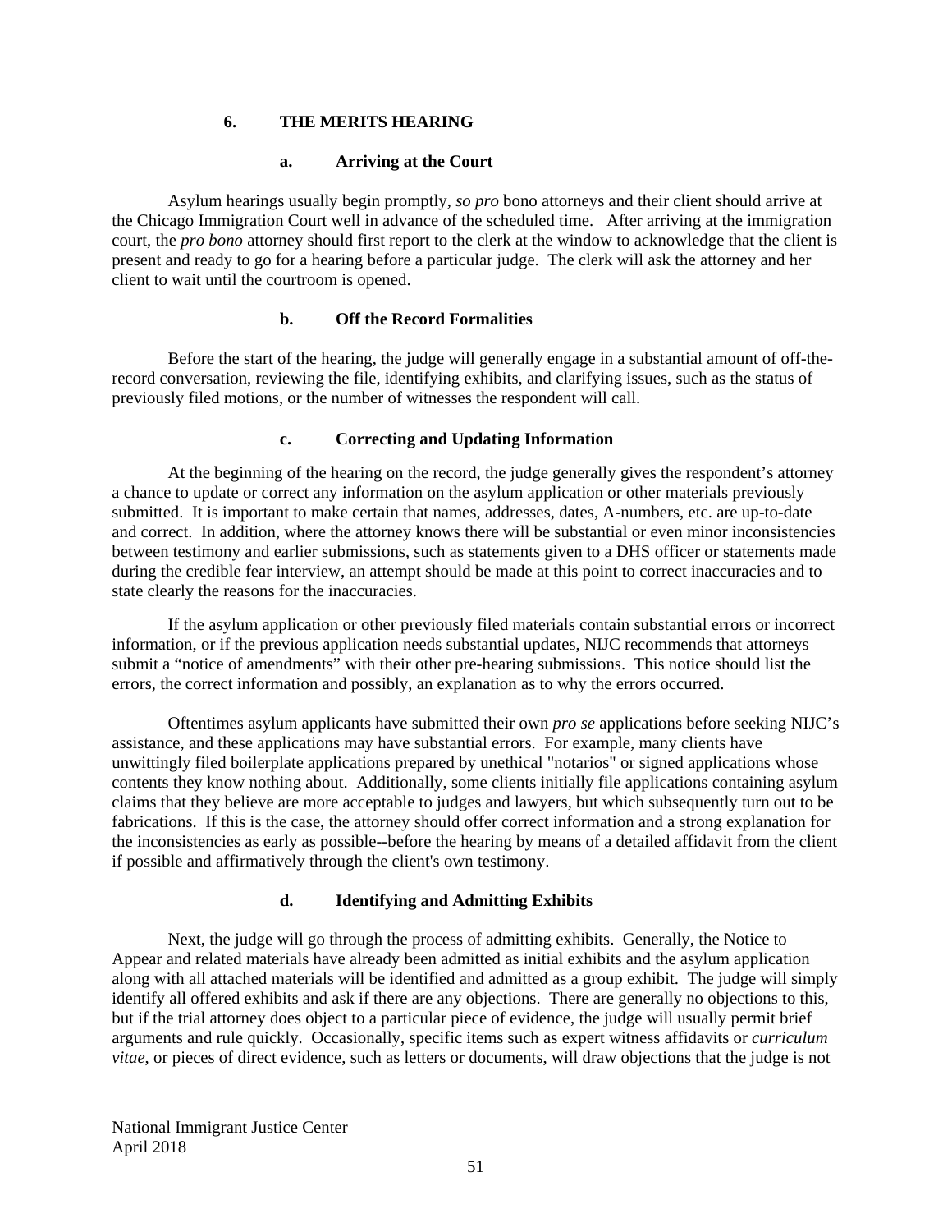### 6. THE MERITS HEARING

#### a. Arriving at the Court

Asylum hearings usually begin promptly, *so pro* bono attorneys and their client should arrive at the Chicago Immigration Court well in advance of the scheduled time. After arriving at the immigration court, the *pro bono* attorney should first report to the clerk at the window to acknowledge that the client is present and ready to go for a hearing before a particular judge. The clerk will ask the attorney and her client to wait until the courtroom is opened.

#### b. Off the Record Formalities

Before the start of the hearing, the judge will generally engage in a substantial amount of off-the-record conversation, reviewing the file, identifying exhibits, and clarifying issues, such as the status of previously filed motions, or the number of witnesses the respondent will call.

#### c. Correcting and Updating Information

At the beginning of the hearing on the record, the judge generally gives the respondent's attorney a chance to update or correct any information on the asylum application or other materials previously submitted. It is important to make certain that names, addresses, dates, A-numbers, etc. are up-to-date and correct. In addition, where the attorney knows there will be substantial or even minor inconsistencies between testimony and earlier submissions, such as statements given to a DHS officer or statements made during the credible fear interview, an attempt should be made at this point to correct inaccuracies and to state clearly the reasons for the inaccuracies.

If the asylum application or other previously filed materials contain substantial errors or incorrect information, or if the previous application needs substantial updates, NIJC recommends that attorneys submit a "notice of amendments" with their other pre-hearing submissions. This notice should list the errors, the correct information and possibly, an explanation as to why the errors occurred.

Oftentimes asylum applicants have submitted their own *pro se* applications before seeking NIJC's assistance, and these applications may have substantial errors. For example, many clients have unwittingly filed boilerplate applications prepared by unethical "notarios" or signed applications whose contents they know nothing about. Additionally, some clients initially file applications containing asylum claims that they believe are more acceptable to judges and lawyers, but which subsequently turn out to be fabrications. If this is the case, the attorney should offer correct information and a strong explanation for the inconsistencies as early as possible--before the hearing by means of a detailed affidavit from the client if possible and affirmatively through the client's own testimony.

#### d. Identifying and Admitting Exhibits

Next, the judge will go through the process of admitting exhibits. Generally, the Notice to Appear and related materials have already been admitted as initial exhibits and the asylum application along with all attached materials will be identified and admitted as a group exhibit. The judge will simply identify all offered exhibits and ask if there are any objections. There are generally no objections to this, but if the trial attorney does object to a particular piece of evidence, the judge will usually permit brief arguments and rule quickly. Occasionally, specific items such as expert witness affidavits or *curriculum vitae*, or pieces of direct evidence, such as letters or documents, will draw objections that the judge is not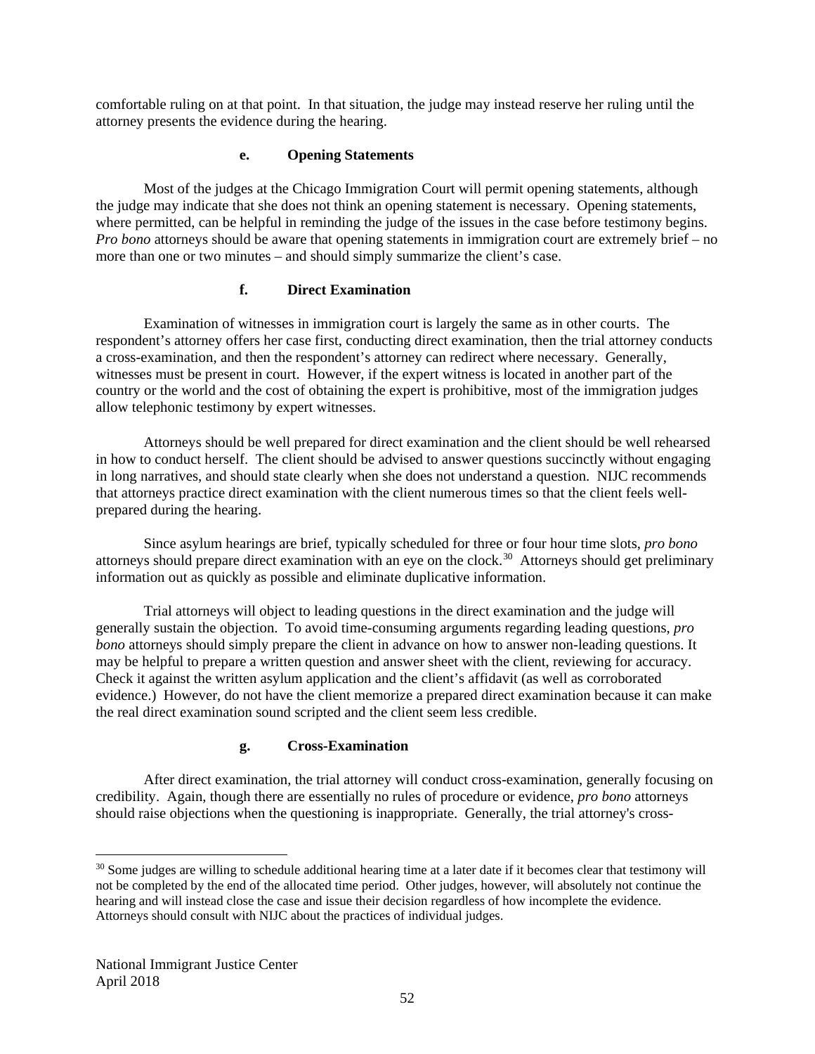comfortable ruling on at that point. In that situation, the judge may instead reserve her ruling until the attorney presents the evidence during the hearing.

#### e. Opening Statements

Most of the judges at the Chicago Immigration Court will permit opening statements, although the judge may indicate that she does not think an opening statement is necessary. Opening statements, where permitted, can be helpful in reminding the judge of the issues in the case before testimony begins. *Pro bono* attorneys should be aware that opening statements in immigration court are extremely brief – no more than one or two minutes – and should simply summarize the client's case.

#### f. Direct Examination

Examination of witnesses in immigration court is largely the same as in other courts. The respondent's attorney offers her case first, conducting direct examination, then the trial attorney conducts a cross-examination, and then the respondent's attorney can redirect where necessary. Generally, witnesses must be present in court. However, if the expert witness is located in another part of the country or the world and the cost of obtaining the expert is prohibitive, most of the immigration judges allow telephonic testimony by expert witnesses.

Attorneys should be well prepared for direct examination and the client should be well rehearsed in how to conduct herself. The client should be advised to answer questions succinctly without engaging in long narratives, and should state clearly when she does not understand a question. NIJC recommends that attorneys practice direct examination with the client numerous times so that the client feels well-prepared during the hearing.

Since asylum hearings are brief, typically scheduled for three or four hour time slots, *pro bono* attorneys should prepare direct examination with an eye on the clock.[30] Attorneys should get preliminary information out as quickly as possible and eliminate duplicative information.

Trial attorneys will object to leading questions in the direct examination and the judge will generally sustain the objection. To avoid time-consuming arguments regarding leading questions, *pro bono* attorneys should simply prepare the client in advance on how to answer non-leading questions. It may be helpful to prepare a written question and answer sheet with the client, reviewing for accuracy. Check it against the written asylum application and the client's affidavit (as well as corroborated evidence.) However, do not have the client memorize a prepared direct examination because it can make the real direct examination sound scripted and the client seem less credible.

#### g. Cross-Examination

After direct examination, the trial attorney will conduct cross-examination, generally focusing on credibility. Again, though there are essentially no rules of procedure or evidence, *pro bono* attorneys should raise objections when the questioning is inappropriate. Generally, the trial attorney's cross-

---

[30] Some judges are willing to schedule additional hearing time at a later date if it becomes clear that testimony will not be completed by the end of the allocated time period. Other judges, however, will absolutely not continue the hearing and will instead close the case and issue their decision regardless of how incomplete the evidence. Attorneys should consult with NIJC about the practices of individual judges.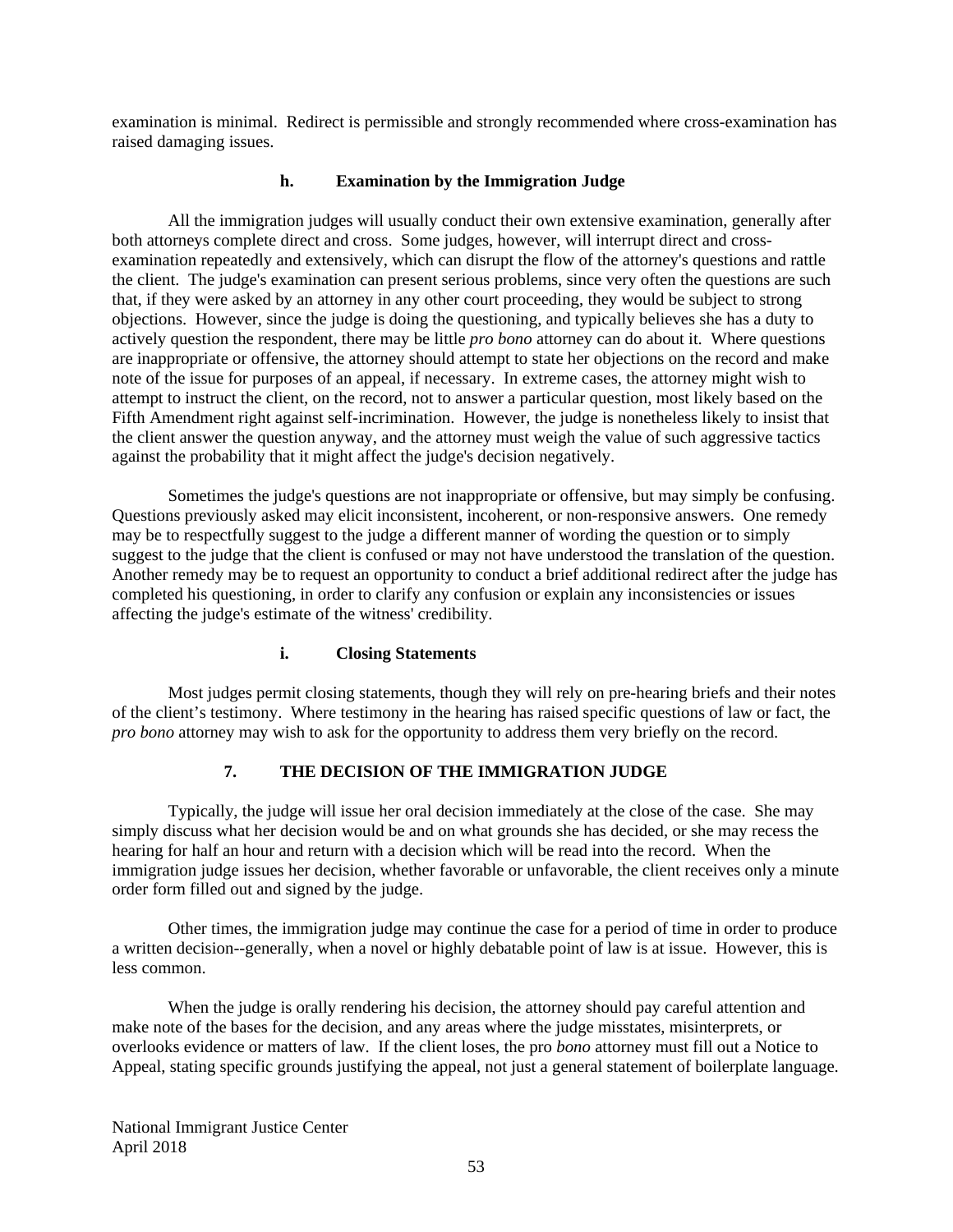examination is minimal. Redirect is permissible and strongly recommended where cross-examination has raised damaging issues.

#### h. Examination by the Immigration Judge

All the immigration judges will usually conduct their own extensive examination, generally after both attorneys complete direct and cross. Some judges, however, will interrupt direct and cross-examination repeatedly and extensively, which can disrupt the flow of the attorney's questions and rattle the client. The judge's examination can present serious problems, since very often the questions are such that, if they were asked by an attorney in any other court proceeding, they would be subject to strong objections. However, since the judge is doing the questioning, and typically believes she has a duty to actively question the respondent, there may be little *pro bono* attorney can do about it. Where questions are inappropriate or offensive, the attorney should attempt to state her objections on the record and make note of the issue for purposes of an appeal, if necessary. In extreme cases, the attorney might wish to attempt to instruct the client, on the record, not to answer a particular question, most likely based on the Fifth Amendment right against self-incrimination. However, the judge is nonetheless likely to insist that the client answer the question anyway, and the attorney must weigh the value of such aggressive tactics against the probability that it might affect the judge's decision negatively.

Sometimes the judge's questions are not inappropriate or offensive, but may simply be confusing. Questions previously asked may elicit inconsistent, incoherent, or non-responsive answers. One remedy may be to respectfully suggest to the judge a different manner of wording the question or to simply suggest to the judge that the client is confused or may not have understood the translation of the question. Another remedy may be to request an opportunity to conduct a brief additional redirect after the judge has completed his questioning, in order to clarify any confusion or explain any inconsistencies or issues affecting the judge's estimate of the witness' credibility.

#### i. Closing Statements

Most judges permit closing statements, though they will rely on pre-hearing briefs and their notes of the client's testimony. Where testimony in the hearing has raised specific questions of law or fact, the *pro bono* attorney may wish to ask for the opportunity to address them very briefly on the record.

### 7. THE DECISION OF THE IMMIGRATION JUDGE

Typically, the judge will issue her oral decision immediately at the close of the case. She may simply discuss what her decision would be and on what grounds she has decided, or she may recess the hearing for half an hour and return with a decision which will be read into the record. When the immigration judge issues her decision, whether favorable or unfavorable, the client receives only a minute order form filled out and signed by the judge.

Other times, the immigration judge may continue the case for a period of time in order to produce a written decision--generally, when a novel or highly debatable point of law is at issue. However, this is less common.

When the judge is orally rendering his decision, the attorney should pay careful attention and make note of the bases for the decision, and any areas where the judge misstates, misinterprets, or overlooks evidence or matters of law. If the client loses, the pro *bono* attorney must fill out a Notice to Appeal, stating specific grounds justifying the appeal, not just a general statement of boilerplate language.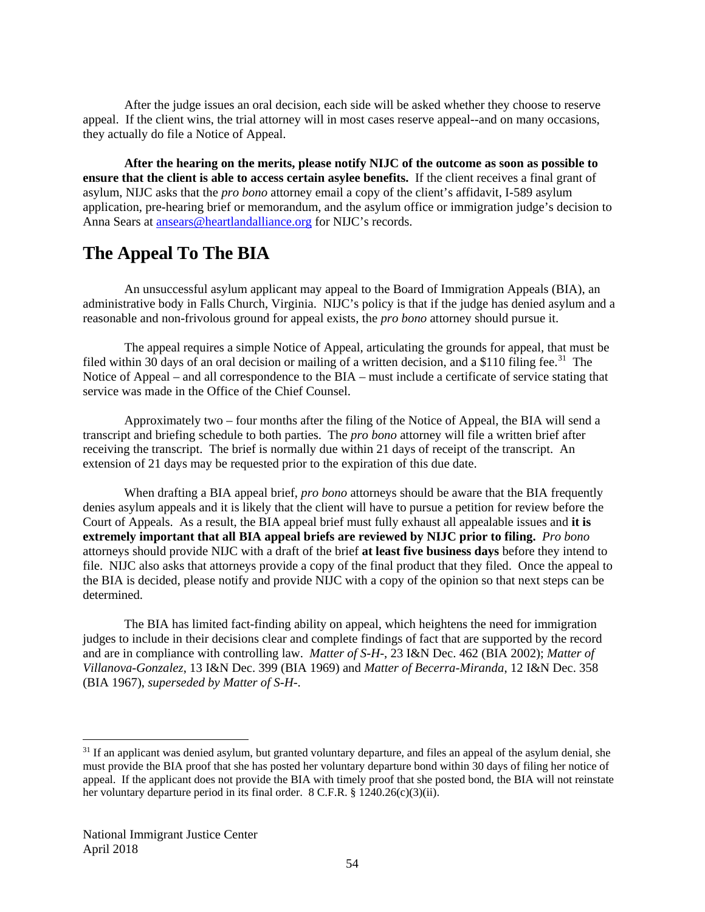After the judge issues an oral decision, each side will be asked whether they choose to reserve appeal. If the client wins, the trial attorney will in most cases reserve appeal--and on many occasions, they actually do file a Notice of Appeal.

**After the hearing on the merits, please notify NIJC of the outcome as soon as possible to ensure that the client is able to access certain asylee benefits.** If the client receives a final grant of asylum, NIJC asks that the *pro bono* attorney email a copy of the client's affidavit, I-589 asylum application, pre-hearing brief or memorandum, and the asylum office or immigration judge's decision to Anna Sears at ansears@heartlandalliance.org for NIJC's records.

## The Appeal To The BIA

An unsuccessful asylum applicant may appeal to the Board of Immigration Appeals (BIA), an administrative body in Falls Church, Virginia. NIJC's policy is that if the judge has denied asylum and a reasonable and non-frivolous ground for appeal exists, the *pro bono* attorney should pursue it.

The appeal requires a simple Notice of Appeal, articulating the grounds for appeal, that must be filed within 30 days of an oral decision or mailing of a written decision, and a $110 filing fee.[31] The Notice of Appeal – and all correspondence to the BIA – must include a certificate of service stating that service was made in the Office of the Chief Counsel.

Approximately two – four months after the filing of the Notice of Appeal, the BIA will send a transcript and briefing schedule to both parties. The *pro bono* attorney will file a written brief after receiving the transcript. The brief is normally due within 21 days of receipt of the transcript. An extension of 21 days may be requested prior to the expiration of this due date.

When drafting a BIA appeal brief, *pro bono* attorneys should be aware that the BIA frequently denies asylum appeals and it is likely that the client will have to pursue a petition for review before the Court of Appeals. As a result, the BIA appeal brief must fully exhaust all appealable issues and **it is extremely important that all BIA appeal briefs are reviewed by NIJC prior to filing.** *Pro bono* attorneys should provide NIJC with a draft of the brief **at least five business days** before they intend to file. NIJC also asks that attorneys provide a copy of the final product that they filed. Once the appeal to the BIA is decided, please notify and provide NIJC with a copy of the opinion so that next steps can be determined.

The BIA has limited fact-finding ability on appeal, which heightens the need for immigration judges to include in their decisions clear and complete findings of fact that are supported by the record and are in compliance with controlling law. *Matter of S-H-*, 23 I&N Dec. 462 (BIA 2002); *Matter of Villanova-Gonzalez*, 13 I&N Dec. 399 (BIA 1969) and *Matter of Becerra-Miranda*, 12 I&N Dec. 358 (BIA 1967), *superseded by Matter of S-H-*.

---

[31] If an applicant was denied asylum, but granted voluntary departure, and files an appeal of the asylum denial, she must provide the BIA proof that she has posted her voluntary departure bond within 30 days of filing her notice of appeal. If the applicant does not provide the BIA with timely proof that she posted bond, the BIA will not reinstate her voluntary departure period in its final order. 8 C.F.R. § 1240.26(c)(3)(ii).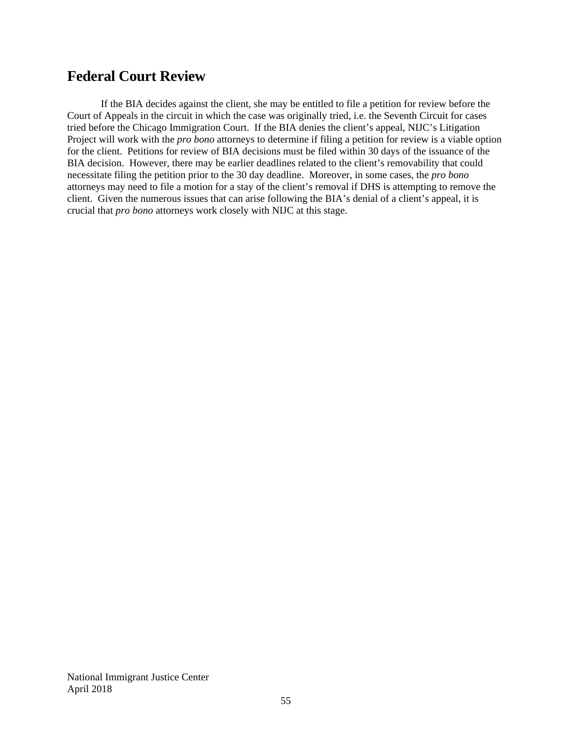## Federal Court Review

If the BIA decides against the client, she may be entitled to file a petition for review before the Court of Appeals in the circuit in which the case was originally tried, i.e. the Seventh Circuit for cases tried before the Chicago Immigration Court. If the BIA denies the client's appeal, NIJC's Litigation Project will work with the *pro bono* attorneys to determine if filing a petition for review is a viable option for the client. Petitions for review of BIA decisions must be filed within 30 days of the issuance of the BIA decision. However, there may be earlier deadlines related to the client's removability that could necessitate filing the petition prior to the 30 day deadline. Moreover, in some cases, the *pro bono* attorneys may need to file a motion for a stay of the client's removal if DHS is attempting to remove the client. Given the numerous issues that can arise following the BIA's denial of a client's appeal, it is crucial that *pro bono* attorneys work closely with NIJC at this stage.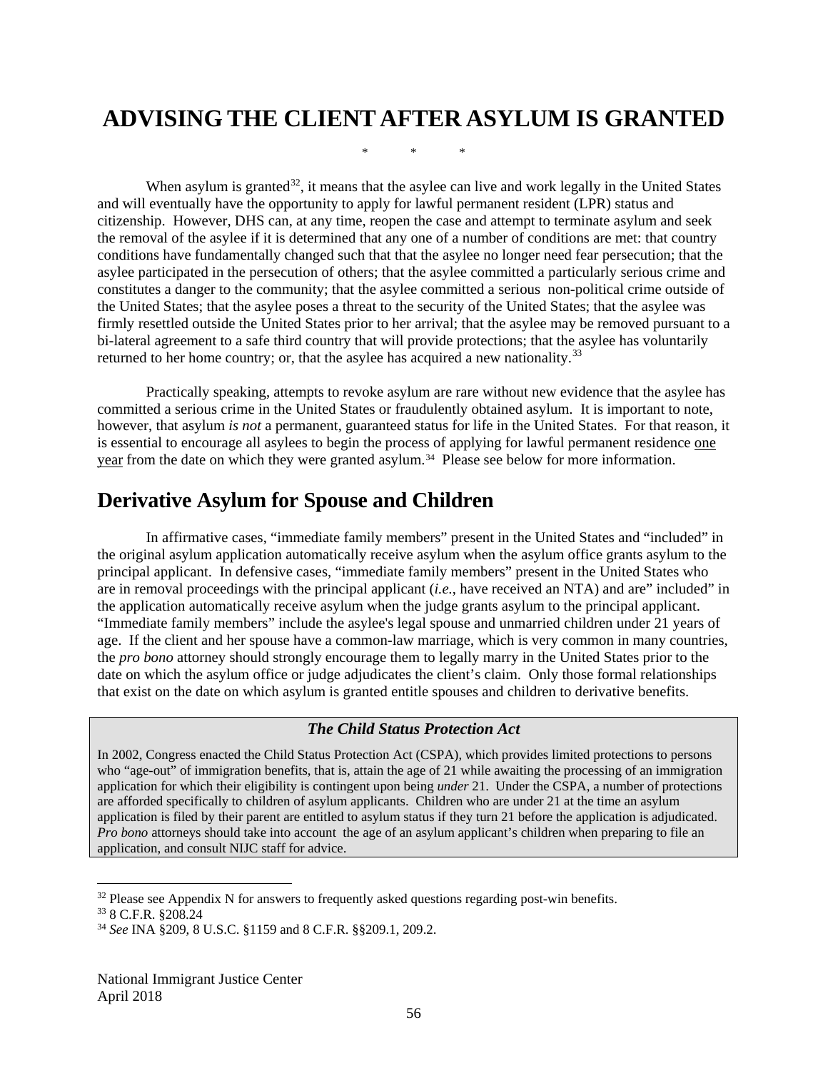# ADVISING THE CLIENT AFTER ASYLUM IS GRANTED

\*  \*  \*

When asylum is granted[32], it means that the asylee can live and work legally in the United States and will eventually have the opportunity to apply for lawful permanent resident (LPR) status and citizenship. However, DHS can, at any time, reopen the case and attempt to terminate asylum and seek the removal of the asylee if it is determined that any one of a number of conditions are met: that country conditions have fundamentally changed such that that the asylee no longer need fear persecution; that the asylee participated in the persecution of others; that the asylee committed a particularly serious crime and constitutes a danger to the community; that the asylee committed a serious non-political crime outside of the United States; that the asylee poses a threat to the security of the United States; that the asylee was firmly resettled outside the United States prior to her arrival; that the asylee may be removed pursuant to a bi-lateral agreement to a safe third country that will provide protections; that the asylee has voluntarily returned to her home country; or, that the asylee has acquired a new nationality.[33]

Practically speaking, attempts to revoke asylum are rare without new evidence that the asylee has committed a serious crime in the United States or fraudulently obtained asylum. It is important to note, however, that asylum *is not* a permanent, guaranteed status for life in the United States. For that reason, it is essential to encourage all asylees to begin the process of applying for lawful permanent residence <u>one year</u> from the date on which they were granted asylum.[34] Please see below for more information.

## Derivative Asylum for Spouse and Children

In affirmative cases, "immediate family members" present in the United States and "included" in the original asylum application automatically receive asylum when the asylum office grants asylum to the principal applicant. In defensive cases, "immediate family members" present in the United States who are in removal proceedings with the principal applicant (*i.e.*, have received an NTA) and are" included" in the application automatically receive asylum when the judge grants asylum to the principal applicant. "Immediate family members" include the asylee's legal spouse and unmarried children under 21 years of age. If the client and her spouse have a common-law marriage, which is very common in many countries, the *pro bono* attorney should strongly encourage them to legally marry in the United States prior to the date on which the asylum office or judge adjudicates the client's claim. Only those formal relationships that exist on the date on which asylum is granted entitle spouses and children to derivative benefits.

> ***The Child Status Protection Act***
>
> In 2002, Congress enacted the Child Status Protection Act (CSPA), which provides limited protections to persons who "age-out" of immigration benefits, that is, attain the age of 21 while awaiting the processing of an immigration application for which their eligibility is contingent upon being *under* 21. Under the CSPA, a number of protections are afforded specifically to children of asylum applicants. Children who are under 21 at the time an asylum application is filed by their parent are entitled to asylum status if they turn 21 before the application is adjudicated. *Pro bono* attorneys should take into account the age of an asylum applicant's children when preparing to file an application, and consult NIJC staff for advice.

---

[32] Please see Appendix N for answers to frequently asked questions regarding post-win benefits.

[33] 8 C.F.R. §208.24

[34] *See* INA §209, 8 U.S.C. §1159 and 8 C.F.R. §§209.1, 209.2.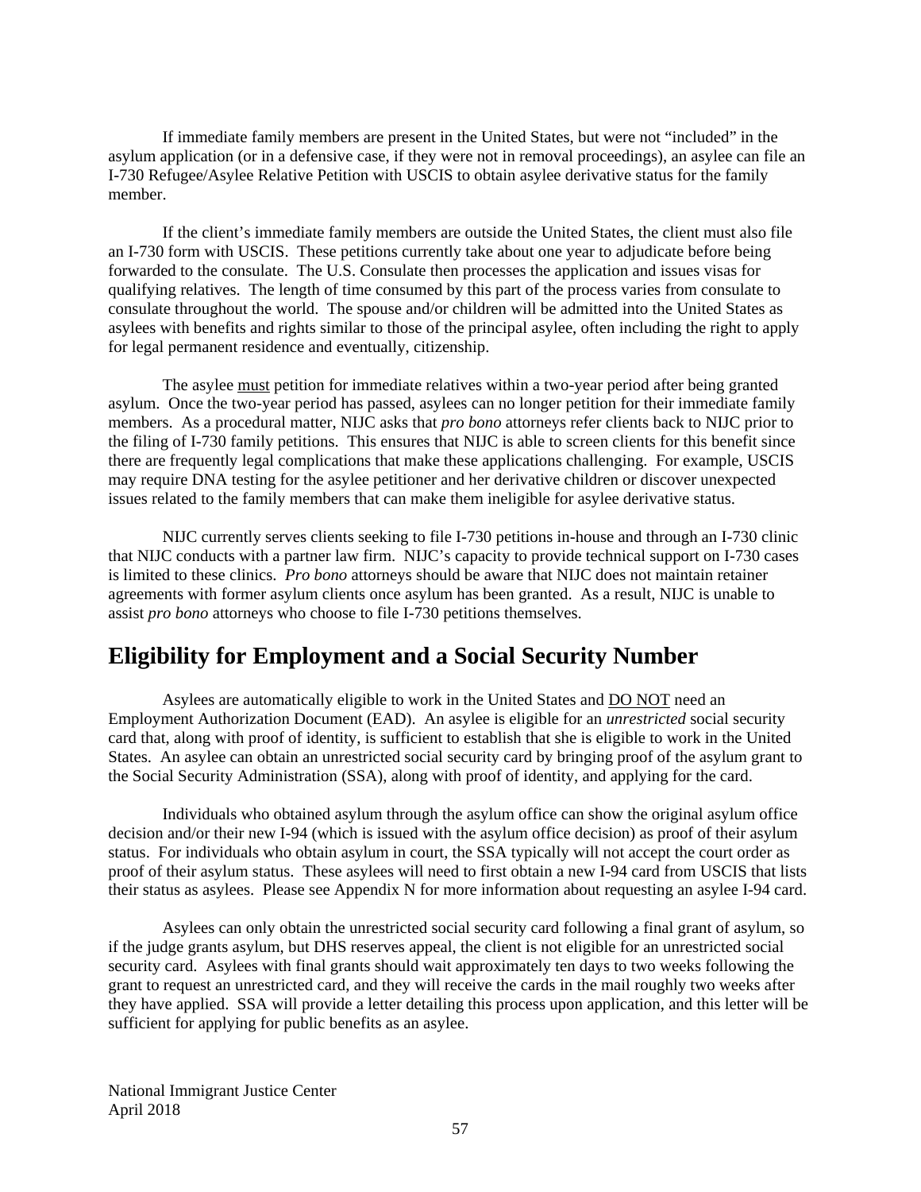If immediate family members are present in the United States, but were not "included" in the asylum application (or in a defensive case, if they were not in removal proceedings), an asylee can file an I-730 Refugee/Asylee Relative Petition with USCIS to obtain asylee derivative status for the family member.

If the client's immediate family members are outside the United States, the client must also file an I-730 form with USCIS. These petitions currently take about one year to adjudicate before being forwarded to the consulate. The U.S. Consulate then processes the application and issues visas for qualifying relatives. The length of time consumed by this part of the process varies from consulate to consulate throughout the world. The spouse and/or children will be admitted into the United States as asylees with benefits and rights similar to those of the principal asylee, often including the right to apply for legal permanent residence and eventually, citizenship.

The asylee must petition for immediate relatives within a two-year period after being granted asylum. Once the two-year period has passed, asylees can no longer petition for their immediate family members. As a procedural matter, NIJC asks that *pro bono* attorneys refer clients back to NIJC prior to the filing of I-730 family petitions. This ensures that NIJC is able to screen clients for this benefit since there are frequently legal complications that make these applications challenging. For example, USCIS may require DNA testing for the asylee petitioner and her derivative children or discover unexpected issues related to the family members that can make them ineligible for asylee derivative status.

NIJC currently serves clients seeking to file I-730 petitions in-house and through an I-730 clinic that NIJC conducts with a partner law firm. NIJC's capacity to provide technical support on I-730 cases is limited to these clinics. *Pro bono* attorneys should be aware that NIJC does not maintain retainer agreements with former asylum clients once asylum has been granted. As a result, NIJC is unable to assist *pro bono* attorneys who choose to file I-730 petitions themselves.

## Eligibility for Employment and a Social Security Number

Asylees are automatically eligible to work in the United States and DO NOT need an Employment Authorization Document (EAD). An asylee is eligible for an *unrestricted* social security card that, along with proof of identity, is sufficient to establish that she is eligible to work in the United States. An asylee can obtain an unrestricted social security card by bringing proof of the asylum grant to the Social Security Administration (SSA), along with proof of identity, and applying for the card.

Individuals who obtained asylum through the asylum office can show the original asylum office decision and/or their new I-94 (which is issued with the asylum office decision) as proof of their asylum status. For individuals who obtain asylum in court, the SSA typically will not accept the court order as proof of their asylum status. These asylees will need to first obtain a new I-94 card from USCIS that lists their status as asylees. Please see Appendix N for more information about requesting an asylee I-94 card.

Asylees can only obtain the unrestricted social security card following a final grant of asylum, so if the judge grants asylum, but DHS reserves appeal, the client is not eligible for an unrestricted social security card. Asylees with final grants should wait approximately ten days to two weeks following the grant to request an unrestricted card, and they will receive the cards in the mail roughly two weeks after they have applied. SSA will provide a letter detailing this process upon application, and this letter will be sufficient for applying for public benefits as an asylee.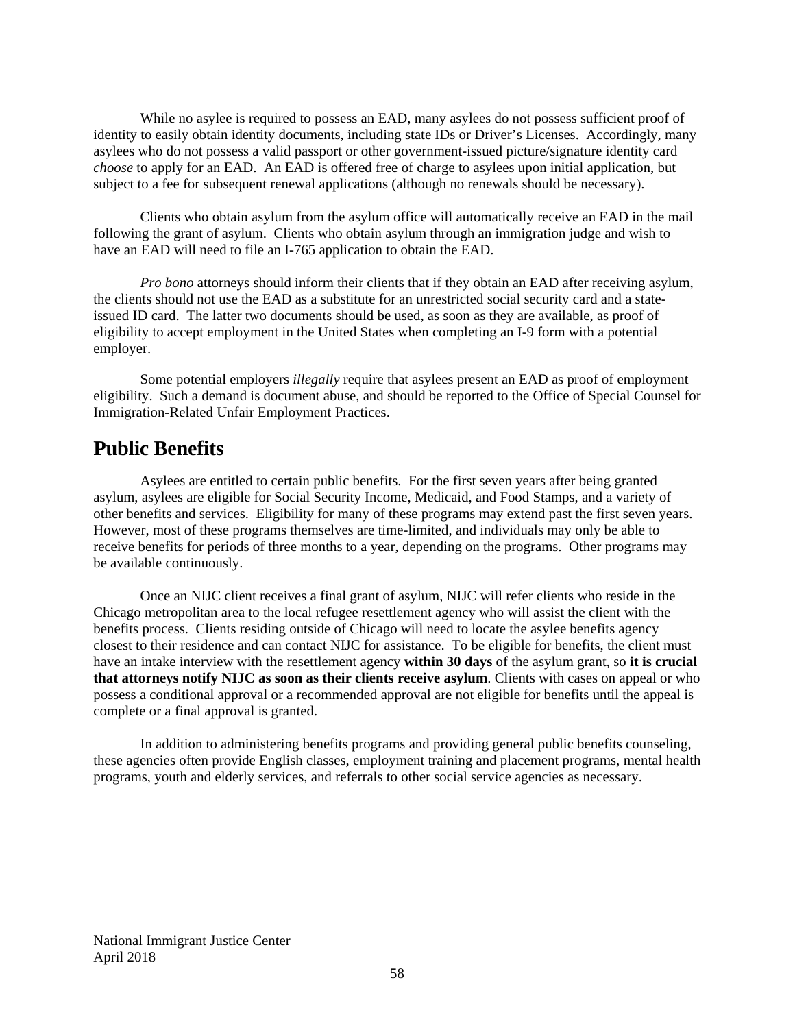While no asylee is required to possess an EAD, many asylees do not possess sufficient proof of identity to easily obtain identity documents, including state IDs or Driver's Licenses. Accordingly, many asylees who do not possess a valid passport or other government-issued picture/signature identity card *choose* to apply for an EAD. An EAD is offered free of charge to asylees upon initial application, but subject to a fee for subsequent renewal applications (although no renewals should be necessary).

Clients who obtain asylum from the asylum office will automatically receive an EAD in the mail following the grant of asylum. Clients who obtain asylum through an immigration judge and wish to have an EAD will need to file an I-765 application to obtain the EAD.

*Pro bono* attorneys should inform their clients that if they obtain an EAD after receiving asylum, the clients should not use the EAD as a substitute for an unrestricted social security card and a state-issued ID card. The latter two documents should be used, as soon as they are available, as proof of eligibility to accept employment in the United States when completing an I-9 form with a potential employer.

Some potential employers *illegally* require that asylees present an EAD as proof of employment eligibility. Such a demand is document abuse, and should be reported to the Office of Special Counsel for Immigration-Related Unfair Employment Practices.

## Public Benefits

Asylees are entitled to certain public benefits. For the first seven years after being granted asylum, asylees are eligible for Social Security Income, Medicaid, and Food Stamps, and a variety of other benefits and services. Eligibility for many of these programs may extend past the first seven years. However, most of these programs themselves are time-limited, and individuals may only be able to receive benefits for periods of three months to a year, depending on the programs. Other programs may be available continuously.

Once an NIJC client receives a final grant of asylum, NIJC will refer clients who reside in the Chicago metropolitan area to the local refugee resettlement agency who will assist the client with the benefits process. Clients residing outside of Chicago will need to locate the asylee benefits agency closest to their residence and can contact NIJC for assistance. To be eligible for benefits, the client must have an intake interview with the resettlement agency **within 30 days** of the asylum grant, so **it is crucial that attorneys notify NIJC as soon as their clients receive asylum**. Clients with cases on appeal or who possess a conditional approval or a recommended approval are not eligible for benefits until the appeal is complete or a final approval is granted.

In addition to administering benefits programs and providing general public benefits counseling, these agencies often provide English classes, employment training and placement programs, mental health programs, youth and elderly services, and referrals to other social service agencies as necessary.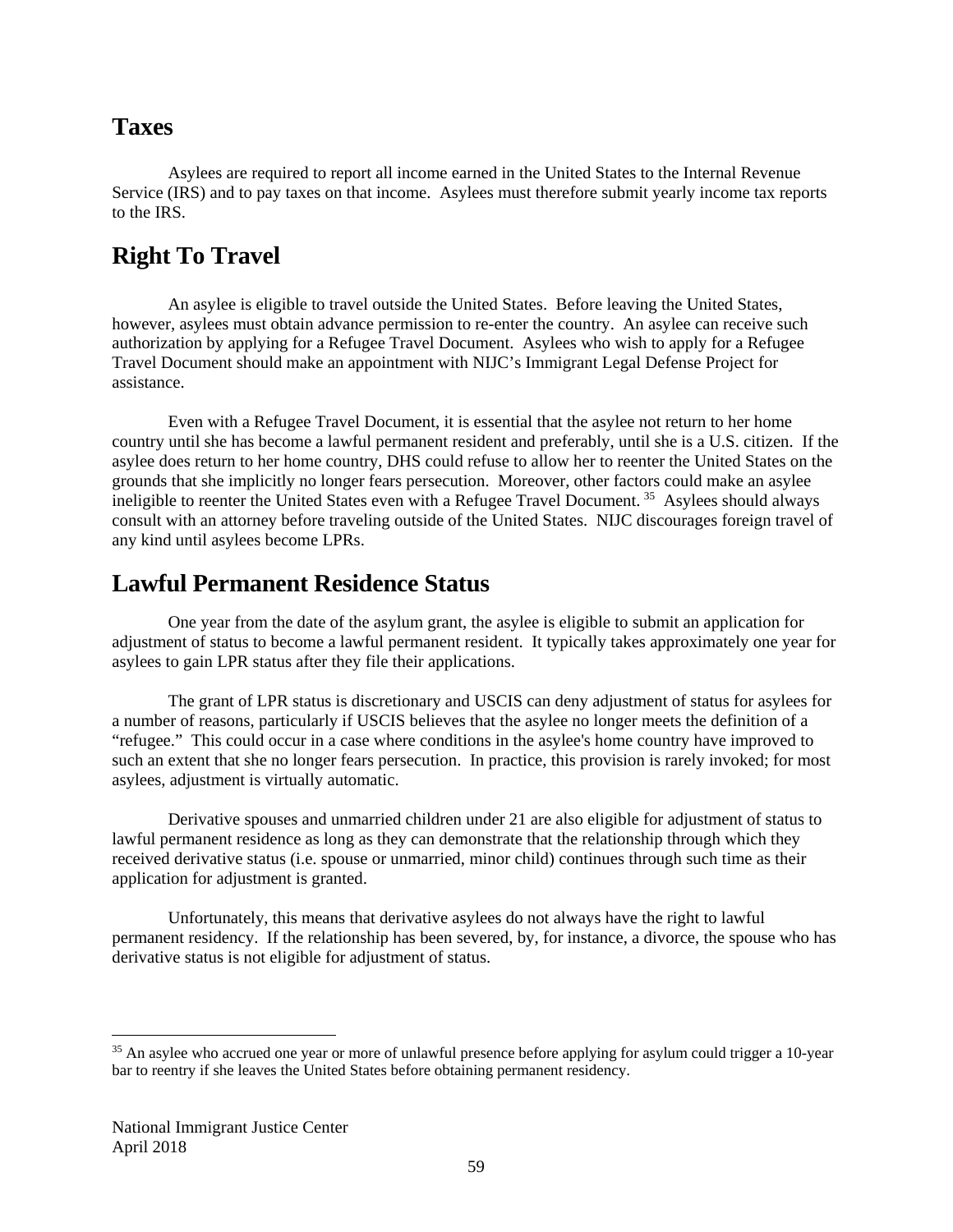## Taxes

Asylees are required to report all income earned in the United States to the Internal Revenue Service (IRS) and to pay taxes on that income. Asylees must therefore submit yearly income tax reports to the IRS.

## Right To Travel

An asylee is eligible to travel outside the United States. Before leaving the United States, however, asylees must obtain advance permission to re-enter the country. An asylee can receive such authorization by applying for a Refugee Travel Document. Asylees who wish to apply for a Refugee Travel Document should make an appointment with NIJC's Immigrant Legal Defense Project for assistance.

Even with a Refugee Travel Document, it is essential that the asylee not return to her home country until she has become a lawful permanent resident and preferably, until she is a U.S. citizen. If the asylee does return to her home country, DHS could refuse to allow her to reenter the United States on the grounds that she implicitly no longer fears persecution. Moreover, other factors could make an asylee ineligible to reenter the United States even with a Refugee Travel Document. [35] Asylees should always consult with an attorney before traveling outside of the United States. NIJC discourages foreign travel of any kind until asylees become LPRs.

## Lawful Permanent Residence Status

One year from the date of the asylum grant, the asylee is eligible to submit an application for adjustment of status to become a lawful permanent resident. It typically takes approximately one year for asylees to gain LPR status after they file their applications.

The grant of LPR status is discretionary and USCIS can deny adjustment of status for asylees for a number of reasons, particularly if USCIS believes that the asylee no longer meets the definition of a "refugee." This could occur in a case where conditions in the asylee's home country have improved to such an extent that she no longer fears persecution. In practice, this provision is rarely invoked; for most asylees, adjustment is virtually automatic.

Derivative spouses and unmarried children under 21 are also eligible for adjustment of status to lawful permanent residence as long as they can demonstrate that the relationship through which they received derivative status (i.e. spouse or unmarried, minor child) continues through such time as their application for adjustment is granted.

Unfortunately, this means that derivative asylees do not always have the right to lawful permanent residency. If the relationship has been severed, by, for instance, a divorce, the spouse who has derivative status is not eligible for adjustment of status.

---

[35] An asylee who accrued one year or more of unlawful presence before applying for asylum could trigger a 10-year bar to reentry if she leaves the United States before obtaining permanent residency.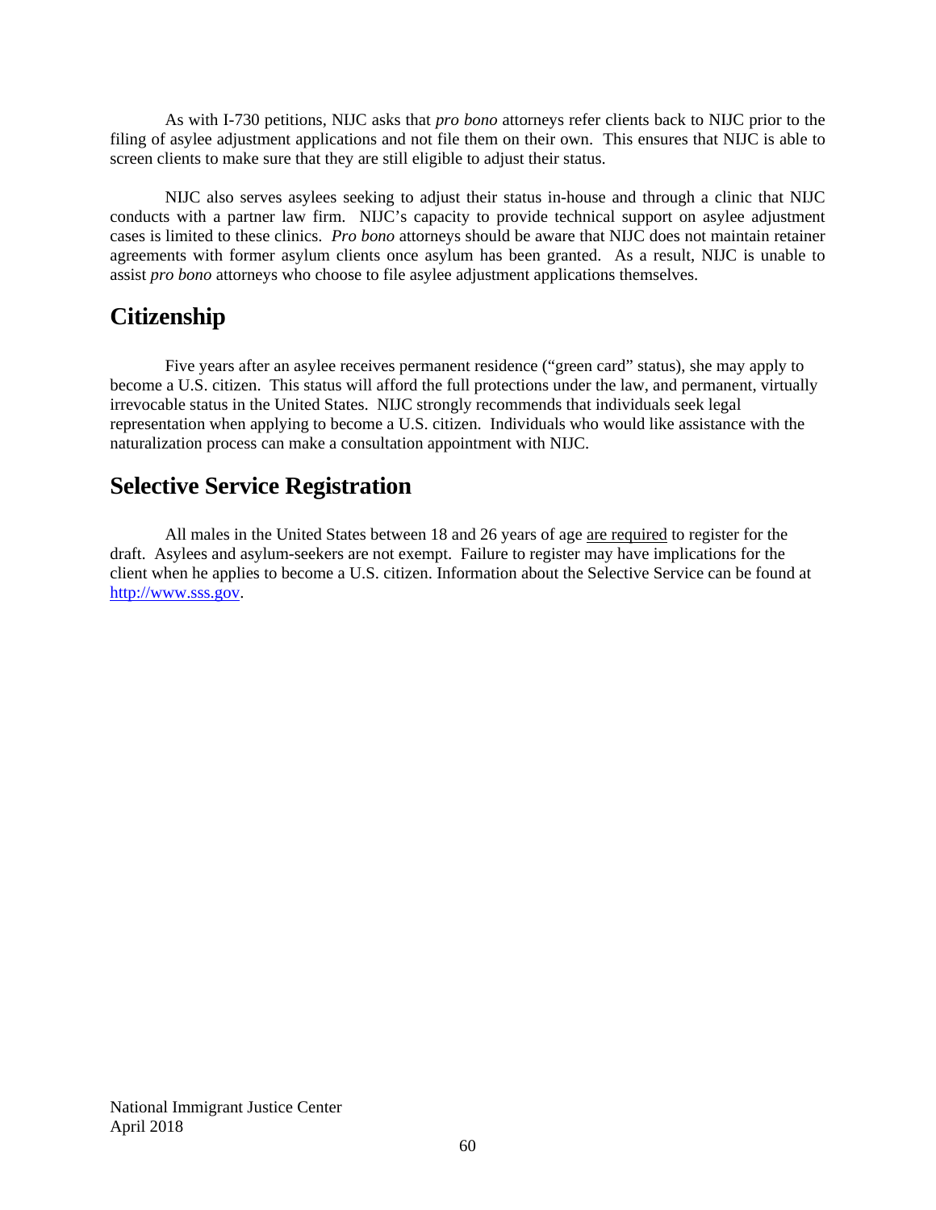As with I-730 petitions, NIJC asks that *pro bono* attorneys refer clients back to NIJC prior to the filing of asylee adjustment applications and not file them on their own. This ensures that NIJC is able to screen clients to make sure that they are still eligible to adjust their status.

NIJC also serves asylees seeking to adjust their status in-house and through a clinic that NIJC conducts with a partner law firm. NIJC's capacity to provide technical support on asylee adjustment cases is limited to these clinics. *Pro bono* attorneys should be aware that NIJC does not maintain retainer agreements with former asylum clients once asylum has been granted. As a result, NIJC is unable to assist *pro bono* attorneys who choose to file asylee adjustment applications themselves.

## Citizenship

Five years after an asylee receives permanent residence ("green card" status), she may apply to become a U.S. citizen. This status will afford the full protections under the law, and permanent, virtually irrevocable status in the United States. NIJC strongly recommends that individuals seek legal representation when applying to become a U.S. citizen. Individuals who would like assistance with the naturalization process can make a consultation appointment with NIJC.

## Selective Service Registration

All males in the United States between 18 and 26 years of age are required to register for the draft. Asylees and asylum-seekers are not exempt. Failure to register may have implications for the client when he applies to become a U.S. citizen. Information about the Selective Service can be found at http://www.sss.gov.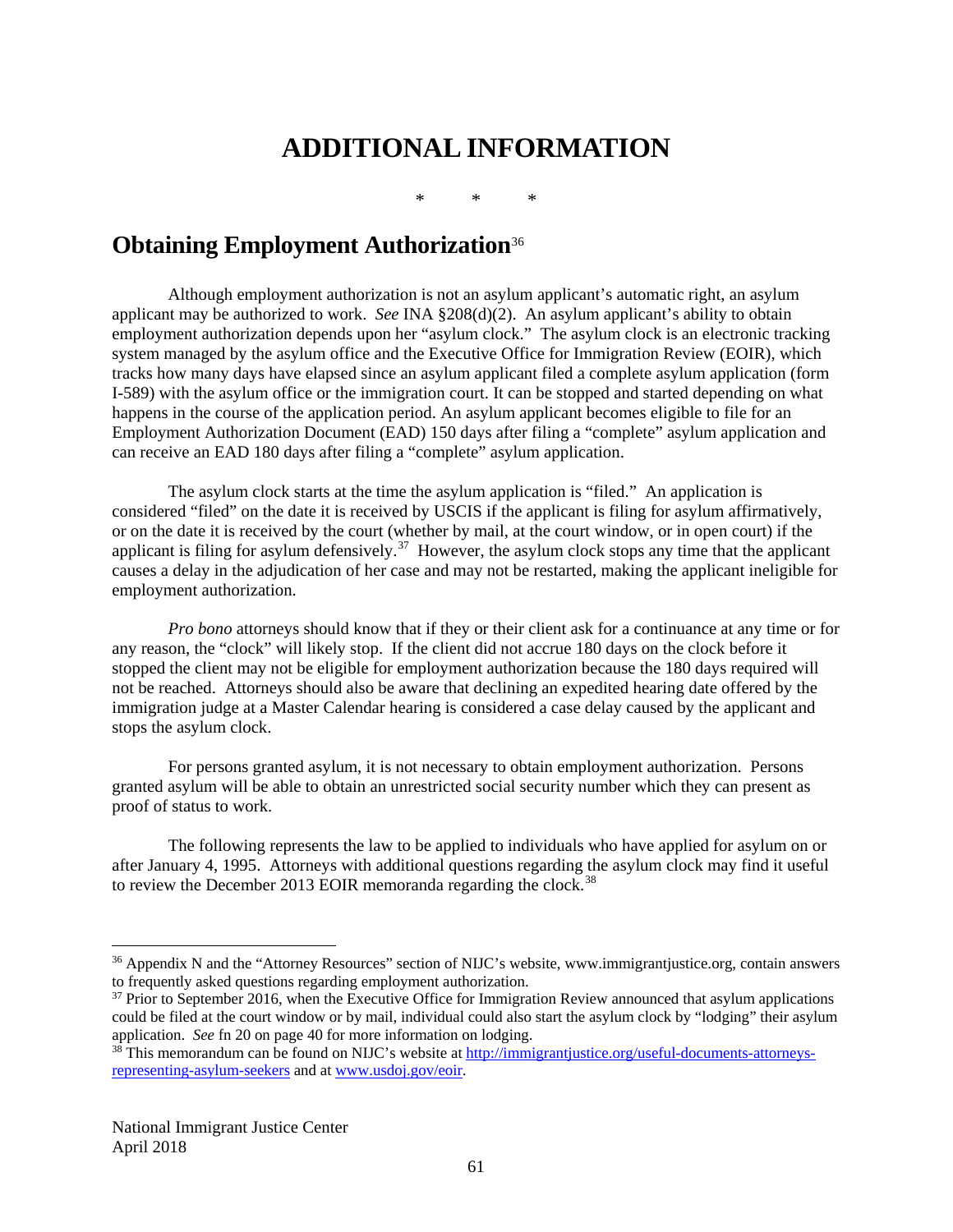# ADDITIONAL INFORMATION

\* \* \*

## Obtaining Employment Authorization[36]

Although employment authorization is not an asylum applicant's automatic right, an asylum applicant may be authorized to work. *See* INA §208(d)(2). An asylum applicant's ability to obtain employment authorization depends upon her "asylum clock." The asylum clock is an electronic tracking system managed by the asylum office and the Executive Office for Immigration Review (EOIR), which tracks how many days have elapsed since an asylum applicant filed a complete asylum application (form I-589) with the asylum office or the immigration court. It can be stopped and started depending on what happens in the course of the application period. An asylum applicant becomes eligible to file for an Employment Authorization Document (EAD) 150 days after filing a "complete" asylum application and can receive an EAD 180 days after filing a "complete" asylum application.

The asylum clock starts at the time the asylum application is "filed." An application is considered "filed" on the date it is received by USCIS if the applicant is filing for asylum affirmatively, or on the date it is received by the court (whether by mail, at the court window, or in open court) if the applicant is filing for asylum defensively.[37] However, the asylum clock stops any time that the applicant causes a delay in the adjudication of her case and may not be restarted, making the applicant ineligible for employment authorization.

*Pro bono* attorneys should know that if they or their client ask for a continuance at any time or for any reason, the "clock" will likely stop. If the client did not accrue 180 days on the clock before it stopped the client may not be eligible for employment authorization because the 180 days required will not be reached. Attorneys should also be aware that declining an expedited hearing date offered by the immigration judge at a Master Calendar hearing is considered a case delay caused by the applicant and stops the asylum clock.

For persons granted asylum, it is not necessary to obtain employment authorization. Persons granted asylum will be able to obtain an unrestricted social security number which they can present as proof of status to work.

The following represents the law to be applied to individuals who have applied for asylum on or after January 4, 1995. Attorneys with additional questions regarding the asylum clock may find it useful to review the December 2013 EOIR memoranda regarding the clock.[38]

---

[36] Appendix N and the "Attorney Resources" section of NIJC's website, www.immigrantjustice.org, contain answers to frequently asked questions regarding employment authorization.

[37] Prior to September 2016, when the Executive Office for Immigration Review announced that asylum applications could be filed at the court window or by mail, individual could also start the asylum clock by "lodging" their asylum application. *See* fn 20 on page 40 for more information on lodging.

[38] This memorandum can be found on NIJC's website at http://immigrantjustice.org/useful-documents-attorneys-representing-asylum-seekers and at www.usdoj.gov/eoir.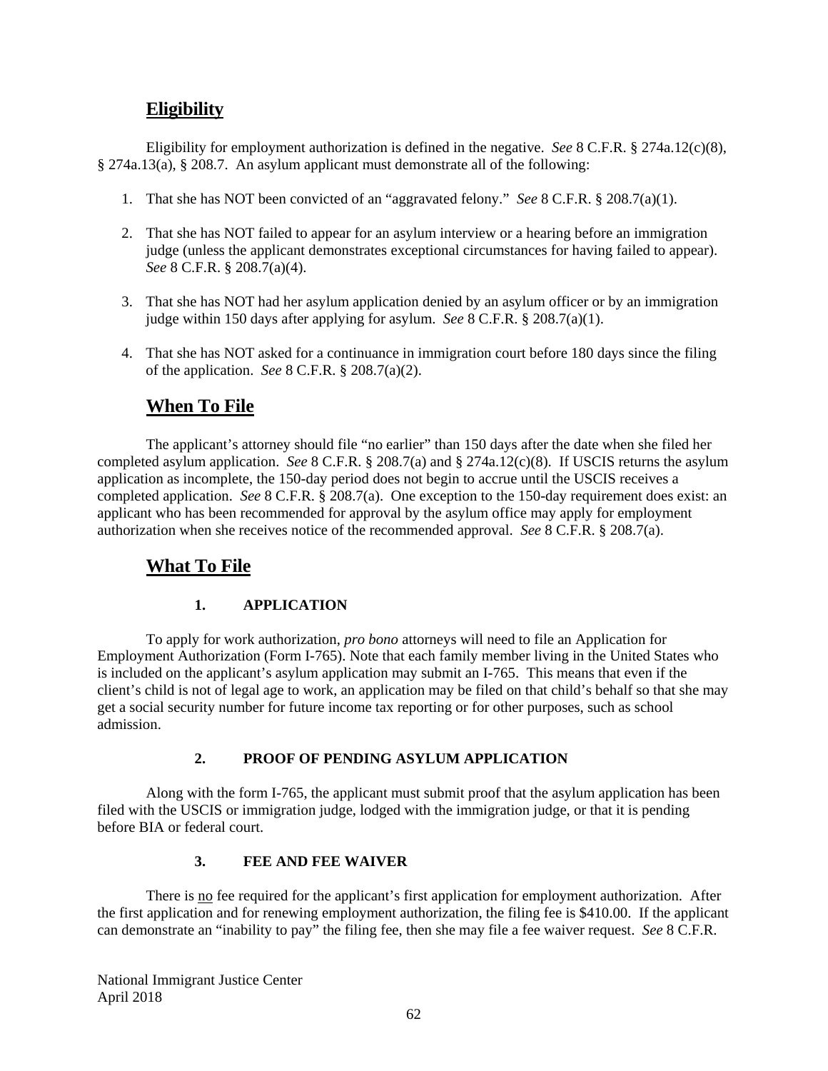## Eligibility

Eligibility for employment authorization is defined in the negative. *See* 8 C.F.R. § 274a.12(c)(8), § 274a.13(a), § 208.7. An asylum applicant must demonstrate all of the following:

1. That she has NOT been convicted of an "aggravated felony." *See* 8 C.F.R. § 208.7(a)(1).

2. That she has NOT failed to appear for an asylum interview or a hearing before an immigration judge (unless the applicant demonstrates exceptional circumstances for having failed to appear). *See* 8 C.F.R. § 208.7(a)(4).

3. That she has NOT had her asylum application denied by an asylum officer or by an immigration judge within 150 days after applying for asylum. *See* 8 C.F.R. § 208.7(a)(1).

4. That she has NOT asked for a continuance in immigration court before 180 days since the filing of the application. *See* 8 C.F.R. § 208.7(a)(2).

## When To File

The applicant's attorney should file "no earlier" than 150 days after the date when she filed her completed asylum application. *See* 8 C.F.R. § 208.7(a) and § 274a.12(c)(8). If USCIS returns the asylum application as incomplete, the 150-day period does not begin to accrue until the USCIS receives a completed application. *See* 8 C.F.R. § 208.7(a). One exception to the 150-day requirement does exist: an applicant who has been recommended for approval by the asylum office may apply for employment authorization when she receives notice of the recommended approval. *See* 8 C.F.R. § 208.7(a).

## What To File

### 1. APPLICATION

To apply for work authorization, *pro bono* attorneys will need to file an Application for Employment Authorization (Form I-765). Note that each family member living in the United States who is included on the applicant's asylum application may submit an I-765. This means that even if the client's child is not of legal age to work, an application may be filed on that child's behalf so that she may get a social security number for future income tax reporting or for other purposes, such as school admission.

### 2. PROOF OF PENDING ASYLUM APPLICATION

Along with the form I-765, the applicant must submit proof that the asylum application has been filed with the USCIS or immigration judge, lodged with the immigration judge, or that it is pending before BIA or federal court.

### 3. FEE AND FEE WAIVER

There is no fee required for the applicant's first application for employment authorization. After the first application and for renewing employment authorization, the filing fee is $410.00. If the applicant can demonstrate an "inability to pay" the filing fee, then she may file a fee waiver request. *See* 8 C.F.R.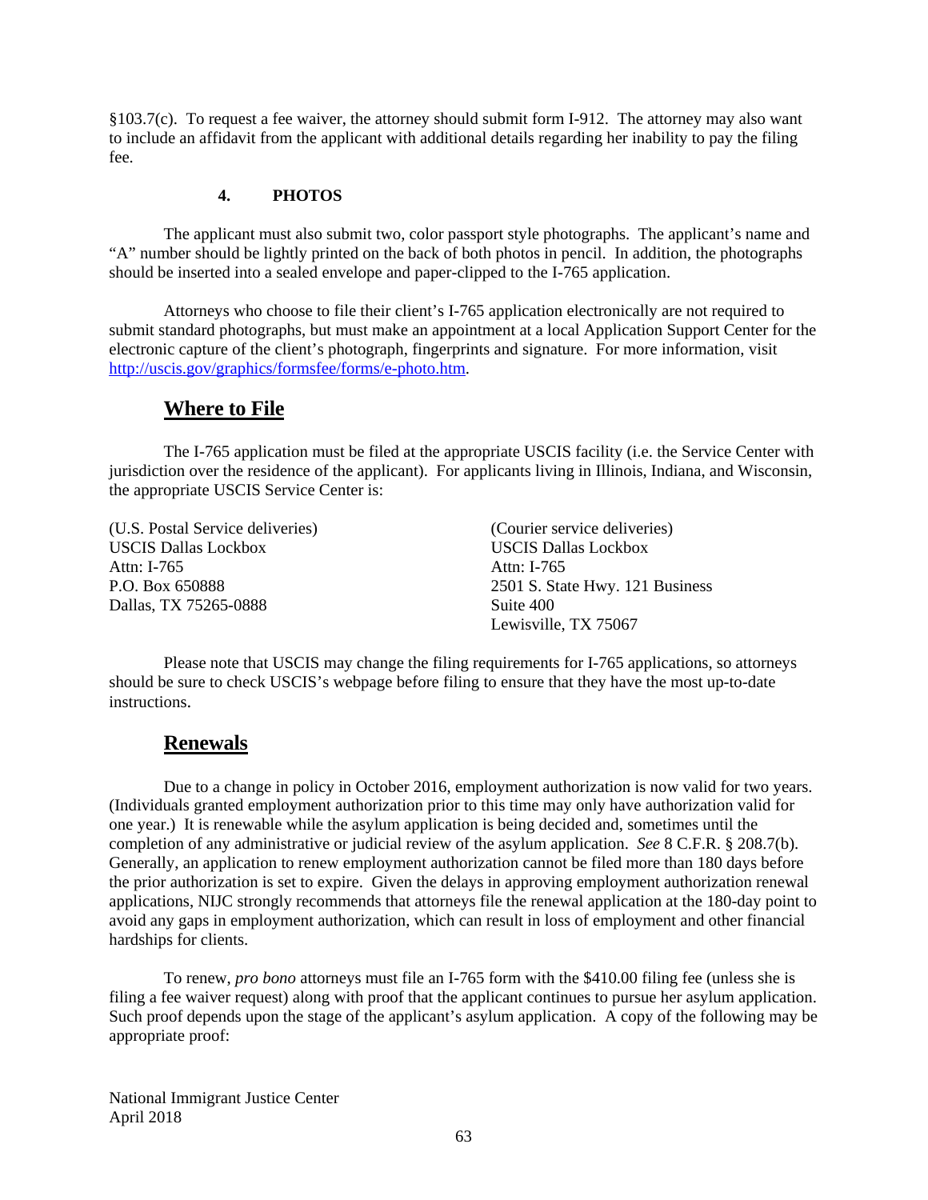§103.7(c). To request a fee waiver, the attorney should submit form I-912. The attorney may also want to include an affidavit from the applicant with additional details regarding her inability to pay the filing fee.

#### 4. PHOTOS

The applicant must also submit two, color passport style photographs. The applicant's name and "A" number should be lightly printed on the back of both photos in pencil. In addition, the photographs should be inserted into a sealed envelope and paper-clipped to the I-765 application.

Attorneys who choose to file their client's I-765 application electronically are not required to submit standard photographs, but must make an appointment at a local Application Support Center for the electronic capture of the client's photograph, fingerprints and signature. For more information, visit [http://uscis.gov/graphics/formsfee/forms/e-photo.htm](http://uscis.gov/graphics/formsfee/forms/e-photo.htm).

## Where to File

The I-765 application must be filed at the appropriate USCIS facility (i.e. the Service Center with jurisdiction over the residence of the applicant). For applicants living in Illinois, Indiana, and Wisconsin, the appropriate USCIS Service Center is:

(U.S. Postal Service deliveries)
USCIS Dallas Lockbox
Attn: I-765
P.O. Box 650888
Dallas, TX 75265-0888

(Courier service deliveries)
USCIS Dallas Lockbox
Attn: I-765
2501 S. State Hwy. 121 Business
Suite 400
Lewisville, TX 75067

Please note that USCIS may change the filing requirements for I-765 applications, so attorneys should be sure to check USCIS's webpage before filing to ensure that they have the most up-to-date instructions.

## Renewals

Due to a change in policy in October 2016, employment authorization is now valid for two years. (Individuals granted employment authorization prior to this time may only have authorization valid for one year.) It is renewable while the asylum application is being decided and, sometimes until the completion of any administrative or judicial review of the asylum application. *See* 8 C.F.R. § 208.7(b). Generally, an application to renew employment authorization cannot be filed more than 180 days before the prior authorization is set to expire. Given the delays in approving employment authorization renewal applications, NIJC strongly recommends that attorneys file the renewal application at the 180-day point to avoid any gaps in employment authorization, which can result in loss of employment and other financial hardships for clients.

To renew, *pro bono* attorneys must file an I-765 form with the $410.00 filing fee (unless she is filing a fee waiver request) along with proof that the applicant continues to pursue her asylum application. Such proof depends upon the stage of the applicant's asylum application. A copy of the following may be appropriate proof: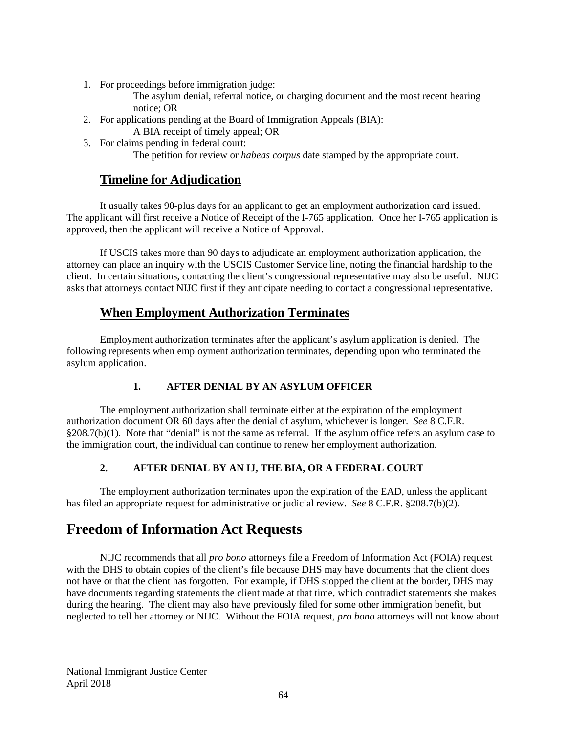1. For proceedings before immigration judge:
   The asylum denial, referral notice, or charging document and the most recent hearing notice; OR
2. For applications pending at the Board of Immigration Appeals (BIA):
   A BIA receipt of timely appeal; OR
3. For claims pending in federal court:
   The petition for review or *habeas corpus* date stamped by the appropriate court.

## Timeline for Adjudication

It usually takes 90-plus days for an applicant to get an employment authorization card issued. The applicant will first receive a Notice of Receipt of the I-765 application. Once her I-765 application is approved, then the applicant will receive a Notice of Approval.

If USCIS takes more than 90 days to adjudicate an employment authorization application, the attorney can place an inquiry with the USCIS Customer Service line, noting the financial hardship to the client. In certain situations, contacting the client's congressional representative may also be useful. NIJC asks that attorneys contact NIJC first if they anticipate needing to contact a congressional representative.

## When Employment Authorization Terminates

Employment authorization terminates after the applicant's asylum application is denied. The following represents when employment authorization terminates, depending upon who terminated the asylum application.

### 1. AFTER DENIAL BY AN ASYLUM OFFICER

The employment authorization shall terminate either at the expiration of the employment authorization document OR 60 days after the denial of asylum, whichever is longer. *See* 8 C.F.R. §208.7(b)(1). Note that "denial" is not the same as referral. If the asylum office refers an asylum case to the immigration court, the individual can continue to renew her employment authorization.

### 2. AFTER DENIAL BY AN IJ, THE BIA, OR A FEDERAL COURT

The employment authorization terminates upon the expiration of the EAD, unless the applicant has filed an appropriate request for administrative or judicial review. *See* 8 C.F.R. §208.7(b)(2).

# Freedom of Information Act Requests

NIJC recommends that all *pro bono* attorneys file a Freedom of Information Act (FOIA) request with the DHS to obtain copies of the client's file because DHS may have documents that the client does not have or that the client has forgotten. For example, if DHS stopped the client at the border, DHS may have documents regarding statements the client made at that time, which contradict statements she makes during the hearing. The client may also have previously filed for some other immigration benefit, but neglected to tell her attorney or NIJC. Without the FOIA request, *pro bono* attorneys will not know about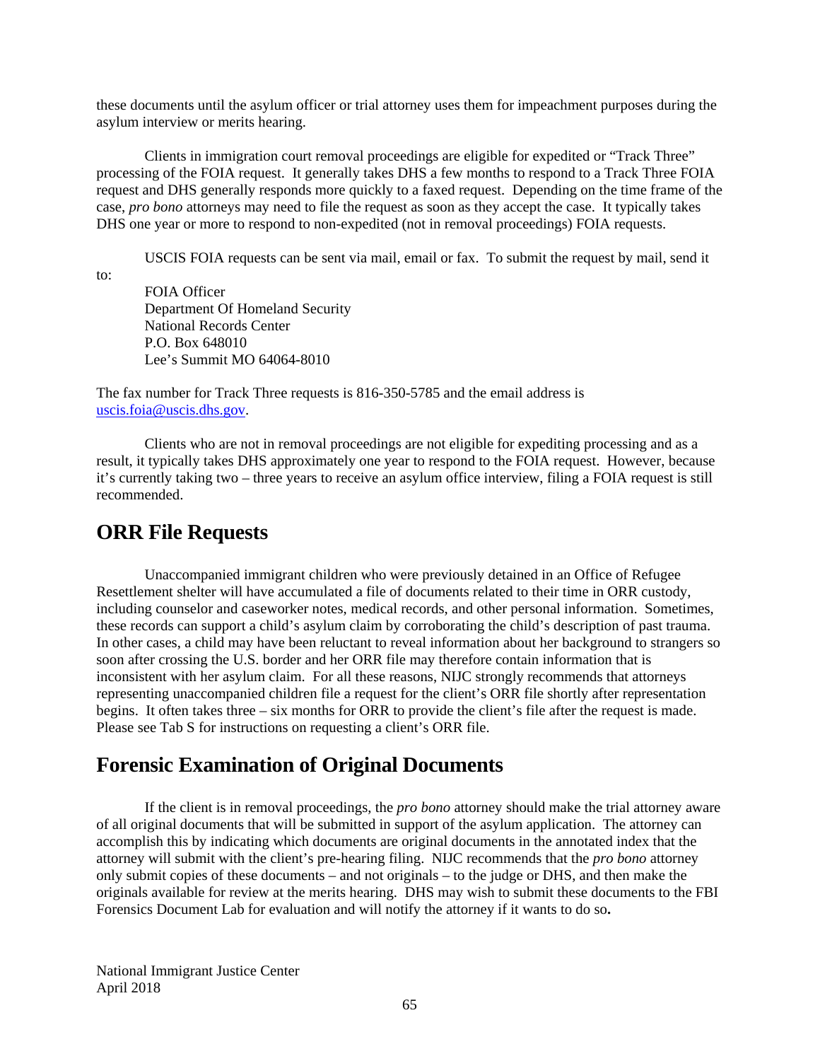these documents until the asylum officer or trial attorney uses them for impeachment purposes during the asylum interview or merits hearing.

Clients in immigration court removal proceedings are eligible for expedited or "Track Three" processing of the FOIA request. It generally takes DHS a few months to respond to a Track Three FOIA request and DHS generally responds more quickly to a faxed request. Depending on the time frame of the case, *pro bono* attorneys may need to file the request as soon as they accept the case. It typically takes DHS one year or more to respond to non-expedited (not in removal proceedings) FOIA requests.

USCIS FOIA requests can be sent via mail, email or fax. To submit the request by mail, send it to:

FOIA Officer
Department Of Homeland Security
National Records Center
P.O. Box 648010
Lee's Summit MO 64064-8010

The fax number for Track Three requests is 816-350-5785 and the email address is uscis.foia@uscis.dhs.gov.

Clients who are not in removal proceedings are not eligible for expediting processing and as a result, it typically takes DHS approximately one year to respond to the FOIA request. However, because it's currently taking two – three years to receive an asylum office interview, filing a FOIA request is still recommended.

## ORR File Requests

Unaccompanied immigrant children who were previously detained in an Office of Refugee Resettlement shelter will have accumulated a file of documents related to their time in ORR custody, including counselor and caseworker notes, medical records, and other personal information. Sometimes, these records can support a child's asylum claim by corroborating the child's description of past trauma. In other cases, a child may have been reluctant to reveal information about her background to strangers so soon after crossing the U.S. border and her ORR file may therefore contain information that is inconsistent with her asylum claim. For all these reasons, NIJC strongly recommends that attorneys representing unaccompanied children file a request for the client's ORR file shortly after representation begins. It often takes three – six months for ORR to provide the client's file after the request is made. Please see Tab S for instructions on requesting a client's ORR file.

## Forensic Examination of Original Documents

If the client is in removal proceedings, the *pro bono* attorney should make the trial attorney aware of all original documents that will be submitted in support of the asylum application. The attorney can accomplish this by indicating which documents are original documents in the annotated index that the attorney will submit with the client's pre-hearing filing. NIJC recommends that the *pro bono* attorney only submit copies of these documents – and not originals – to the judge or DHS, and then make the originals available for review at the merits hearing. DHS may wish to submit these documents to the FBI Forensics Document Lab for evaluation and will notify the attorney if it wants to do so.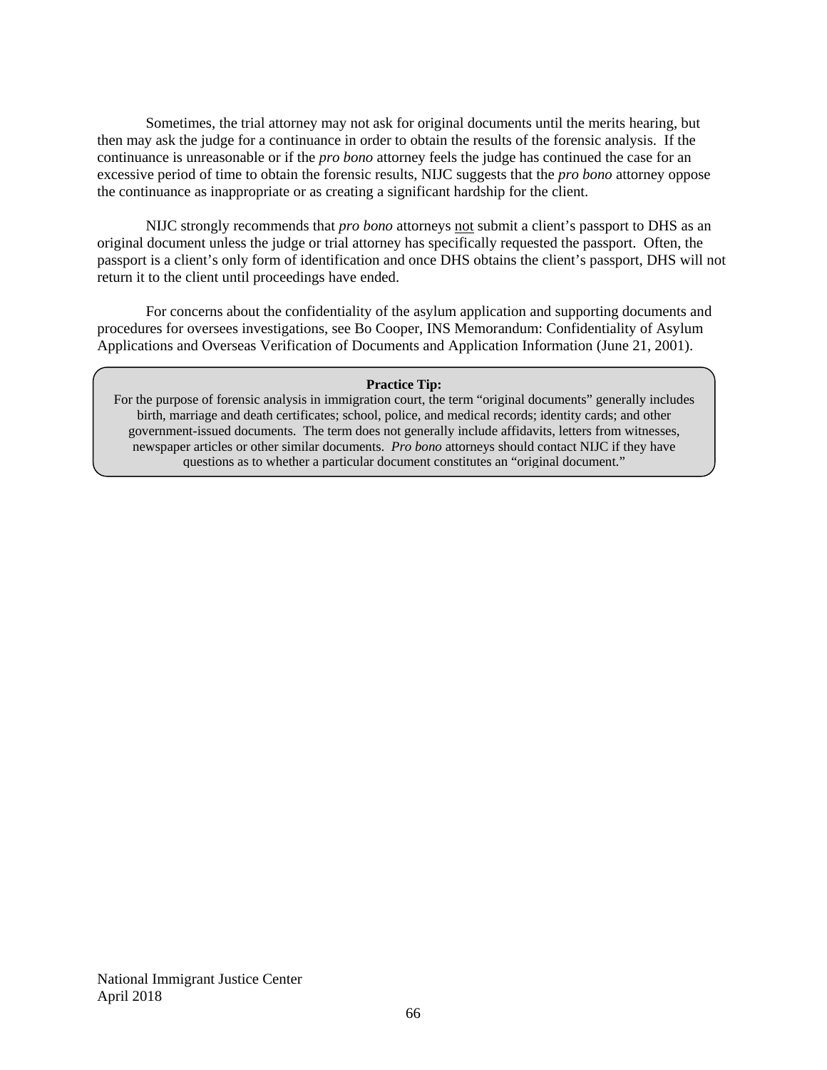Sometimes, the trial attorney may not ask for original documents until the merits hearing, but then may ask the judge for a continuance in order to obtain the results of the forensic analysis. If the continuance is unreasonable or if the *pro bono* attorney feels the judge has continued the case for an excessive period of time to obtain the forensic results, NIJC suggests that the *pro bono* attorney oppose the continuance as inappropriate or as creating a significant hardship for the client.

NIJC strongly recommends that *pro bono* attorneys <u>not</u> submit a client's passport to DHS as an original document unless the judge or trial attorney has specifically requested the passport. Often, the passport is a client's only form of identification and once DHS obtains the client's passport, DHS will not return it to the client until proceedings have ended.

For concerns about the confidentiality of the asylum application and supporting documents and procedures for oversees investigations, see Bo Cooper, INS Memorandum: Confidentiality of Asylum Applications and Overseas Verification of Documents and Application Information (June 21, 2001).

> **Practice Tip:**
> For the purpose of forensic analysis in immigration court, the term "original documents" generally includes birth, marriage and death certificates; school, police, and medical records; identity cards; and other government-issued documents. The term does not generally include affidavits, letters from witnesses, newspaper articles or other similar documents. *Pro bono* attorneys should contact NIJC if they have questions as to whether a particular document constitutes an "original document."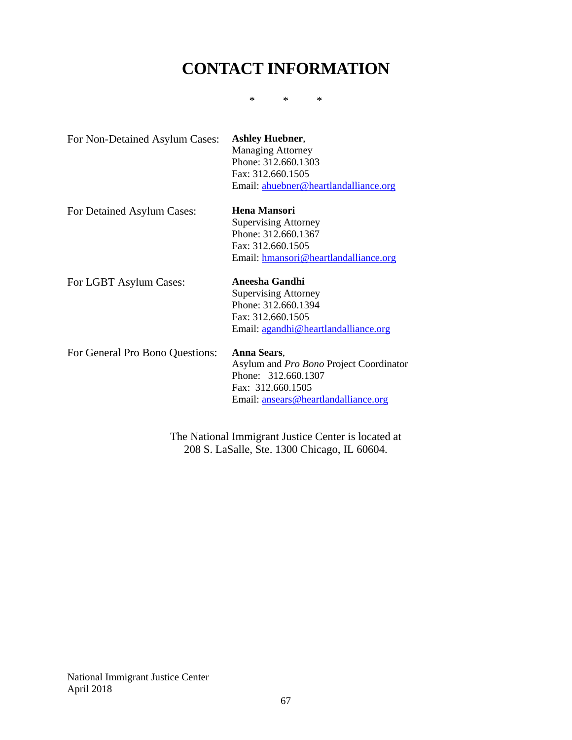# CONTACT INFORMATION

\* \* \*

For Non-Detained Asylum Cases:

**Ashley Huebner**,
Managing Attorney
Phone: 312.660.1303
Fax: 312.660.1505
Email: ahuebner@heartlandalliance.org

For Detained Asylum Cases:

**Hena Mansori**
Supervising Attorney
Phone: 312.660.1367
Fax: 312.660.1505
Email: hmansori@heartlandalliance.org

For LGBT Asylum Cases:

**Aneesha Gandhi**
Supervising Attorney
Phone: 312.660.1394
Fax: 312.660.1505
Email: agandhi@heartlandalliance.org

For General Pro Bono Questions:

**Anna Sears**,
Asylum and *Pro Bono* Project Coordinator
Phone: 312.660.1307
Fax: 312.660.1505
Email: ansears@heartlandalliance.org

The National Immigrant Justice Center is located at
208 S. LaSalle, Ste. 1300 Chicago, IL 60604.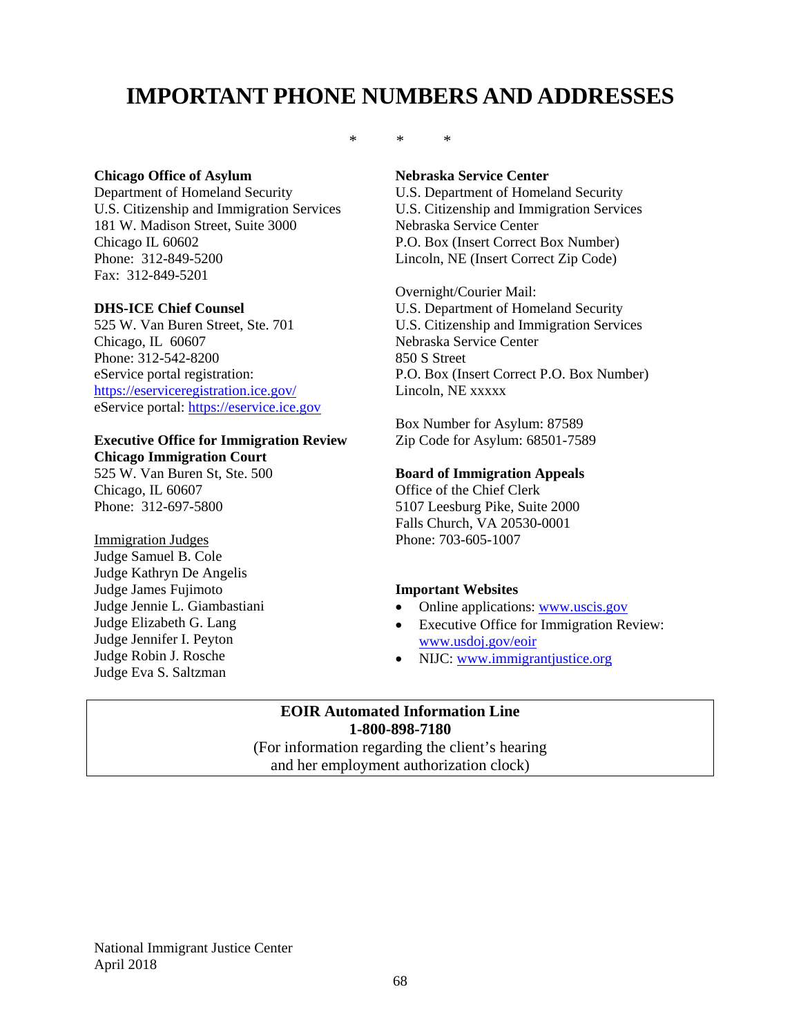# IMPORTANT PHONE NUMBERS AND ADDRESSES

\* \* \*

**Chicago Office of Asylum**
Department of Homeland Security
U.S. Citizenship and Immigration Services
181 W. Madison Street, Suite 3000
Chicago IL 60602
Phone: 312-849-5200
Fax: 312-849-5201

**DHS-ICE Chief Counsel**
525 W. Van Buren Street, Ste. 701
Chicago, IL 60607
Phone: 312-542-8200
eService portal registration:
https://eserviceregistration.ice.gov/
eService portal: https://eservice.ice.gov

**Executive Office for Immigration Review**
**Chicago Immigration Court**
525 W. Van Buren St, Ste. 500
Chicago, IL 60607
Phone: 312-697-5800

Immigration Judges
Judge Samuel B. Cole
Judge Kathryn De Angelis
Judge James Fujimoto
Judge Jennie L. Giambastiani
Judge Elizabeth G. Lang
Judge Jennifer I. Peyton
Judge Robin J. Rosche
Judge Eva S. Saltzman

**Nebraska Service Center**
U.S. Department of Homeland Security
U.S. Citizenship and Immigration Services
Nebraska Service Center
P.O. Box (Insert Correct Box Number)
Lincoln, NE (Insert Correct Zip Code)

Overnight/Courier Mail:
U.S. Department of Homeland Security
U.S. Citizenship and Immigration Services
Nebraska Service Center
850 S Street
P.O. Box (Insert Correct P.O. Box Number)
Lincoln, NE xxxxx

Box Number for Asylum: 87589
Zip Code for Asylum: 68501-7589

**Board of Immigration Appeals**
Office of the Chief Clerk
5107 Leesburg Pike, Suite 2000
Falls Church, VA 20530-0001
Phone: 703-605-1007

**Important Websites**

- Online applications: www.uscis.gov
- Executive Office for Immigration Review: www.usdoj.gov/eoir
- NIJC: www.immigrantjustice.org

**EOIR Automated Information Line**
**1-800-898-7180**
(For information regarding the client's hearing and her employment authorization clock)

National Immigrant Justice Center
April 2018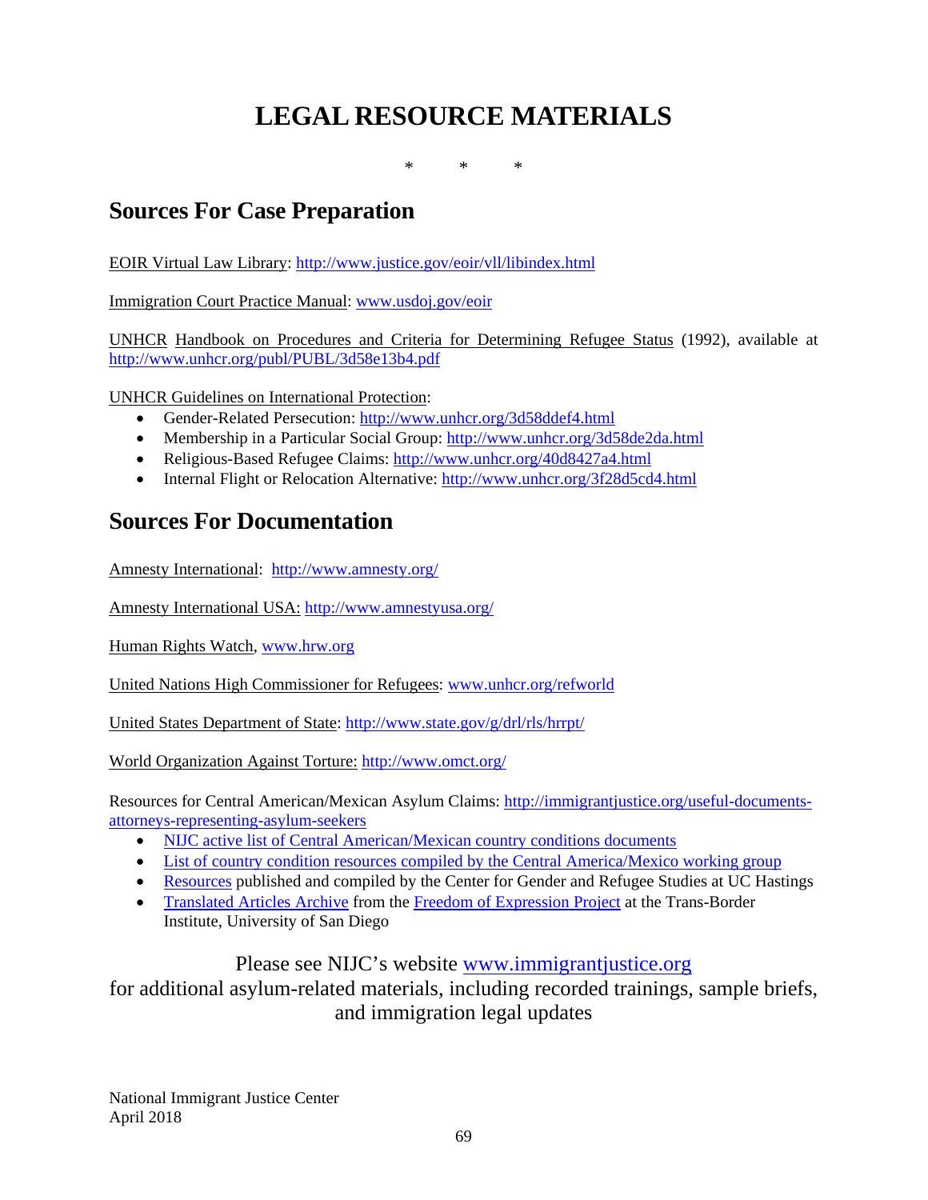# LEGAL RESOURCE MATERIALS

\*　　\*　　\*

## Sources For Case Preparation

EOIR Virtual Law Library: http://www.justice.gov/eoir/vll/libindex.html

Immigration Court Practice Manual: www.usdoj.gov/eoir

UNHCR Handbook on Procedures and Criteria for Determining Refugee Status (1992), available at http://www.unhcr.org/publ/PUBL/3d58e13b4.pdf

UNHCR Guidelines on International Protection:

- Gender-Related Persecution: http://www.unhcr.org/3d58ddef4.html
- Membership in a Particular Social Group: http://www.unhcr.org/3d58de2da.html
- Religious-Based Refugee Claims: http://www.unhcr.org/40d8427a4.html
- Internal Flight or Relocation Alternative: http://www.unhcr.org/3f28d5cd4.html

## Sources For Documentation

Amnesty International: http://www.amnesty.org/

Amnesty International USA: http://www.amnestyusa.org/

Human Rights Watch, www.hrw.org

United Nations High Commissioner for Refugees: www.unhcr.org/refworld

United States Department of State: http://www.state.gov/g/drl/rls/hrrpt/

World Organization Against Torture: http://www.omct.org/

Resources for Central American/Mexican Asylum Claims: http://immigrantjustice.org/useful-documents-attorneys-representing-asylum-seekers

- NIJC active list of Central American/Mexican country conditions documents
- List of country condition resources compiled by the Central America/Mexico working group
- Resources published and compiled by the Center for Gender and Refugee Studies at UC Hastings
- Translated Articles Archive from the Freedom of Expression Project at the Trans-Border Institute, University of San Diego

Please see NIJC's website www.immigrantjustice.org
for additional asylum-related materials, including recorded trainings, sample briefs, and immigration legal updates

National Immigrant Justice Center
April 2018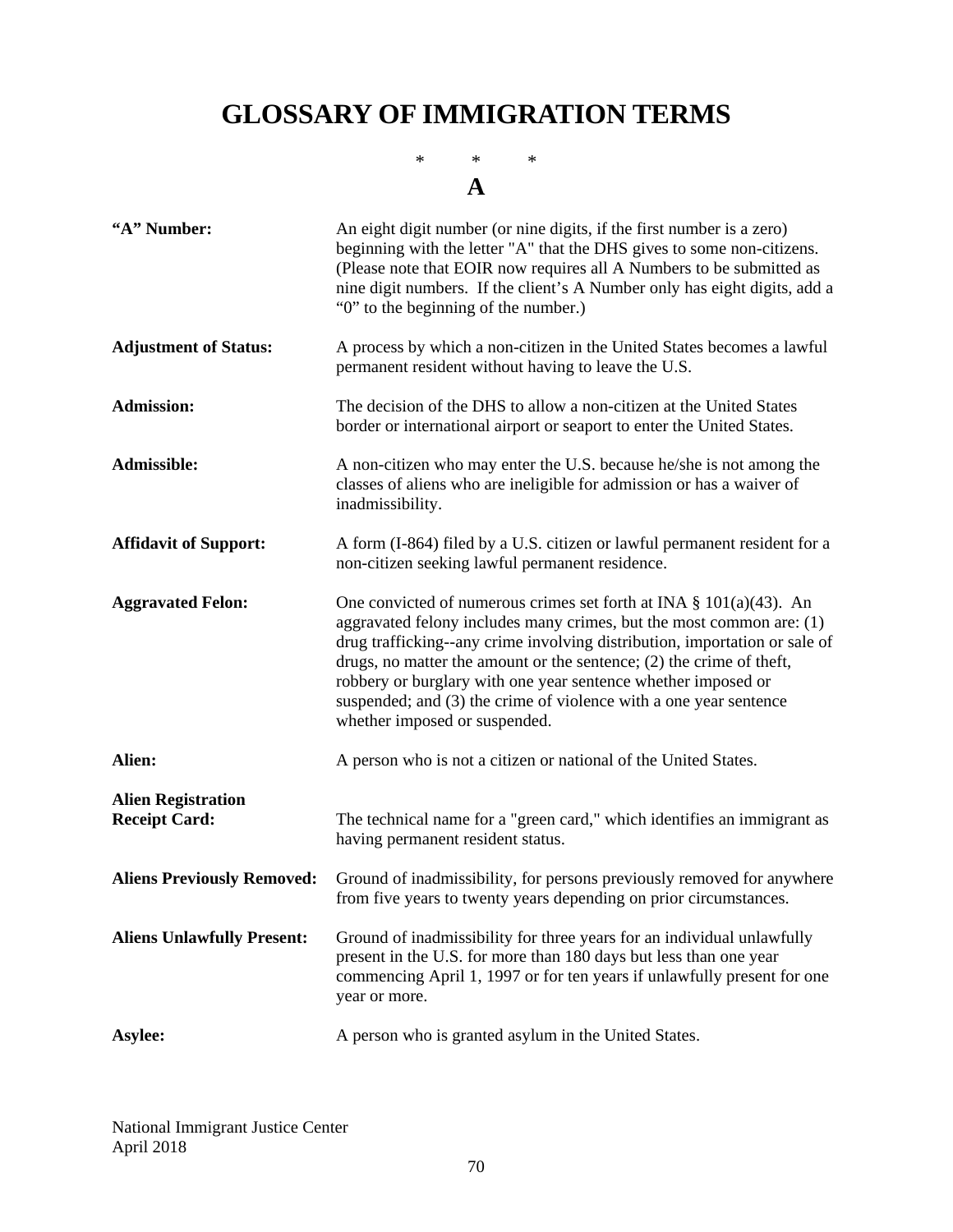# GLOSSARY OF IMMIGRATION TERMS

\*        \*        \*

## A

**"A" Number:** An eight digit number (or nine digits, if the first number is a zero) beginning with the letter "A" that the DHS gives to some non-citizens. (Please note that EOIR now requires all A Numbers to be submitted as nine digit numbers. If the client's A Number only has eight digits, add a "0" to the beginning of the number.)

**Adjustment of Status:** A process by which a non-citizen in the United States becomes a lawful permanent resident without having to leave the U.S.

**Admission:** The decision of the DHS to allow a non-citizen at the United States border or international airport or seaport to enter the United States.

**Admissible:** A non-citizen who may enter the U.S. because he/she is not among the classes of aliens who are ineligible for admission or has a waiver of inadmissibility.

**Affidavit of Support:** A form (I-864) filed by a U.S. citizen or lawful permanent resident for a non-citizen seeking lawful permanent residence.

**Aggravated Felon:** One convicted of numerous crimes set forth at INA § 101(a)(43). An aggravated felony includes many crimes, but the most common are: (1) drug trafficking--any crime involving distribution, importation or sale of drugs, no matter the amount or the sentence; (2) the crime of theft, robbery or burglary with one year sentence whether imposed or suspended; and (3) the crime of violence with a one year sentence whether imposed or suspended.

**Alien:** A person who is not a citizen or national of the United States.

**Alien Registration Receipt Card:** The technical name for a "green card," which identifies an immigrant as having permanent resident status.

**Aliens Previously Removed:** Ground of inadmissibility, for persons previously removed for anywhere from five years to twenty years depending on prior circumstances.

**Aliens Unlawfully Present:** Ground of inadmissibility for three years for an individual unlawfully present in the U.S. for more than 180 days but less than one year commencing April 1, 1997 or for ten years if unlawfully present for one year or more.

**Asylee:** A person who is granted asylum in the United States.

National Immigrant Justice Center
April 2018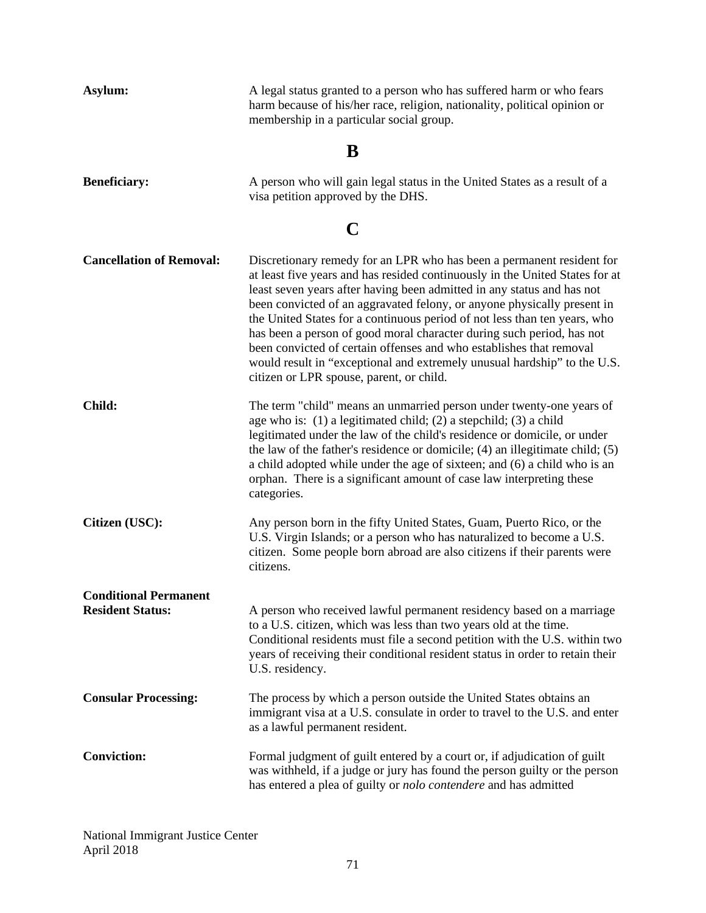**Asylum:** A legal status granted to a person who has suffered harm or who fears harm because of his/her race, religion, nationality, political opinion or membership in a particular social group.

## B

**Beneficiary:** A person who will gain legal status in the United States as a result of a visa petition approved by the DHS.

## C

**Cancellation of Removal:** Discretionary remedy for an LPR who has been a permanent resident for at least five years and has resided continuously in the United States for at least seven years after having been admitted in any status and has not been convicted of an aggravated felony, or anyone physically present in the United States for a continuous period of not less than ten years, who has been a person of good moral character during such period, has not been convicted of certain offenses and who establishes that removal would result in "exceptional and extremely unusual hardship" to the U.S. citizen or LPR spouse, parent, or child.

**Child:** The term "child" means an unmarried person under twenty-one years of age who is: (1) a legitimated child; (2) a stepchild; (3) a child legitimated under the law of the child's residence or domicile, or under the law of the father's residence or domicile; (4) an illegitimate child; (5) a child adopted while under the age of sixteen; and (6) a child who is an orphan. There is a significant amount of case law interpreting these categories.

**Citizen (USC):** Any person born in the fifty United States, Guam, Puerto Rico, or the U.S. Virgin Islands; or a person who has naturalized to become a U.S. citizen. Some people born abroad are also citizens if their parents were citizens.

**Conditional Permanent Resident Status:** A person who received lawful permanent residency based on a marriage to a U.S. citizen, which was less than two years old at the time. Conditional residents must file a second petition with the U.S. within two years of receiving their conditional resident status in order to retain their U.S. residency.

**Consular Processing:** The process by which a person outside the United States obtains an immigrant visa at a U.S. consulate in order to travel to the U.S. and enter as a lawful permanent resident.

**Conviction:** Formal judgment of guilt entered by a court or, if adjudication of guilt was withheld, if a judge or jury has found the person guilty or the person has entered a plea of guilty or *nolo contendere* and has admitted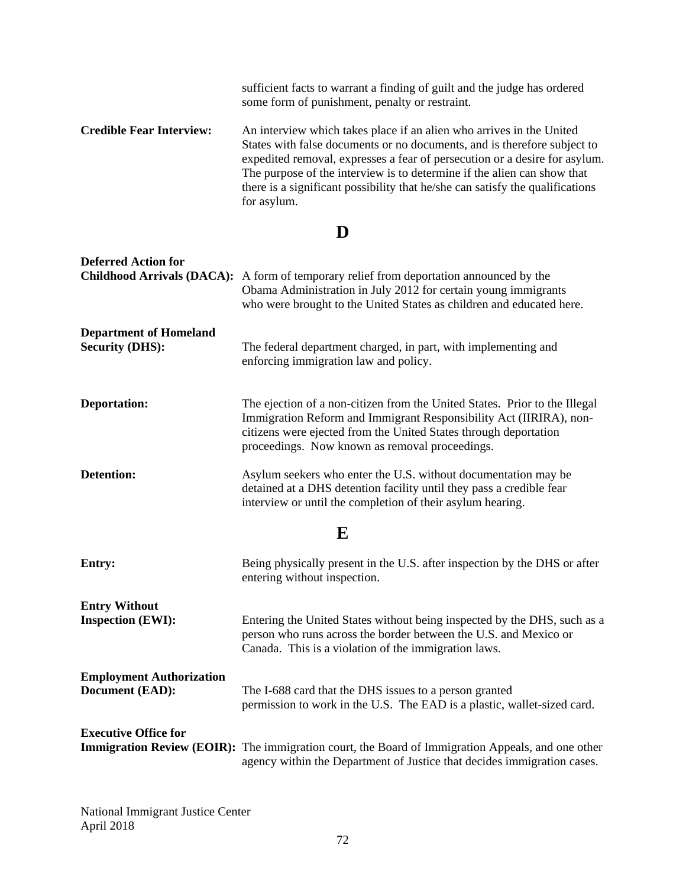sufficient facts to warrant a finding of guilt and the judge has ordered some form of punishment, penalty or restraint.

**Credible Fear Interview:** An interview which takes place if an alien who arrives in the United States with false documents or no documents, and is therefore subject to expedited removal, expresses a fear of persecution or a desire for asylum. The purpose of the interview is to determine if the alien can show that there is a significant possibility that he/she can satisfy the qualifications for asylum.

## D

**Deferred Action for Childhood Arrivals (DACA):** A form of temporary relief from deportation announced by the Obama Administration in July 2012 for certain young immigrants who were brought to the United States as children and educated here.

**Department of Homeland Security (DHS):** The federal department charged, in part, with implementing and enforcing immigration law and policy.

**Deportation:** The ejection of a non-citizen from the United States. Prior to the Illegal Immigration Reform and Immigrant Responsibility Act (IIRIRA), non-citizens were ejected from the United States through deportation proceedings. Now known as removal proceedings.

**Detention:** Asylum seekers who enter the U.S. without documentation may be detained at a DHS detention facility until they pass a credible fear interview or until the completion of their asylum hearing.

## E

**Entry:** Being physically present in the U.S. after inspection by the DHS or after entering without inspection.

**Entry Without Inspection (EWI):** Entering the United States without being inspected by the DHS, such as a person who runs across the border between the U.S. and Mexico or Canada. This is a violation of the immigration laws.

**Employment Authorization Document (EAD):** The I-688 card that the DHS issues to a person granted permission to work in the U.S. The EAD is a plastic, wallet-sized card.

**Executive Office for Immigration Review (EOIR):** The immigration court, the Board of Immigration Appeals, and one other agency within the Department of Justice that decides immigration cases.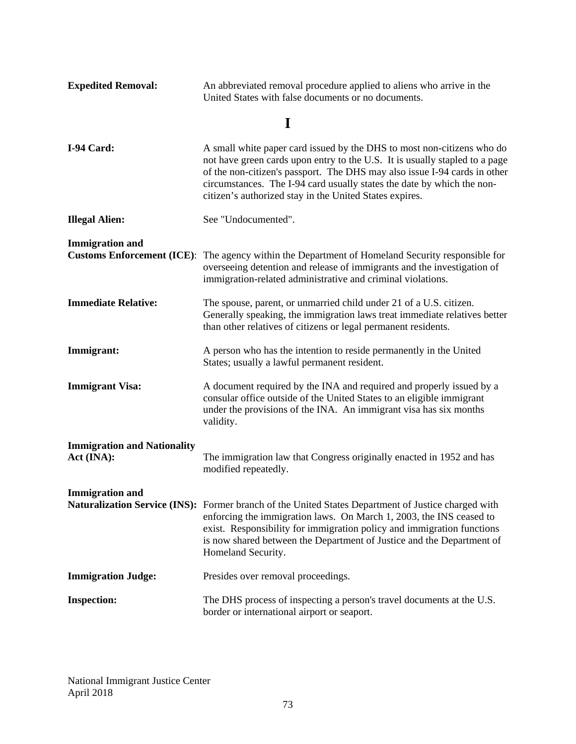**Expedited Removal:** An abbreviated removal procedure applied to aliens who arrive in the United States with false documents or no documents.

## I

**I-94 Card:** A small white paper card issued by the DHS to most non-citizens who do not have green cards upon entry to the U.S. It is usually stapled to a page of the non-citizen's passport. The DHS may also issue I-94 cards in other circumstances. The I-94 card usually states the date by which the non-citizen's authorized stay in the United States expires.

**Illegal Alien:** See "Undocumented".

**Immigration and Customs Enforcement (ICE)**: The agency within the Department of Homeland Security responsible for overseeing detention and release of immigrants and the investigation of immigration-related administrative and criminal violations.

**Immediate Relative:** The spouse, parent, or unmarried child under 21 of a U.S. citizen. Generally speaking, the immigration laws treat immediate relatives better than other relatives of citizens or legal permanent residents.

**Immigrant:** A person who has the intention to reside permanently in the United States; usually a lawful permanent resident.

**Immigrant Visa:** A document required by the INA and required and properly issued by a consular office outside of the United States to an eligible immigrant under the provisions of the INA. An immigrant visa has six months validity.

**Immigration and Nationality Act (INA):** The immigration law that Congress originally enacted in 1952 and has modified repeatedly.

**Immigration and Naturalization Service (INS):** Former branch of the United States Department of Justice charged with enforcing the immigration laws. On March 1, 2003, the INS ceased to exist. Responsibility for immigration policy and immigration functions is now shared between the Department of Justice and the Department of Homeland Security.

**Immigration Judge:** Presides over removal proceedings.

**Inspection:** The DHS process of inspecting a person's travel documents at the U.S. border or international airport or seaport.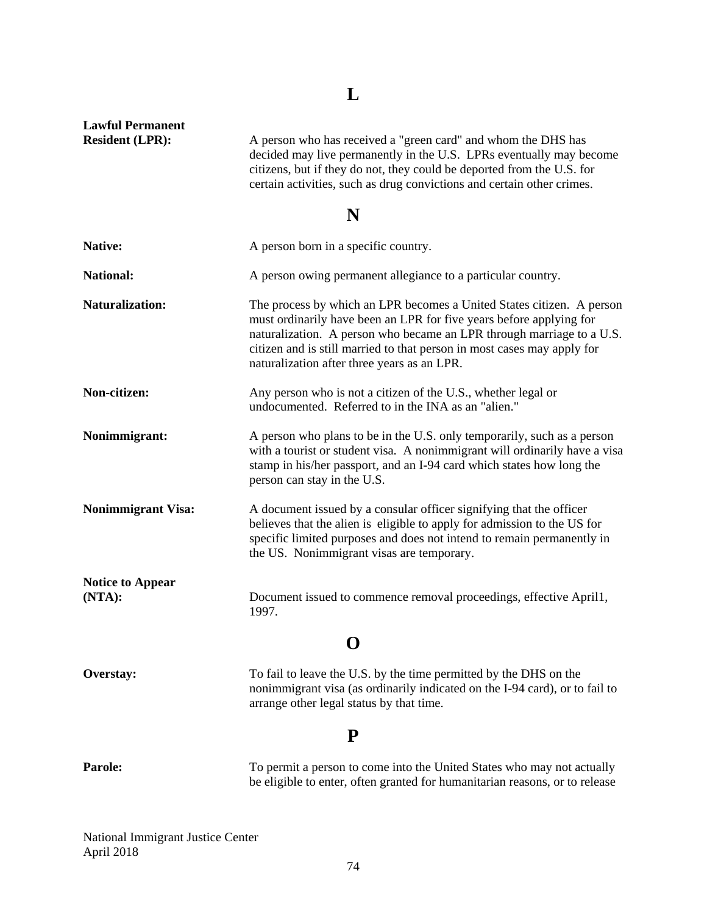## L

**Lawful Permanent Resident (LPR):** A person who has received a "green card" and whom the DHS has decided may live permanently in the U.S. LPRs eventually may become citizens, but if they do not, they could be deported from the U.S. for certain activities, such as drug convictions and certain other crimes.

## N

**Native:** A person born in a specific country.

**National:** A person owing permanent allegiance to a particular country.

**Naturalization:** The process by which an LPR becomes a United States citizen. A person must ordinarily have been an LPR for five years before applying for naturalization. A person who became an LPR through marriage to a U.S. citizen and is still married to that person in most cases may apply for naturalization after three years as an LPR.

**Non-citizen:** Any person who is not a citizen of the U.S., whether legal or undocumented. Referred to in the INA as an "alien."

**Nonimmigrant:** A person who plans to be in the U.S. only temporarily, such as a person with a tourist or student visa. A nonimmigrant will ordinarily have a visa stamp in his/her passport, and an I-94 card which states how long the person can stay in the U.S.

**Nonimmigrant Visa:** A document issued by a consular officer signifying that the officer believes that the alien is eligible to apply for admission to the US for specific limited purposes and does not intend to remain permanently in the US. Nonimmigrant visas are temporary.

**Notice to Appear (NTA):** Document issued to commence removal proceedings, effective April1, 1997.

## O

**Overstay:** To fail to leave the U.S. by the time permitted by the DHS on the nonimmigrant visa (as ordinarily indicated on the I-94 card), or to fail to arrange other legal status by that time.

## P

**Parole:** To permit a person to come into the United States who may not actually be eligible to enter, often granted for humanitarian reasons, or to release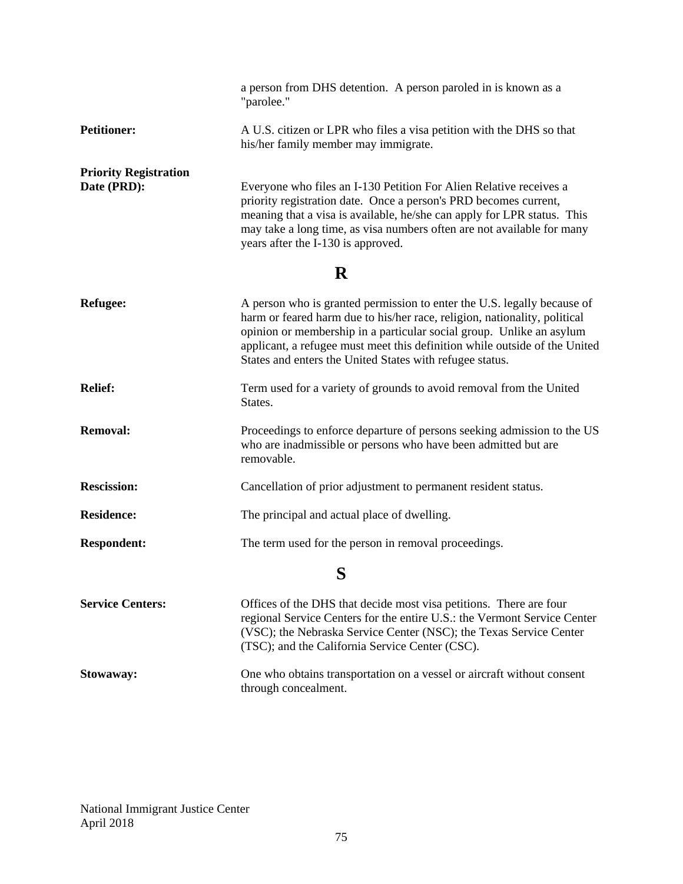a person from DHS detention. A person paroled in is known as a "parolee."

**Petitioner:** A U.S. citizen or LPR who files a visa petition with the DHS so that his/her family member may immigrate.

**Priority Registration Date (PRD):** Everyone who files an I-130 Petition For Alien Relative receives a priority registration date. Once a person's PRD becomes current, meaning that a visa is available, he/she can apply for LPR status. This may take a long time, as visa numbers often are not available for many years after the I-130 is approved.

## R

**Refugee:** A person who is granted permission to enter the U.S. legally because of harm or feared harm due to his/her race, religion, nationality, political opinion or membership in a particular social group. Unlike an asylum applicant, a refugee must meet this definition while outside of the United States and enters the United States with refugee status.

**Relief:** Term used for a variety of grounds to avoid removal from the United States.

**Removal:** Proceedings to enforce departure of persons seeking admission to the US who are inadmissible or persons who have been admitted but are removable.

**Rescission:** Cancellation of prior adjustment to permanent resident status.

**Residence:** The principal and actual place of dwelling.

**Respondent:** The term used for the person in removal proceedings.

## S

**Service Centers:** Offices of the DHS that decide most visa petitions. There are four regional Service Centers for the entire U.S.: the Vermont Service Center (VSC); the Nebraska Service Center (NSC); the Texas Service Center (TSC); and the California Service Center (CSC).

**Stowaway:** One who obtains transportation on a vessel or aircraft without consent through concealment.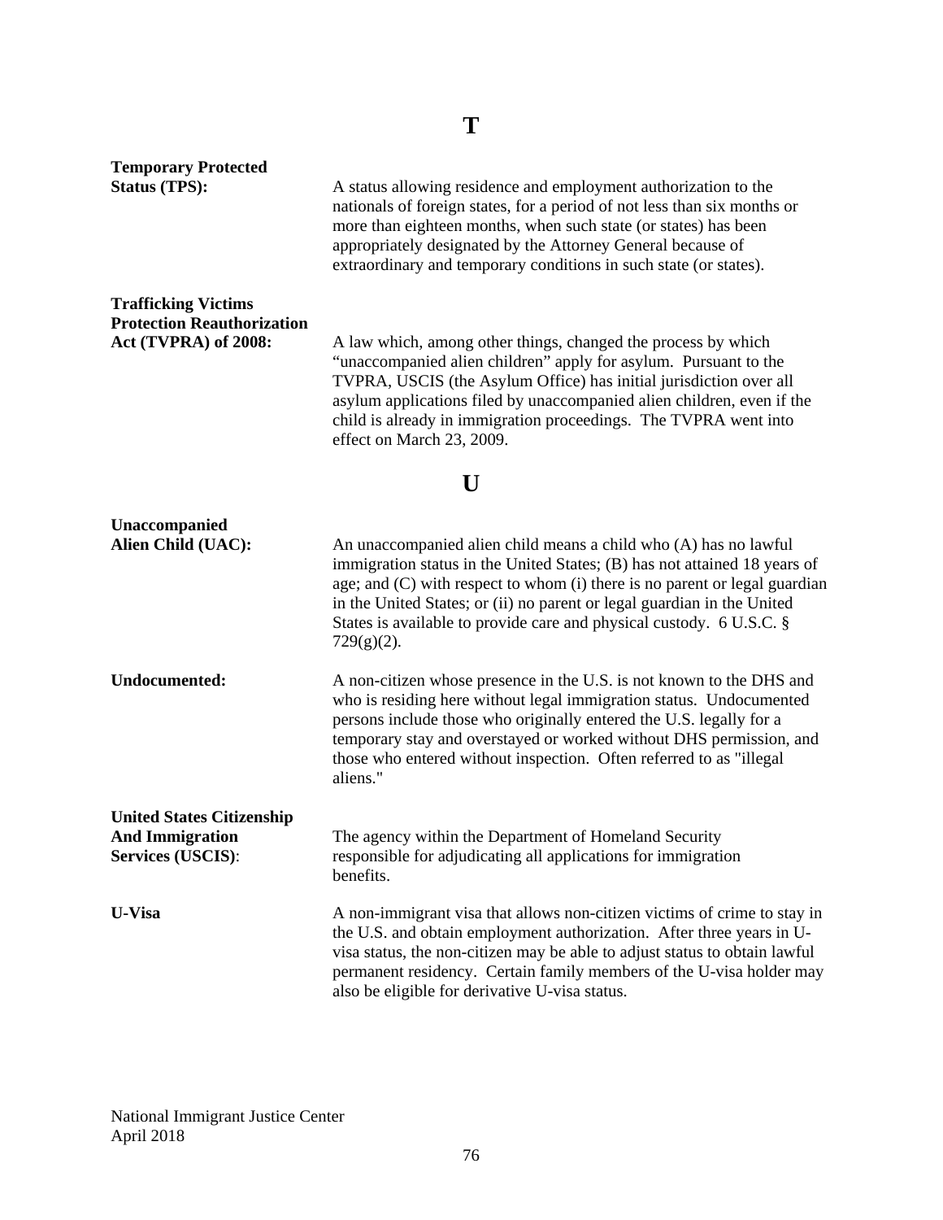## T

**Temporary Protected Status (TPS):** A status allowing residence and employment authorization to the nationals of foreign states, for a period of not less than six months or more than eighteen months, when such state (or states) has been appropriately designated by the Attorney General because of extraordinary and temporary conditions in such state (or states).

**Trafficking Victims Protection Reauthorization Act (TVPRA) of 2008:** A law which, among other things, changed the process by which "unaccompanied alien children" apply for asylum. Pursuant to the TVPRA, USCIS (the Asylum Office) has initial jurisdiction over all asylum applications filed by unaccompanied alien children, even if the child is already in immigration proceedings. The TVPRA went into effect on March 23, 2009.

## U

**Unaccompanied Alien Child (UAC):** An unaccompanied alien child means a child who (A) has no lawful immigration status in the United States; (B) has not attained 18 years of age; and (C) with respect to whom (i) there is no parent or legal guardian in the United States; or (ii) no parent or legal guardian in the United States is available to provide care and physical custody. 6 U.S.C. § 729(g)(2).

**Undocumented:** A non-citizen whose presence in the U.S. is not known to the DHS and who is residing here without legal immigration status. Undocumented persons include those who originally entered the U.S. legally for a temporary stay and overstayed or worked without DHS permission, and those who entered without inspection. Often referred to as "illegal aliens."

**United States Citizenship And Immigration Services (USCIS):** The agency within the Department of Homeland Security responsible for adjudicating all applications for immigration benefits.

**U-Visa** A non-immigrant visa that allows non-citizen victims of crime to stay in the U.S. and obtain employment authorization. After three years in U-visa status, the non-citizen may be able to adjust status to obtain lawful permanent residency. Certain family members of the U-visa holder may also be eligible for derivative U-visa status.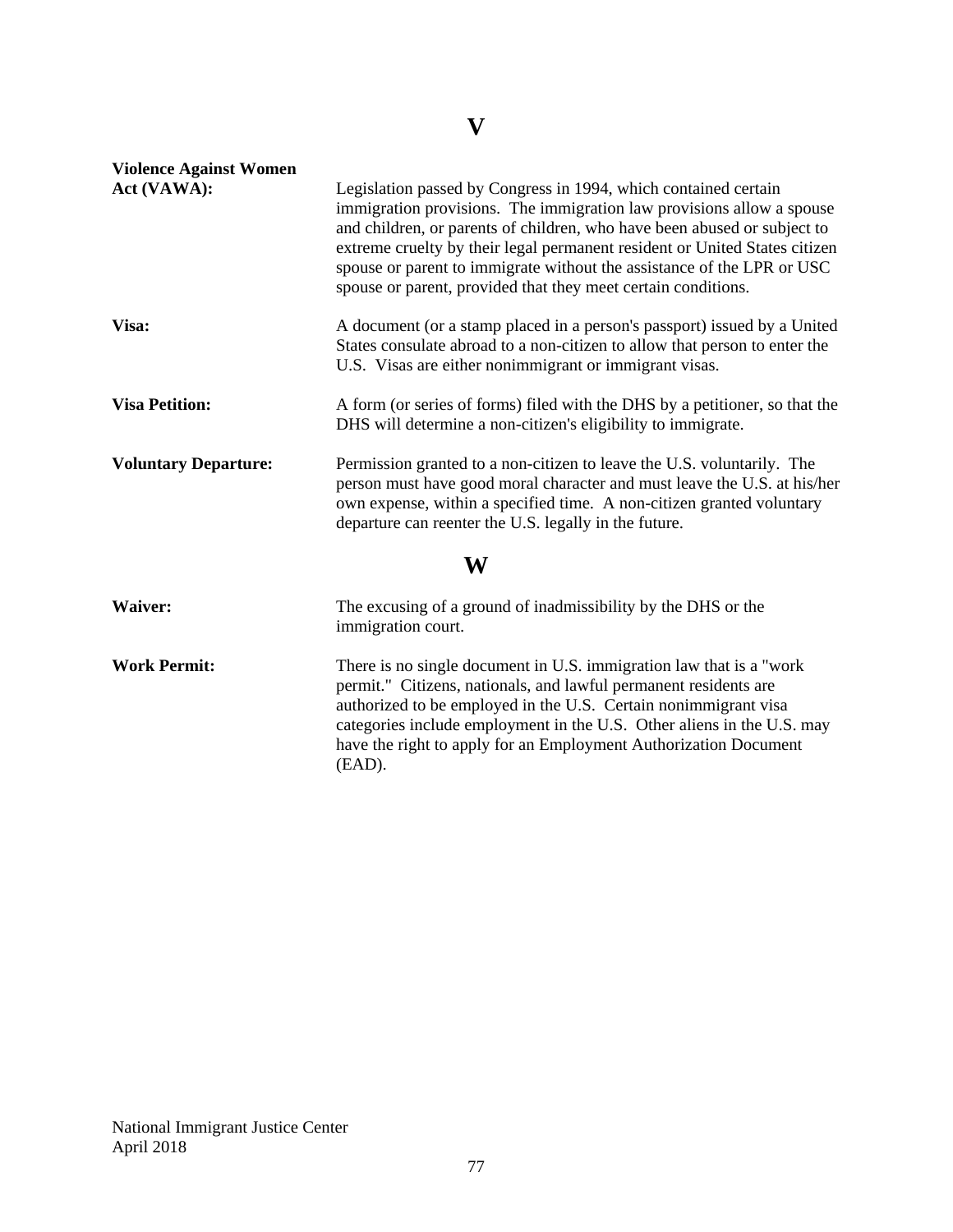# V

**Violence Against Women Act (VAWA):** Legislation passed by Congress in 1994, which contained certain immigration provisions. The immigration law provisions allow a spouse and children, or parents of children, who have been abused or subject to extreme cruelty by their legal permanent resident or United States citizen spouse or parent to immigrate without the assistance of the LPR or USC spouse or parent, provided that they meet certain conditions.

**Visa:** A document (or a stamp placed in a person's passport) issued by a United States consulate abroad to a non-citizen to allow that person to enter the U.S. Visas are either nonimmigrant or immigrant visas.

**Visa Petition:** A form (or series of forms) filed with the DHS by a petitioner, so that the DHS will determine a non-citizen's eligibility to immigrate.

**Voluntary Departure:** Permission granted to a non-citizen to leave the U.S. voluntarily. The person must have good moral character and must leave the U.S. at his/her own expense, within a specified time. A non-citizen granted voluntary departure can reenter the U.S. legally in the future.

# W

**Waiver:** The excusing of a ground of inadmissibility by the DHS or the immigration court.

**Work Permit:** There is no single document in U.S. immigration law that is a "work permit." Citizens, nationals, and lawful permanent residents are authorized to be employed in the U.S. Certain nonimmigrant visa categories include employment in the U.S. Other aliens in the U.S. may have the right to apply for an Employment Authorization Document (EAD).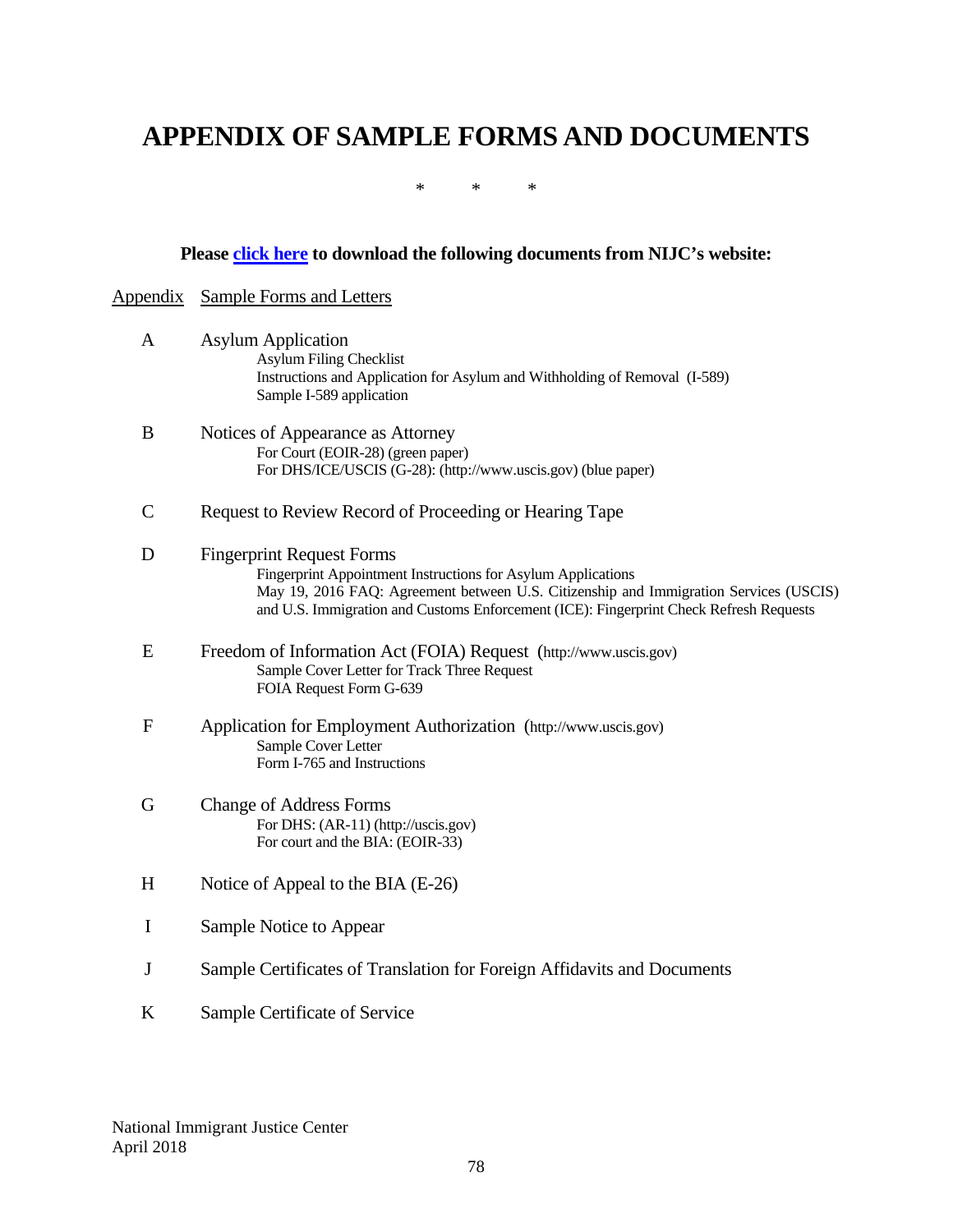# APPENDIX OF SAMPLE FORMS AND DOCUMENTS

\* \* \*

**Please [click here](#) to download the following documents from NIJC's website:**

| Appendix | Sample Forms and Letters |
|---|---|
| A | Asylum Application<br>Asylum Filing Checklist<br>Instructions and Application for Asylum and Withholding of Removal (I-589)<br>Sample I-589 application |
| B | Notices of Appearance as Attorney<br>For Court (EOIR-28) (green paper)<br>For DHS/ICE/USCIS (G-28): (http://www.uscis.gov) (blue paper) |
| C | Request to Review Record of Proceeding or Hearing Tape |
| D | Fingerprint Request Forms<br>Fingerprint Appointment Instructions for Asylum Applications<br>May 19, 2016 FAQ: Agreement between U.S. Citizenship and Immigration Services (USCIS) and U.S. Immigration and Customs Enforcement (ICE): Fingerprint Check Refresh Requests |
| E | Freedom of Information Act (FOIA) Request (http://www.uscis.gov)<br>Sample Cover Letter for Track Three Request<br>FOIA Request Form G-639 |
| F | Application for Employment Authorization (http://www.uscis.gov)<br>Sample Cover Letter<br>Form I-765 and Instructions |
| G | Change of Address Forms<br>For DHS: (AR-11) (http://uscis.gov)<br>For court and the BIA: (EOIR-33) |
| H | Notice of Appeal to the BIA (E-26) |
| I | Sample Notice to Appear |
| J | Sample Certificates of Translation for Foreign Affidavits and Documents |
| K | Sample Certificate of Service |

National Immigrant Justice Center
April 2018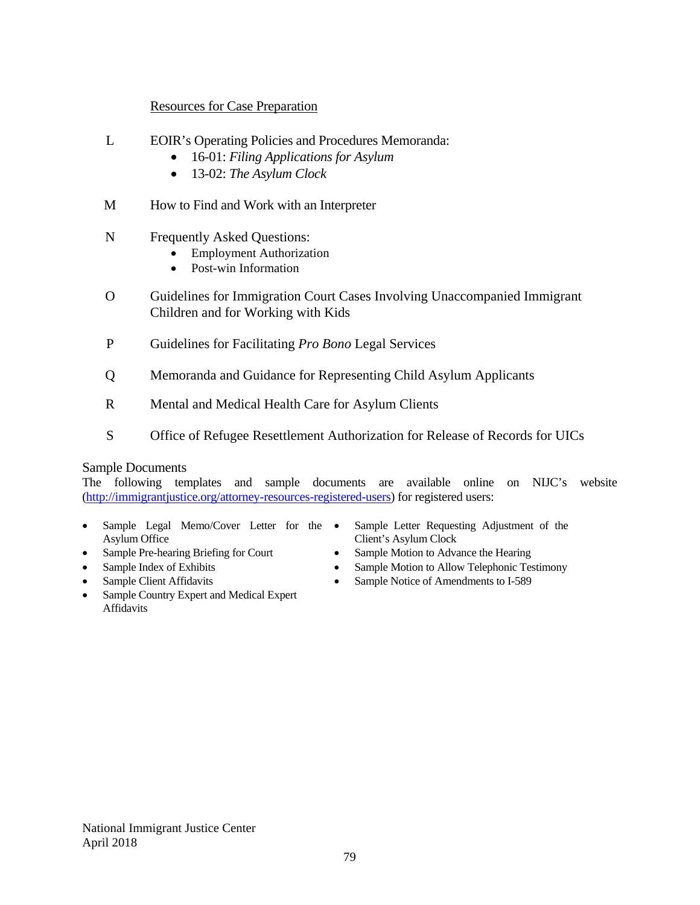## Resources for Case Preparation

L EOIR's Operating Policies and Procedures Memoranda:
- 16-01: *Filing Applications for Asylum*
- 13-02: *The Asylum Clock*

M How to Find and Work with an Interpreter

N Frequently Asked Questions:
- Employment Authorization
- Post-win Information

O Guidelines for Immigration Court Cases Involving Unaccompanied Immigrant Children and for Working with Kids

P Guidelines for Facilitating *Pro Bono* Legal Services

Q Memoranda and Guidance for Representing Child Asylum Applicants

R Mental and Medical Health Care for Asylum Clients

S Office of Refugee Resettlement Authorization for Release of Records for UICs

### Sample Documents

The following templates and sample documents are available online on NIJC's website (http://immigrantjustice.org/attorney-resources-registered-users) for registered users:

- Sample Legal Memo/Cover Letter for the Asylum Office
- Sample Pre-hearing Briefing for Court
- Sample Index of Exhibits
- Sample Client Affidavits
- Sample Country Expert and Medical Expert Affidavits
- Sample Letter Requesting Adjustment of the Client's Asylum Clock
- Sample Motion to Advance the Hearing
- Sample Motion to Allow Telephonic Testimony
- Sample Notice of Amendments to I-589

National Immigrant Justice Center
April 2018